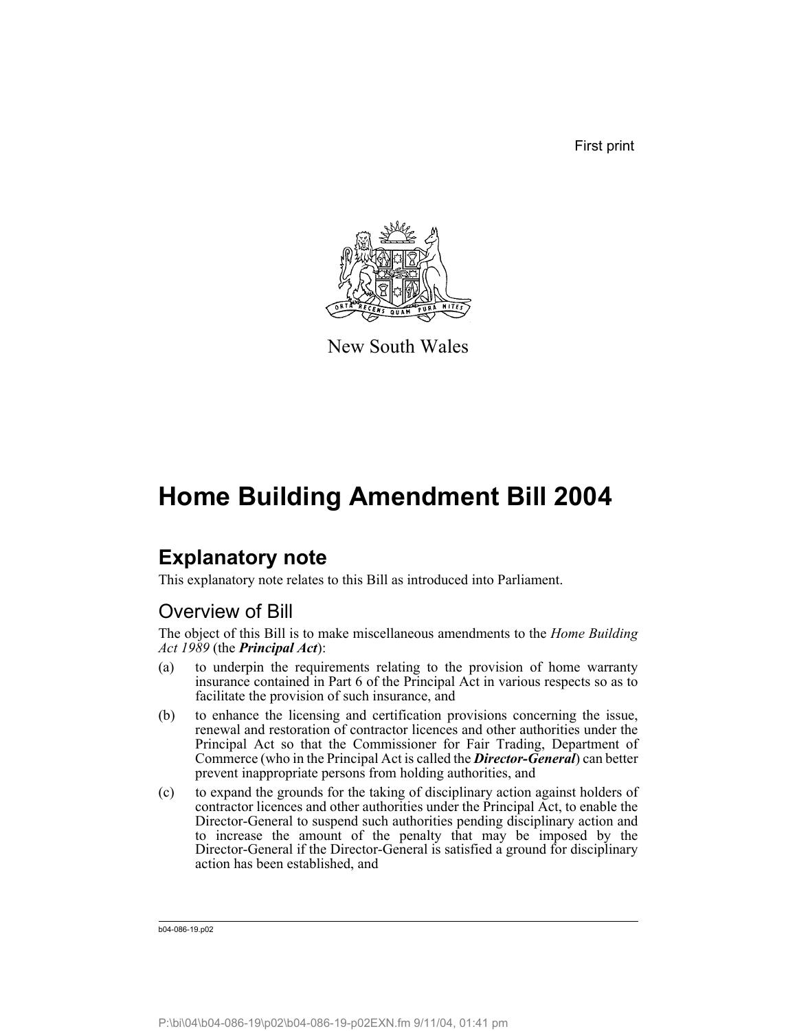First print

New South Wales

# Home Building Amendment Bill 2004

## Explanatory note

This explanatory note relates to this Bill as introduced into Parliament.

### Overview of Bill

The object of this Bill is to make miscellaneous amendments to the *Home Building Act 1989* (the ***Principal Act***):

(a) to underpin the requirements relating to the provision of home warranty insurance contained in Part 6 of the Principal Act in various respects so as to facilitate the provision of such insurance, and

(b) to enhance the licensing and certification provisions concerning the issue, renewal and restoration of contractor licences and other authorities under the Principal Act so that the Commissioner for Fair Trading, Department of Commerce (who in the Principal Act is called the ***Director-General***) can better prevent inappropriate persons from holding authorities, and

(c) to expand the grounds for the taking of disciplinary action against holders of contractor licences and other authorities under the Principal Act, to enable the Director-General to suspend such authorities pending disciplinary action and to increase the amount of the penalty that may be imposed by the Director-General if the Director-General is satisfied a ground for disciplinary action has been established, and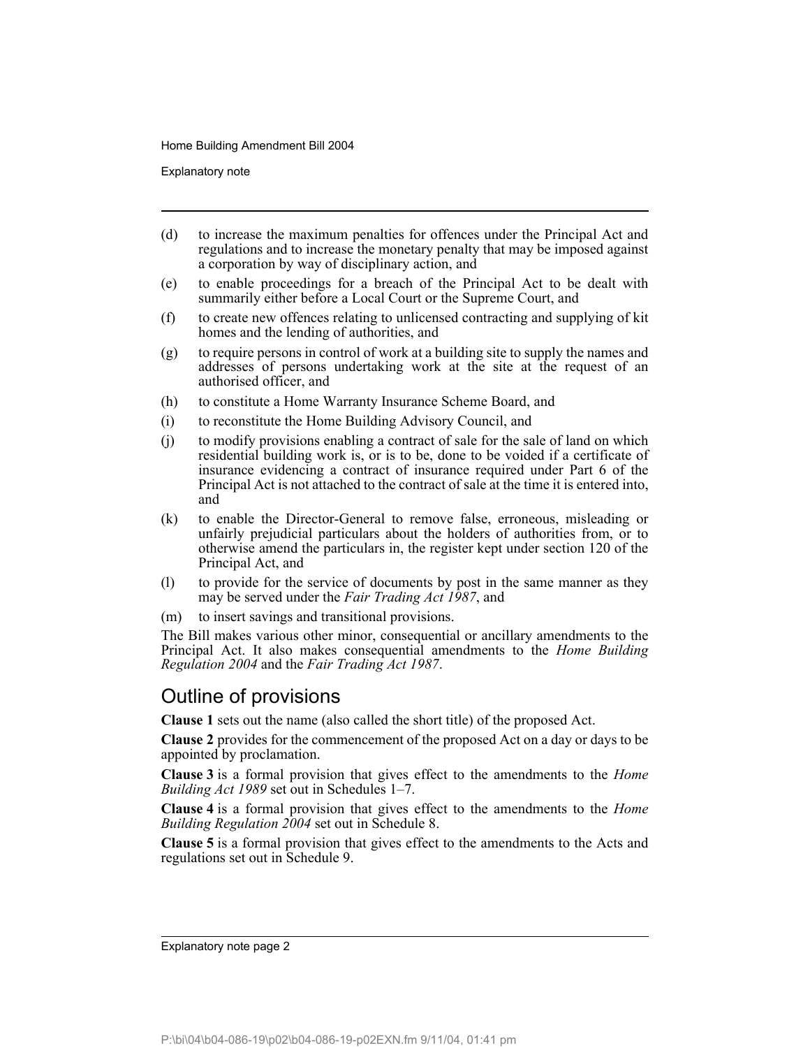(d) to increase the maximum penalties for offences under the Principal Act and regulations and to increase the monetary penalty that may be imposed against a corporation by way of disciplinary action, and

(e) to enable proceedings for a breach of the Principal Act to be dealt with summarily either before a Local Court or the Supreme Court, and

(f) to create new offences relating to unlicensed contracting and supplying of kit homes and the lending of authorities, and

(g) to require persons in control of work at a building site to supply the names and addresses of persons undertaking work at the site at the request of an authorised officer, and

(h) to constitute a Home Warranty Insurance Scheme Board, and

(i) to reconstitute the Home Building Advisory Council, and

(j) to modify provisions enabling a contract of sale for the sale of land on which residential building work is, or is to be, done to be voided if a certificate of insurance evidencing a contract of insurance required under Part 6 of the Principal Act is not attached to the contract of sale at the time it is entered into, and

(k) to enable the Director-General to remove false, erroneous, misleading or unfairly prejudicial particulars about the holders of authorities from, or to otherwise amend the particulars in, the register kept under section 120 of the Principal Act, and

(l) to provide for the service of documents by post in the same manner as they may be served under the *Fair Trading Act 1987*, and

(m) to insert savings and transitional provisions.

The Bill makes various other minor, consequential or ancillary amendments to the Principal Act. It also makes consequential amendments to the *Home Building Regulation 2004* and the *Fair Trading Act 1987*.

## Outline of provisions

**Clause 1** sets out the name (also called the short title) of the proposed Act.

**Clause 2** provides for the commencement of the proposed Act on a day or days to be appointed by proclamation.

**Clause 3** is a formal provision that gives effect to the amendments to the *Home Building Act 1989* set out in Schedules 1–7.

**Clause 4** is a formal provision that gives effect to the amendments to the *Home Building Regulation 2004* set out in Schedule 8.

**Clause 5** is a formal provision that gives effect to the amendments to the Acts and regulations set out in Schedule 9.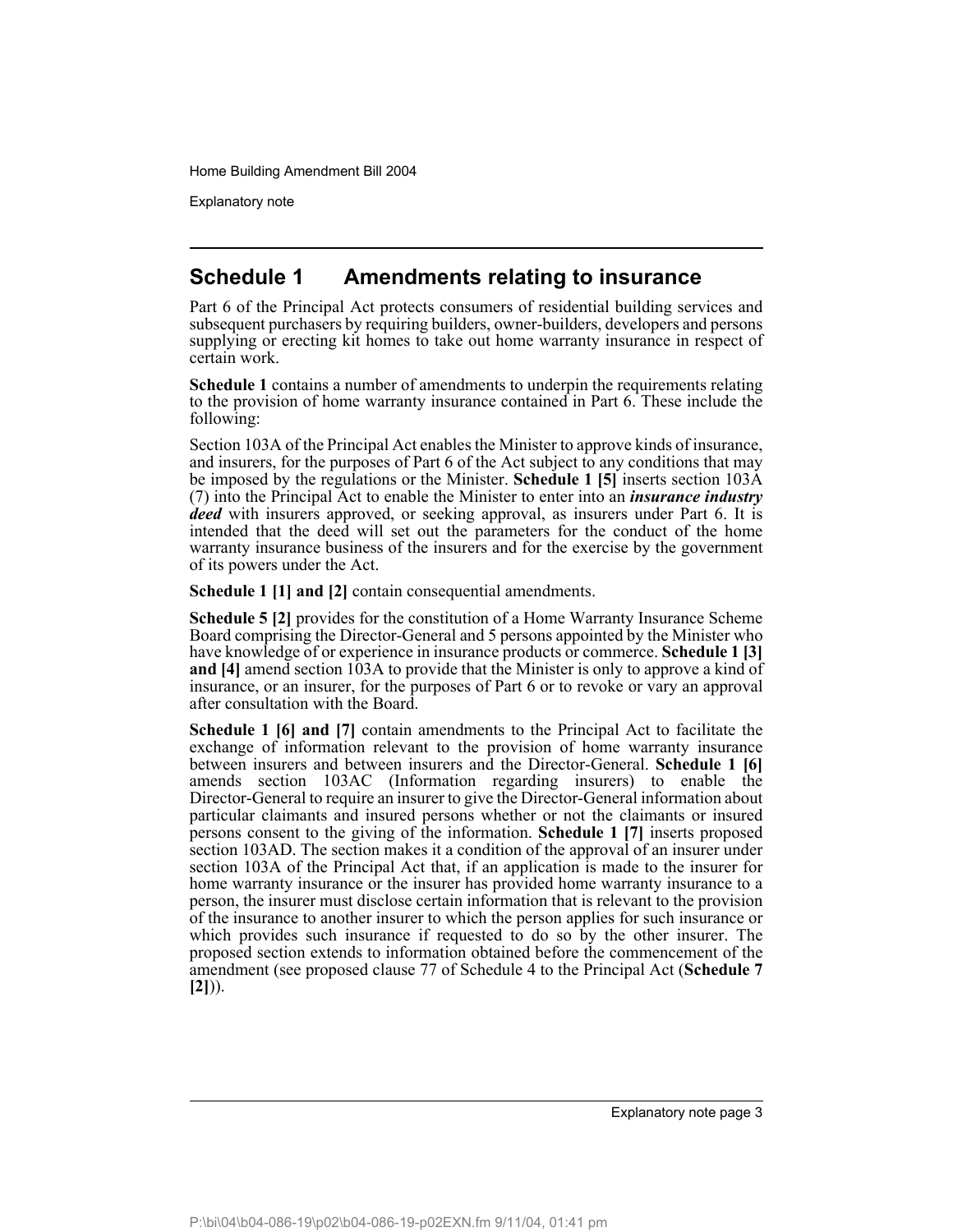## Schedule 1 Amendments relating to insurance

Part 6 of the Principal Act protects consumers of residential building services and subsequent purchasers by requiring builders, owner-builders, developers and persons supplying or erecting kit homes to take out home warranty insurance in respect of certain work.

**Schedule 1** contains a number of amendments to underpin the requirements relating to the provision of home warranty insurance contained in Part 6. These include the following:

Section 103A of the Principal Act enables the Minister to approve kinds of insurance, and insurers, for the purposes of Part 6 of the Act subject to any conditions that may be imposed by the regulations or the Minister. **Schedule 1 [5]** inserts section 103A (7) into the Principal Act to enable the Minister to enter into an ***insurance industry deed*** with insurers approved, or seeking approval, as insurers under Part 6. It is intended that the deed will set out the parameters for the conduct of the home warranty insurance business of the insurers and for the exercise by the government of its powers under the Act.

**Schedule 1 [1] and [2]** contain consequential amendments.

**Schedule 5 [2]** provides for the constitution of a Home Warranty Insurance Scheme Board comprising the Director-General and 5 persons appointed by the Minister who have knowledge of or experience in insurance products or commerce. **Schedule 1 [3] and [4]** amend section 103A to provide that the Minister is only to approve a kind of insurance, or an insurer, for the purposes of Part 6 or to revoke or vary an approval after consultation with the Board.

**Schedule 1 [6] and [7]** contain amendments to the Principal Act to facilitate the exchange of information relevant to the provision of home warranty insurance between insurers and between insurers and the Director-General. **Schedule 1 [6]** amends section 103AC (Information regarding insurers) to enable the Director-General to require an insurer to give the Director-General information about particular claimants and insured persons whether or not the claimants or insured persons consent to the giving of the information. **Schedule 1 [7]** inserts proposed section 103AD. The section makes it a condition of the approval of an insurer under section 103A of the Principal Act that, if an application is made to the insurer for home warranty insurance or the insurer has provided home warranty insurance to a person, the insurer must disclose certain information that is relevant to the provision of the insurance to another insurer to which the person applies for such insurance or which provides such insurance if requested to do so by the other insurer. The proposed section extends to information obtained before the commencement of the amendment (see proposed clause 77 of Schedule 4 to the Principal Act (**Schedule 7 [2]**)).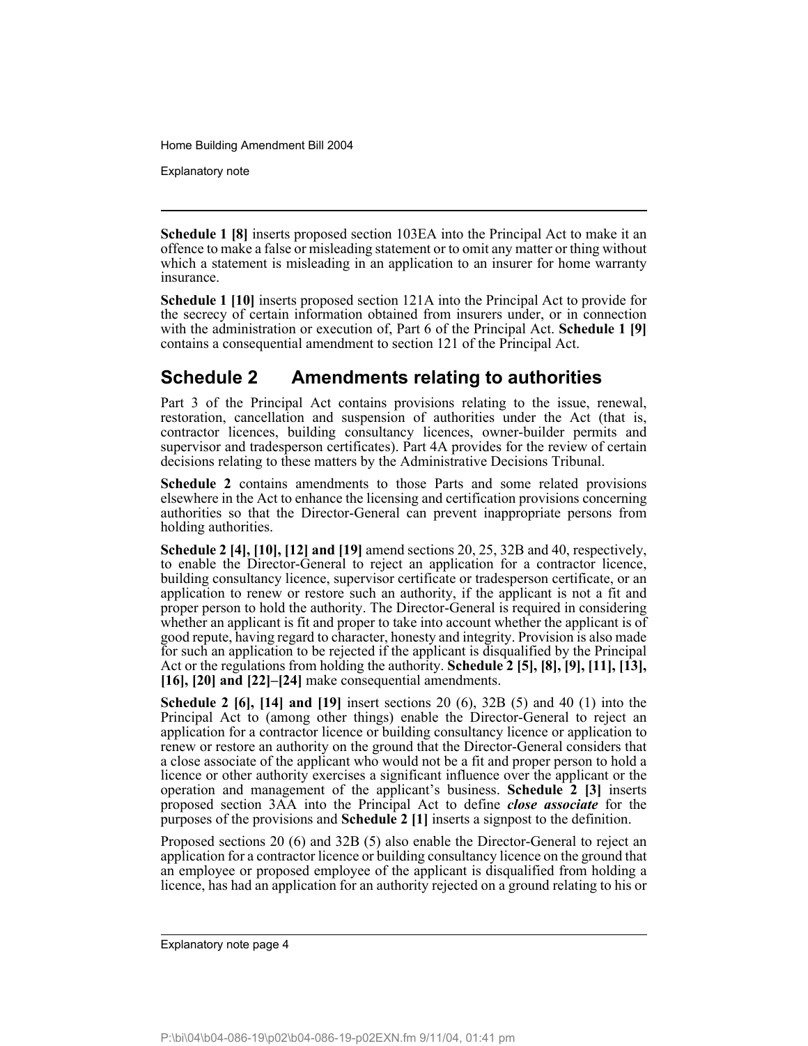**Schedule 1 [8]** inserts proposed section 103EA into the Principal Act to make it an offence to make a false or misleading statement or to omit any matter or thing without which a statement is misleading in an application to an insurer for home warranty insurance.

**Schedule 1 [10]** inserts proposed section 121A into the Principal Act to provide for the secrecy of certain information obtained from insurers under, or in connection with the administration or execution of, Part 6 of the Principal Act. **Schedule 1 [9]** contains a consequential amendment to section 121 of the Principal Act.

## Schedule 2 Amendments relating to authorities

Part 3 of the Principal Act contains provisions relating to the issue, renewal, restoration, cancellation and suspension of authorities under the Act (that is, contractor licences, building consultancy licences, owner-builder permits and supervisor and tradesperson certificates). Part 4A provides for the review of certain decisions relating to these matters by the Administrative Decisions Tribunal.

**Schedule 2** contains amendments to those Parts and some related provisions elsewhere in the Act to enhance the licensing and certification provisions concerning authorities so that the Director-General can prevent inappropriate persons from holding authorities.

**Schedule 2 [4], [10], [12] and [19]** amend sections 20, 25, 32B and 40, respectively, to enable the Director-General to reject an application for a contractor licence, building consultancy licence, supervisor certificate or tradesperson certificate, or an application to renew or restore such an authority, if the applicant is not a fit and proper person to hold the authority. The Director-General is required in considering whether an applicant is fit and proper to take into account whether the applicant is of good repute, having regard to character, honesty and integrity. Provision is also made for such an application to be rejected if the applicant is disqualified by the Principal Act or the regulations from holding the authority. **Schedule 2 [5], [8], [9], [11], [13], [16], [20] and [22]–[24]** make consequential amendments.

**Schedule 2 [6], [14] and [19]** insert sections 20 (6), 32B (5) and 40 (1) into the Principal Act to (among other things) enable the Director-General to reject an application for a contractor licence or building consultancy licence or application to renew or restore an authority on the ground that the Director-General considers that a close associate of the applicant who would not be a fit and proper person to hold a licence or other authority exercises a significant influence over the applicant or the operation and management of the applicant's business. **Schedule 2 [3]** inserts proposed section 3AA into the Principal Act to define ***close associate*** for the purposes of the provisions and **Schedule 2 [1]** inserts a signpost to the definition.

Proposed sections 20 (6) and 32B (5) also enable the Director-General to reject an application for a contractor licence or building consultancy licence on the ground that an employee or proposed employee of the applicant is disqualified from holding a licence, has had an application for an authority rejected on a ground relating to his or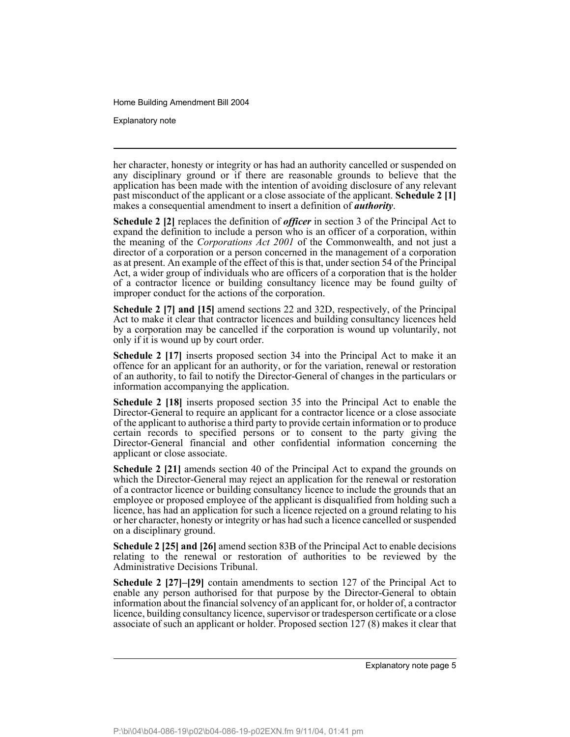her character, honesty or integrity or has had an authority cancelled or suspended on any disciplinary ground or if there are reasonable grounds to believe that the application has been made with the intention of avoiding disclosure of any relevant past misconduct of the applicant or a close associate of the applicant. **Schedule 2 [1]** makes a consequential amendment to insert a definition of ***authority***.

**Schedule 2 [2]** replaces the definition of ***officer*** in section 3 of the Principal Act to expand the definition to include a person who is an officer of a corporation, within the meaning of the *Corporations Act 2001* of the Commonwealth, and not just a director of a corporation or a person concerned in the management of a corporation as at present. An example of the effect of this is that, under section 54 of the Principal Act, a wider group of individuals who are officers of a corporation that is the holder of a contractor licence or building consultancy licence may be found guilty of improper conduct for the actions of the corporation.

**Schedule 2 [7] and [15]** amend sections 22 and 32D, respectively, of the Principal Act to make it clear that contractor licences and building consultancy licences held by a corporation may be cancelled if the corporation is wound up voluntarily, not only if it is wound up by court order.

**Schedule 2 [17]** inserts proposed section 34 into the Principal Act to make it an offence for an applicant for an authority, or for the variation, renewal or restoration of an authority, to fail to notify the Director-General of changes in the particulars or information accompanying the application.

**Schedule 2 [18]** inserts proposed section 35 into the Principal Act to enable the Director-General to require an applicant for a contractor licence or a close associate of the applicant to authorise a third party to provide certain information or to produce certain records to specified persons or to consent to the party giving the Director-General financial and other confidential information concerning the applicant or close associate.

**Schedule 2 [21]** amends section 40 of the Principal Act to expand the grounds on which the Director-General may reject an application for the renewal or restoration of a contractor licence or building consultancy licence to include the grounds that an employee or proposed employee of the applicant is disqualified from holding such a licence, has had an application for such a licence rejected on a ground relating to his or her character, honesty or integrity or has had such a licence cancelled or suspended on a disciplinary ground.

**Schedule 2 [25] and [26]** amend section 83B of the Principal Act to enable decisions relating to the renewal or restoration of authorities to be reviewed by the Administrative Decisions Tribunal.

**Schedule 2 [27]–[29]** contain amendments to section 127 of the Principal Act to enable any person authorised for that purpose by the Director-General to obtain information about the financial solvency of an applicant for, or holder of, a contractor licence, building consultancy licence, supervisor or tradesperson certificate or a close associate of such an applicant or holder. Proposed section 127 (8) makes it clear that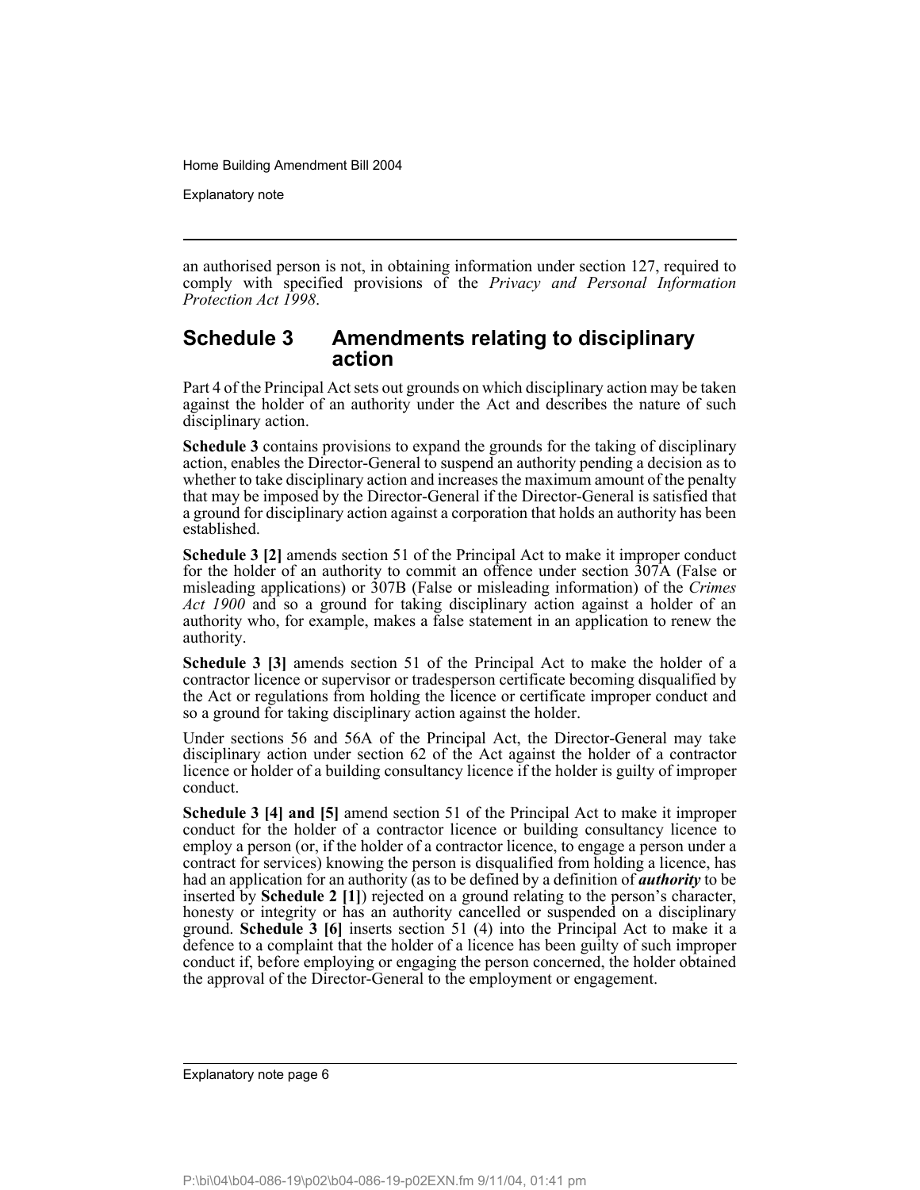an authorised person is not, in obtaining information under section 127, required to comply with specified provisions of the *Privacy and Personal Information Protection Act 1998*.

## Schedule 3 Amendments relating to disciplinary action

Part 4 of the Principal Act sets out grounds on which disciplinary action may be taken against the holder of an authority under the Act and describes the nature of such disciplinary action.

**Schedule 3** contains provisions to expand the grounds for the taking of disciplinary action, enables the Director-General to suspend an authority pending a decision as to whether to take disciplinary action and increases the maximum amount of the penalty that may be imposed by the Director-General if the Director-General is satisfied that a ground for disciplinary action against a corporation that holds an authority has been established.

**Schedule 3 [2]** amends section 51 of the Principal Act to make it improper conduct for the holder of an authority to commit an offence under section 307A (False or misleading applications) or 307B (False or misleading information) of the *Crimes Act 1900* and so a ground for taking disciplinary action against a holder of an authority who, for example, makes a false statement in an application to renew the authority.

**Schedule 3 [3]** amends section 51 of the Principal Act to make the holder of a contractor licence or supervisor or tradesperson certificate becoming disqualified by the Act or regulations from holding the licence or certificate improper conduct and so a ground for taking disciplinary action against the holder.

Under sections 56 and 56A of the Principal Act, the Director-General may take disciplinary action under section 62 of the Act against the holder of a contractor licence or holder of a building consultancy licence if the holder is guilty of improper conduct.

**Schedule 3 [4] and [5]** amend section 51 of the Principal Act to make it improper conduct for the holder of a contractor licence or building consultancy licence to employ a person (or, if the holder of a contractor licence, to engage a person under a contract for services) knowing the person is disqualified from holding a licence, has had an application for an authority (as to be defined by a definition of ***authority*** to be inserted by **Schedule 2 [1]**) rejected on a ground relating to the person's character, honesty or integrity or has an authority cancelled or suspended on a disciplinary ground. **Schedule 3 [6]** inserts section 51 (4) into the Principal Act to make it a defence to a complaint that the holder of a licence has been guilty of such improper conduct if, before employing or engaging the person concerned, the holder obtained the approval of the Director-General to the employment or engagement.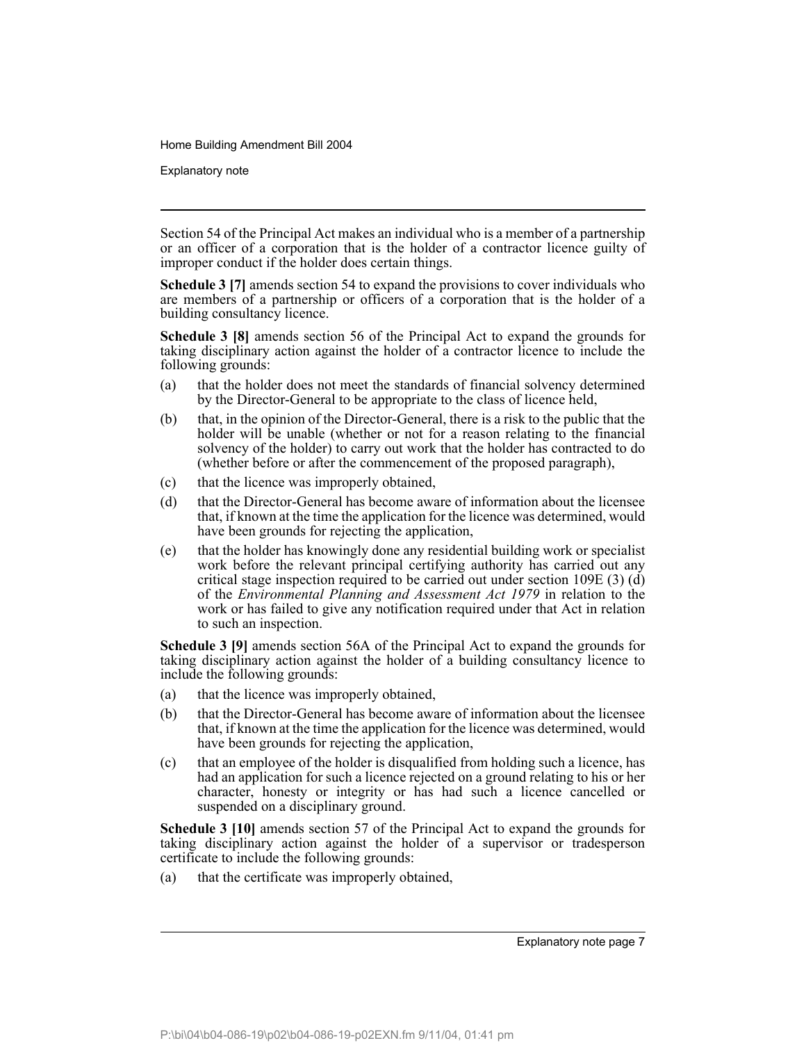Section 54 of the Principal Act makes an individual who is a member of a partnership or an officer of a corporation that is the holder of a contractor licence guilty of improper conduct if the holder does certain things.

**Schedule 3 [7]** amends section 54 to expand the provisions to cover individuals who are members of a partnership or officers of a corporation that is the holder of a building consultancy licence.

**Schedule 3 [8]** amends section 56 of the Principal Act to expand the grounds for taking disciplinary action against the holder of a contractor licence to include the following grounds:

(a) that the holder does not meet the standards of financial solvency determined by the Director-General to be appropriate to the class of licence held,

(b) that, in the opinion of the Director-General, there is a risk to the public that the holder will be unable (whether or not for a reason relating to the financial solvency of the holder) to carry out work that the holder has contracted to do (whether before or after the commencement of the proposed paragraph),

(c) that the licence was improperly obtained,

(d) that the Director-General has become aware of information about the licensee that, if known at the time the application for the licence was determined, would have been grounds for rejecting the application,

(e) that the holder has knowingly done any residential building work or specialist work before the relevant principal certifying authority has carried out any critical stage inspection required to be carried out under section 109E (3) (d) of the *Environmental Planning and Assessment Act 1979* in relation to the work or has failed to give any notification required under that Act in relation to such an inspection.

**Schedule 3 [9]** amends section 56A of the Principal Act to expand the grounds for taking disciplinary action against the holder of a building consultancy licence to include the following grounds:

(a) that the licence was improperly obtained,

(b) that the Director-General has become aware of information about the licensee that, if known at the time the application for the licence was determined, would have been grounds for rejecting the application,

(c) that an employee of the holder is disqualified from holding such a licence, has had an application for such a licence rejected on a ground relating to his or her character, honesty or integrity or has had such a licence cancelled or suspended on a disciplinary ground.

**Schedule 3 [10]** amends section 57 of the Principal Act to expand the grounds for taking disciplinary action against the holder of a supervisor or tradesperson certificate to include the following grounds:

(a) that the certificate was improperly obtained,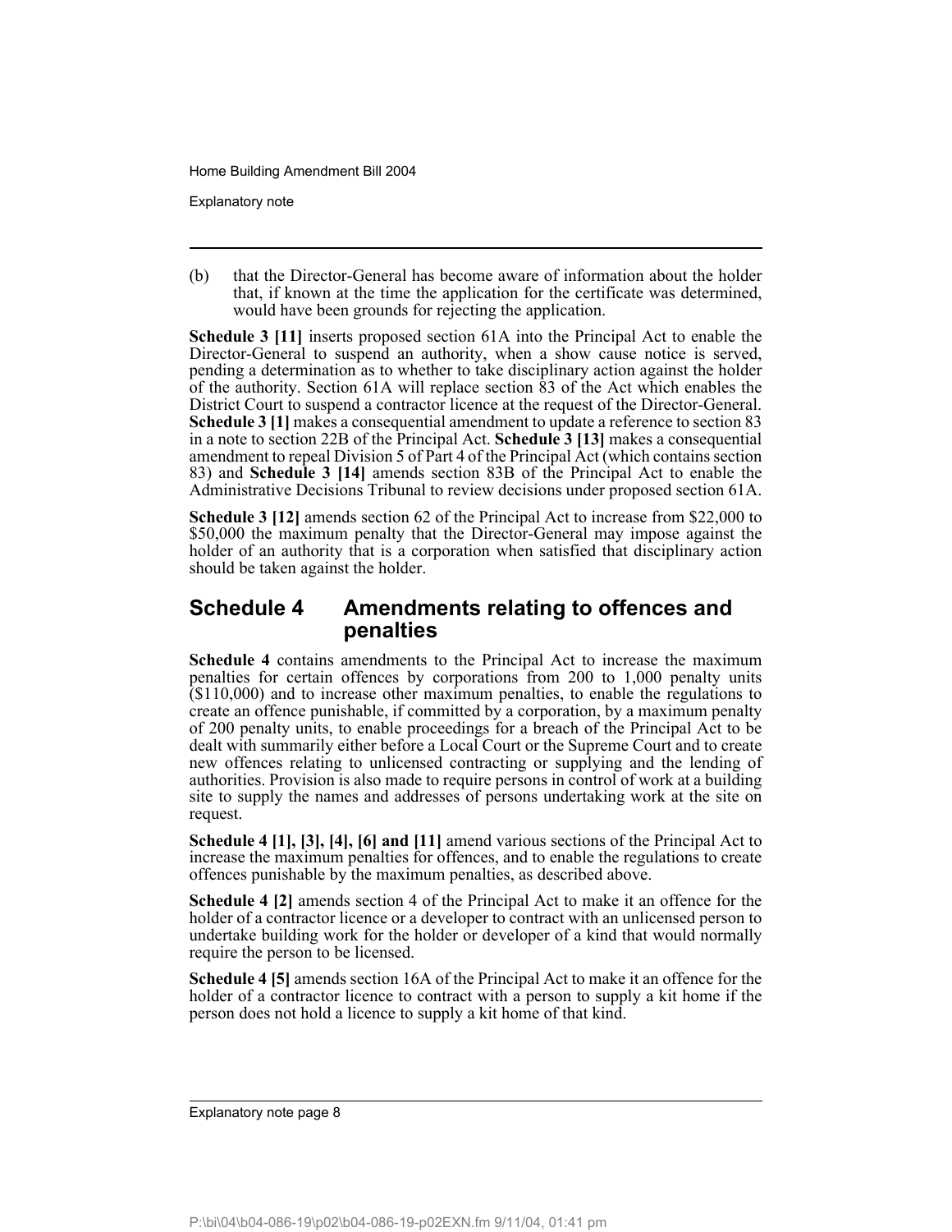(b) that the Director-General has become aware of information about the holder that, if known at the time the application for the certificate was determined, would have been grounds for rejecting the application.

**Schedule 3 [11]** inserts proposed section 61A into the Principal Act to enable the Director-General to suspend an authority, when a show cause notice is served, pending a determination as to whether to take disciplinary action against the holder of the authority. Section 61A will replace section 83 of the Act which enables the District Court to suspend a contractor licence at the request of the Director-General. **Schedule 3 [1]** makes a consequential amendment to update a reference to section 83 in a note to section 22B of the Principal Act. **Schedule 3 [13]** makes a consequential amendment to repeal Division 5 of Part 4 of the Principal Act (which contains section 83) and **Schedule 3 [14]** amends section 83B of the Principal Act to enable the Administrative Decisions Tribunal to review decisions under proposed section 61A.

**Schedule 3 [12]** amends section 62 of the Principal Act to increase from $22,000 to $50,000 the maximum penalty that the Director-General may impose against the holder of an authority that is a corporation when satisfied that disciplinary action should be taken against the holder.

## Schedule 4 Amendments relating to offences and penalties

**Schedule 4** contains amendments to the Principal Act to increase the maximum penalties for certain offences by corporations from 200 to 1,000 penalty units ($110,000) and to increase other maximum penalties, to enable the regulations to create an offence punishable, if committed by a corporation, by a maximum penalty of 200 penalty units, to enable proceedings for a breach of the Principal Act to be dealt with summarily either before a Local Court or the Supreme Court and to create new offences relating to unlicensed contracting or supplying and the lending of authorities. Provision is also made to require persons in control of work at a building site to supply the names and addresses of persons undertaking work at the site on request.

**Schedule 4 [1], [3], [4], [6] and [11]** amend various sections of the Principal Act to increase the maximum penalties for offences, and to enable the regulations to create offences punishable by the maximum penalties, as described above.

**Schedule 4 [2]** amends section 4 of the Principal Act to make it an offence for the holder of a contractor licence or a developer to contract with an unlicensed person to undertake building work for the holder or developer of a kind that would normally require the person to be licensed.

**Schedule 4 [5]** amends section 16A of the Principal Act to make it an offence for the holder of a contractor licence to contract with a person to supply a kit home if the person does not hold a licence to supply a kit home of that kind.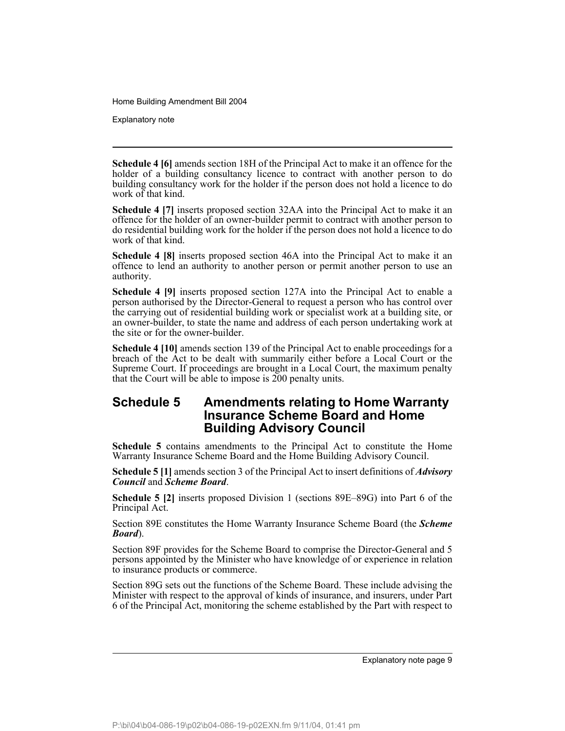**Schedule 4 [6]** amends section 18H of the Principal Act to make it an offence for the holder of a building consultancy licence to contract with another person to do building consultancy work for the holder if the person does not hold a licence to do work of that kind.

**Schedule 4 [7]** inserts proposed section 32AA into the Principal Act to make it an offence for the holder of an owner-builder permit to contract with another person to do residential building work for the holder if the person does not hold a licence to do work of that kind.

**Schedule 4 [8]** inserts proposed section 46A into the Principal Act to make it an offence to lend an authority to another person or permit another person to use an authority.

**Schedule 4 [9]** inserts proposed section 127A into the Principal Act to enable a person authorised by the Director-General to request a person who has control over the carrying out of residential building work or specialist work at a building site, or an owner-builder, to state the name and address of each person undertaking work at the site or for the owner-builder.

**Schedule 4 [10]** amends section 139 of the Principal Act to enable proceedings for a breach of the Act to be dealt with summarily either before a Local Court or the Supreme Court. If proceedings are brought in a Local Court, the maximum penalty that the Court will be able to impose is 200 penalty units.

## Schedule 5 Amendments relating to Home Warranty Insurance Scheme Board and Home Building Advisory Council

**Schedule 5** contains amendments to the Principal Act to constitute the Home Warranty Insurance Scheme Board and the Home Building Advisory Council.

**Schedule 5 [1]** amends section 3 of the Principal Act to insert definitions of ***Advisory Council*** and ***Scheme Board***.

**Schedule 5 [2]** inserts proposed Division 1 (sections 89E–89G) into Part 6 of the Principal Act.

Section 89E constitutes the Home Warranty Insurance Scheme Board (the ***Scheme Board***).

Section 89F provides for the Scheme Board to comprise the Director-General and 5 persons appointed by the Minister who have knowledge of or experience in relation to insurance products or commerce.

Section 89G sets out the functions of the Scheme Board. These include advising the Minister with respect to the approval of kinds of insurance, and insurers, under Part 6 of the Principal Act, monitoring the scheme established by the Part with respect to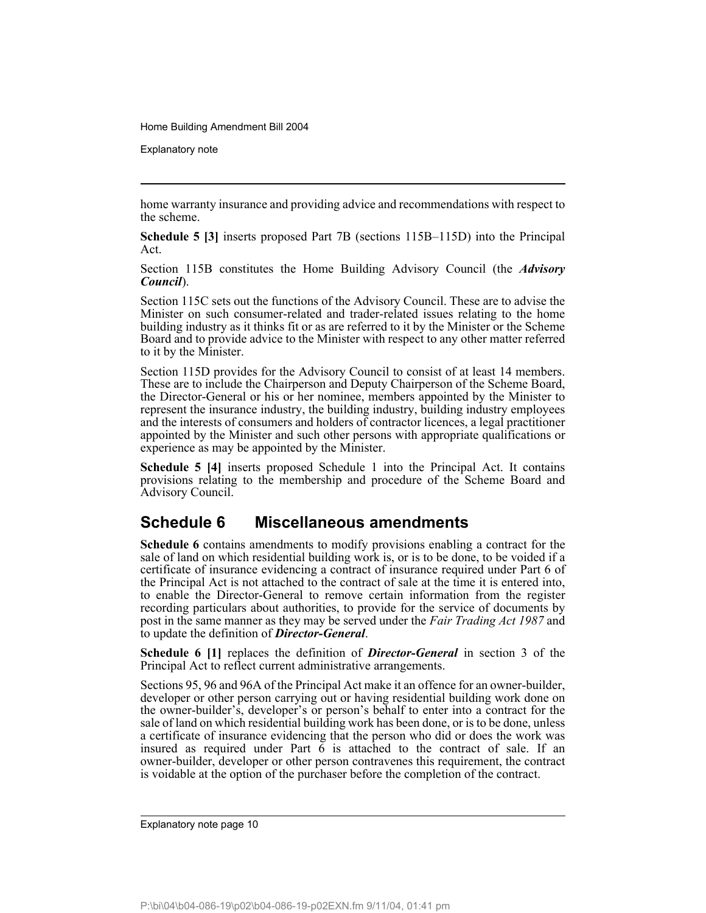home warranty insurance and providing advice and recommendations with respect to the scheme.

**Schedule 5 [3]** inserts proposed Part 7B (sections 115B–115D) into the Principal Act.

Section 115B constitutes the Home Building Advisory Council (the ***Advisory Council***).

Section 115C sets out the functions of the Advisory Council. These are to advise the Minister on such consumer-related and trader-related issues relating to the home building industry as it thinks fit or as are referred to it by the Minister or the Scheme Board and to provide advice to the Minister with respect to any other matter referred to it by the Minister.

Section 115D provides for the Advisory Council to consist of at least 14 members. These are to include the Chairperson and Deputy Chairperson of the Scheme Board, the Director-General or his or her nominee, members appointed by the Minister to represent the insurance industry, the building industry, building industry employees and the interests of consumers and holders of contractor licences, a legal practitioner appointed by the Minister and such other persons with appropriate qualifications or experience as may be appointed by the Minister.

**Schedule 5 [4]** inserts proposed Schedule 1 into the Principal Act. It contains provisions relating to the membership and procedure of the Scheme Board and Advisory Council.

## Schedule 6 Miscellaneous amendments

**Schedule 6** contains amendments to modify provisions enabling a contract for the sale of land on which residential building work is, or is to be done, to be voided if a certificate of insurance evidencing a contract of insurance required under Part 6 of the Principal Act is not attached to the contract of sale at the time it is entered into, to enable the Director-General to remove certain information from the register recording particulars about authorities, to provide for the service of documents by post in the same manner as they may be served under the *Fair Trading Act 1987* and to update the definition of ***Director-General***.

**Schedule 6 [1]** replaces the definition of ***Director-General*** in section 3 of the Principal Act to reflect current administrative arrangements.

Sections 95, 96 and 96A of the Principal Act make it an offence for an owner-builder, developer or other person carrying out or having residential building work done on the owner-builder's, developer's or person's behalf to enter into a contract for the sale of land on which residential building work has been done, or is to be done, unless a certificate of insurance evidencing that the person who did or does the work was insured as required under Part 6 is attached to the contract of sale. If an owner-builder, developer or other person contravenes this requirement, the contract is voidable at the option of the purchaser before the completion of the contract.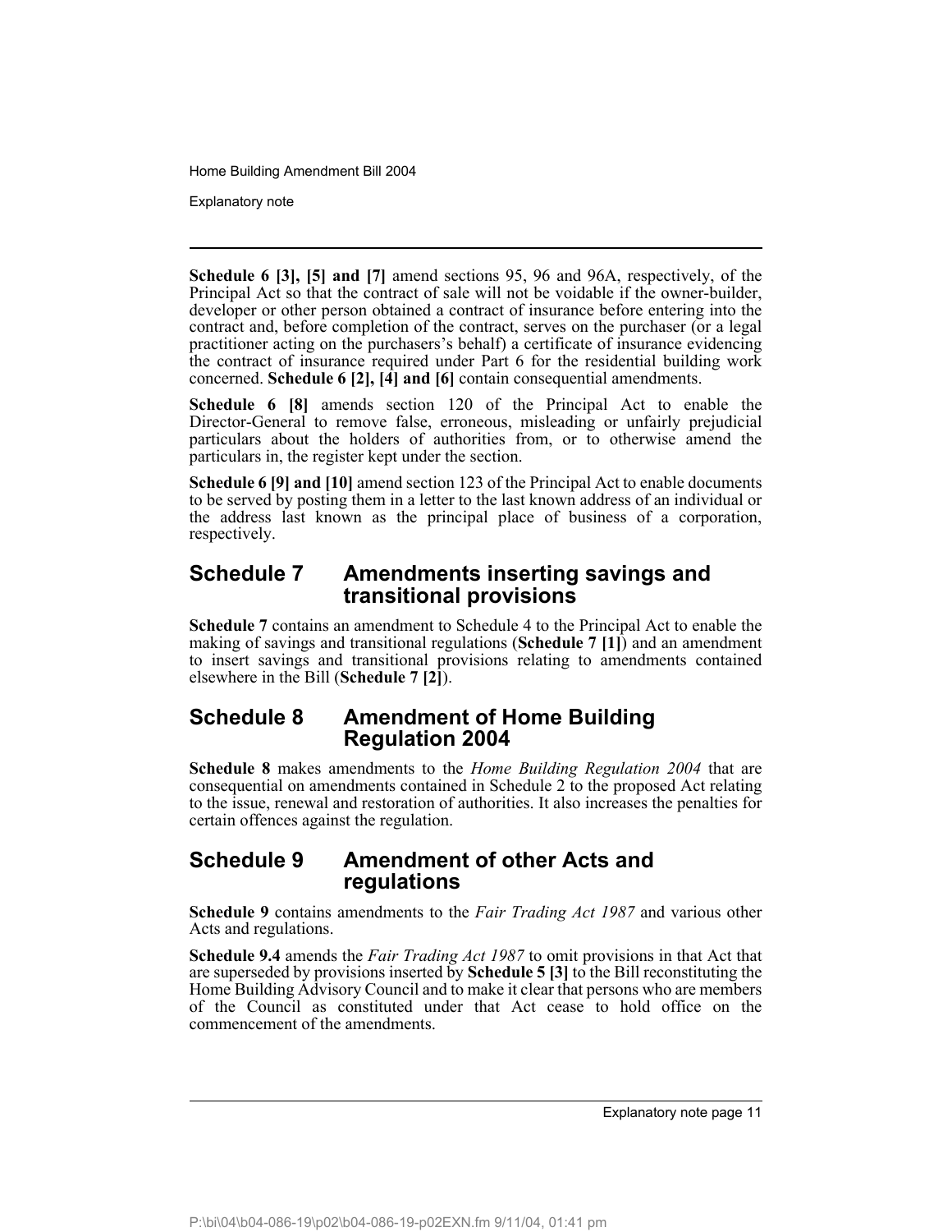**Schedule 6 [3], [5] and [7]** amend sections 95, 96 and 96A, respectively, of the Principal Act so that the contract of sale will not be voidable if the owner-builder, developer or other person obtained a contract of insurance before entering into the contract and, before completion of the contract, serves on the purchaser (or a legal practitioner acting on the purchasers's behalf) a certificate of insurance evidencing the contract of insurance required under Part 6 for the residential building work concerned. **Schedule 6 [2], [4] and [6]** contain consequential amendments.

**Schedule 6 [8]** amends section 120 of the Principal Act to enable the Director-General to remove false, erroneous, misleading or unfairly prejudicial particulars about the holders of authorities from, or to otherwise amend the particulars in, the register kept under the section.

**Schedule 6 [9] and [10]** amend section 123 of the Principal Act to enable documents to be served by posting them in a letter to the last known address of an individual or the address last known as the principal place of business of a corporation, respectively.

## Schedule 7 Amendments inserting savings and transitional provisions

**Schedule 7** contains an amendment to Schedule 4 to the Principal Act to enable the making of savings and transitional regulations (**Schedule 7 [1]**) and an amendment to insert savings and transitional provisions relating to amendments contained elsewhere in the Bill (**Schedule 7 [2]**).

## Schedule 8 Amendment of Home Building Regulation 2004

**Schedule 8** makes amendments to the *Home Building Regulation 2004* that are consequential on amendments contained in Schedule 2 to the proposed Act relating to the issue, renewal and restoration of authorities. It also increases the penalties for certain offences against the regulation.

## Schedule 9 Amendment of other Acts and regulations

**Schedule 9** contains amendments to the *Fair Trading Act 1987* and various other Acts and regulations.

**Schedule 9.4** amends the *Fair Trading Act 1987* to omit provisions in that Act that are superseded by provisions inserted by **Schedule 5 [3]** to the Bill reconstituting the Home Building Advisory Council and to make it clear that persons who are members of the Council as constituted under that Act cease to hold office on the commencement of the amendments.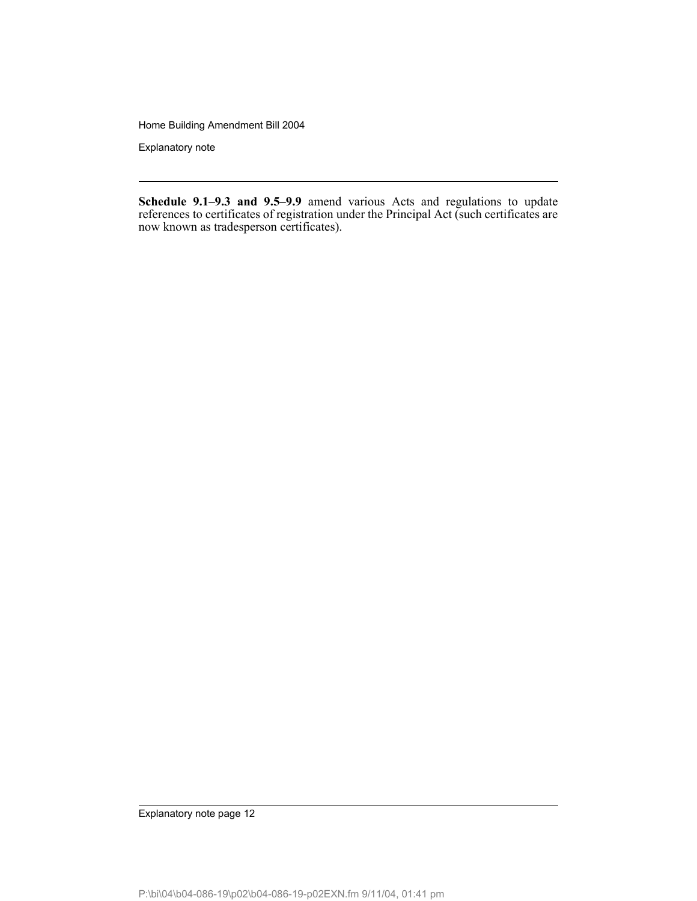**Schedule 9.1–9.3 and 9.5–9.9** amend various Acts and regulations to update references to certificates of registration under the Principal Act (such certificates are now known as tradesperson certificates).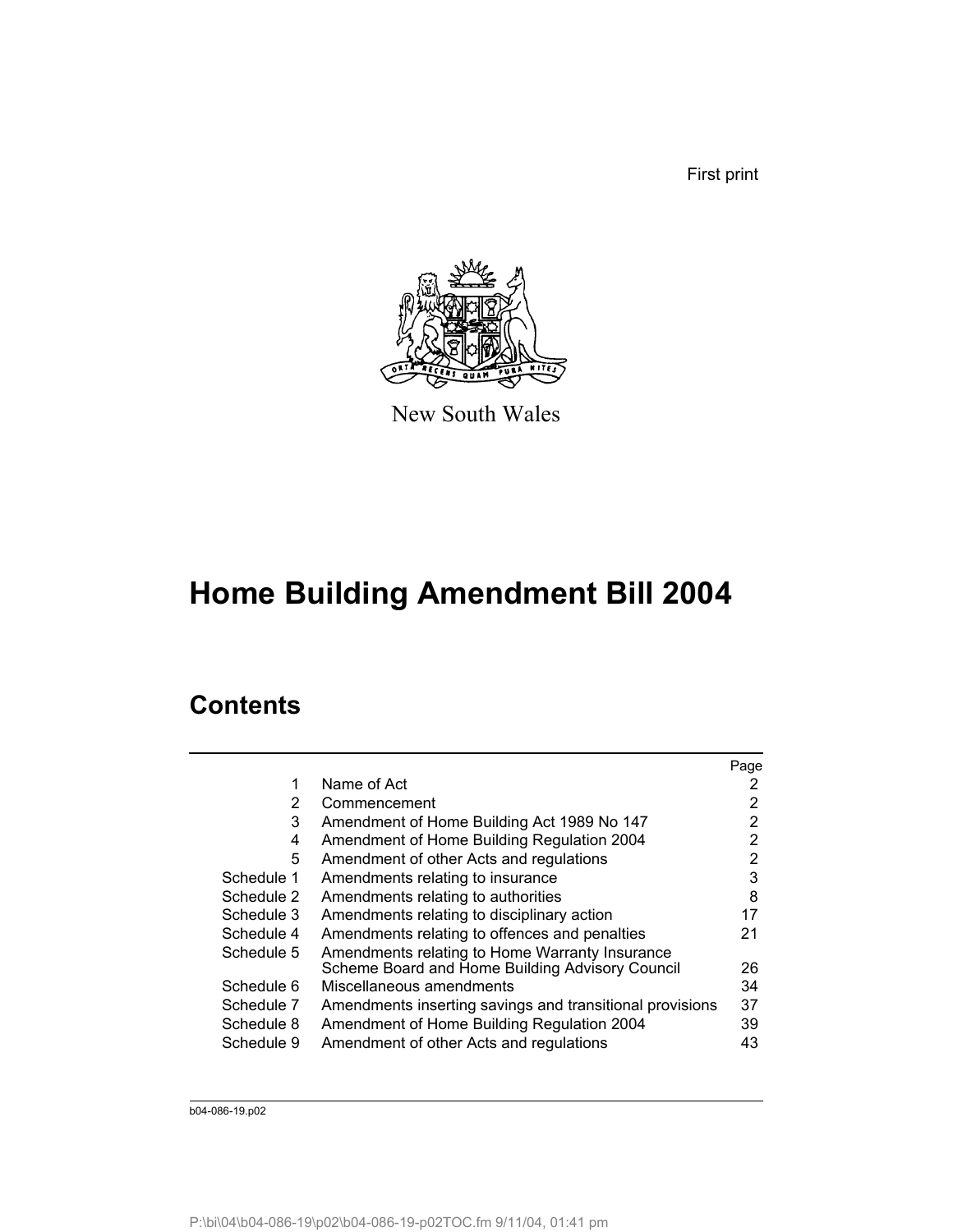First print

New South Wales

# Home Building Amendment Bill 2004

## Contents

| | | Page |
|---|---|---|
| 1 | Name of Act | 2 |
| 2 | Commencement | 2 |
| 3 | Amendment of Home Building Act 1989 No 147 | 2 |
| 4 | Amendment of Home Building Regulation 2004 | 2 |
| 5 | Amendment of other Acts and regulations | 2 |
| Schedule 1 | Amendments relating to insurance | 3 |
| Schedule 2 | Amendments relating to authorities | 8 |
| Schedule 3 | Amendments relating to disciplinary action | 17 |
| Schedule 4 | Amendments relating to offences and penalties | 21 |
| Schedule 5 | Amendments relating to Home Warranty Insurance Scheme Board and Home Building Advisory Council | 26 |
| Schedule 6 | Miscellaneous amendments | 34 |
| Schedule 7 | Amendments inserting savings and transitional provisions | 37 |
| Schedule 8 | Amendment of Home Building Regulation 2004 | 39 |
| Schedule 9 | Amendment of other Acts and regulations | 43 |

b04-086-19.p02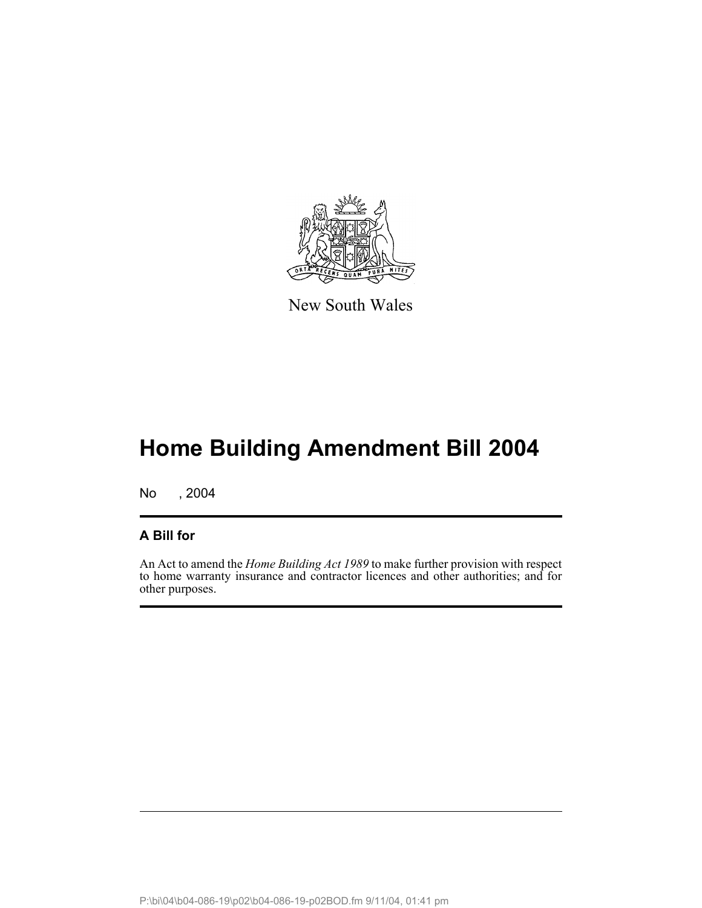New South Wales

# Home Building Amendment Bill 2004

No , 2004

## A Bill for

An Act to amend the *Home Building Act 1989* to make further provision with respect to home warranty insurance and contractor licences and other authorities; and for other purposes.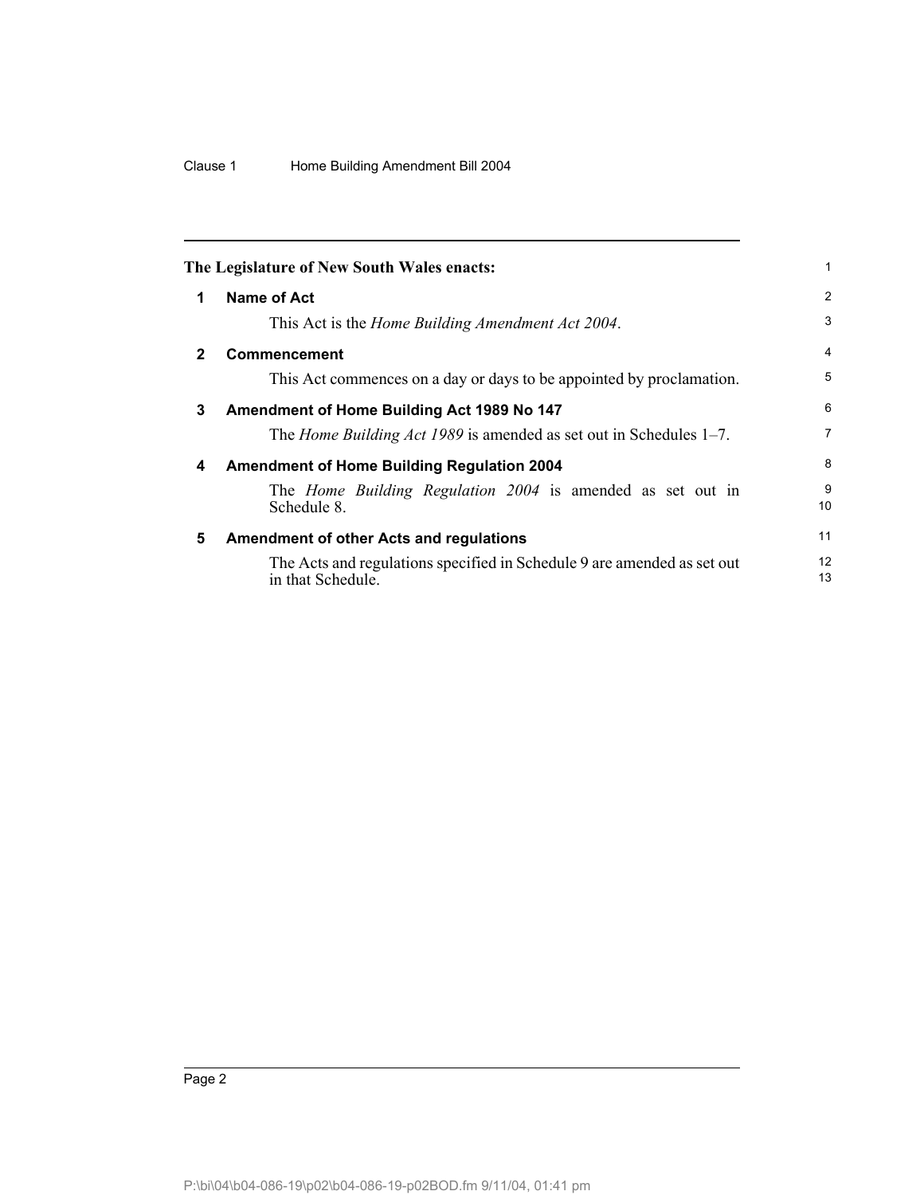**The Legislature of New South Wales enacts:**

## 1 Name of Act

This Act is the *Home Building Amendment Act 2004*.

## 2 Commencement

This Act commences on a day or days to be appointed by proclamation.

## 3 Amendment of Home Building Act 1989 No 147

The *Home Building Act 1989* is amended as set out in Schedules 1–7.

## 4 Amendment of Home Building Regulation 2004

The *Home Building Regulation 2004* is amended as set out in Schedule 8.

## 5 Amendment of other Acts and regulations

The Acts and regulations specified in Schedule 9 are amended as set out in that Schedule.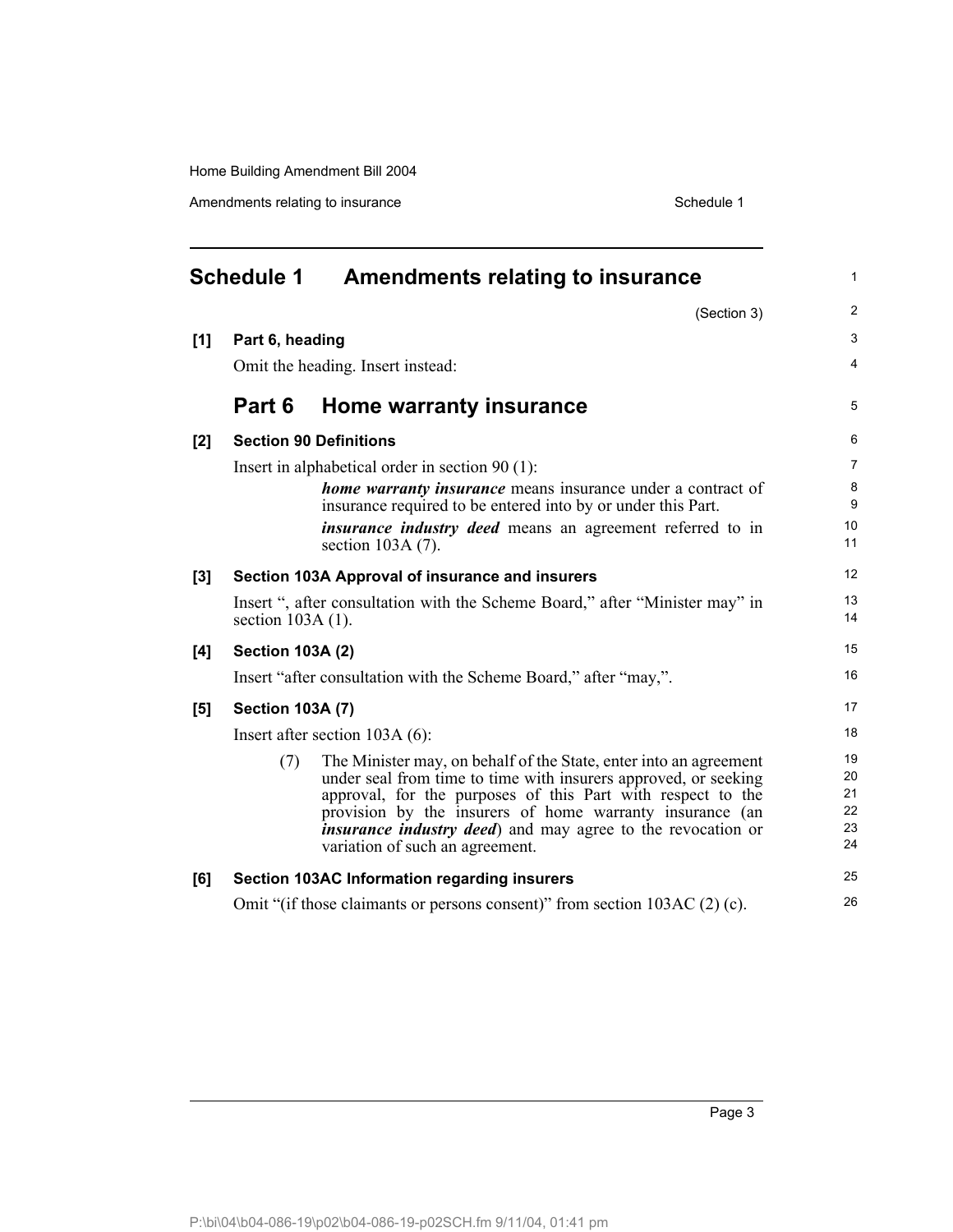# Schedule 1 Amendments relating to insurance

(Section 3)

**[1] Part 6, heading**

Omit the heading. Insert instead:

## Part 6 Home warranty insurance

**[2] Section 90 Definitions**

Insert in alphabetical order in section 90 (1):

> ***home warranty insurance*** means insurance under a contract of insurance required to be entered into by or under this Part.
>
> ***insurance industry deed*** means an agreement referred to in section 103A (7).

**[3] Section 103A Approval of insurance and insurers**

Insert ", after consultation with the Scheme Board," after "Minister may" in section 103A (1).

**[4] Section 103A (2)**

Insert "after consultation with the Scheme Board," after "may,".

**[5] Section 103A (7)**

Insert after section 103A (6):

> (7) The Minister may, on behalf of the State, enter into an agreement under seal from time to time with insurers approved, or seeking approval, for the purposes of this Part with respect to the provision by the insurers of home warranty insurance (an ***insurance industry deed***) and may agree to the revocation or variation of such an agreement.

**[6] Section 103AC Information regarding insurers**

Omit "(if those claimants or persons consent)" from section 103AC (2) (c).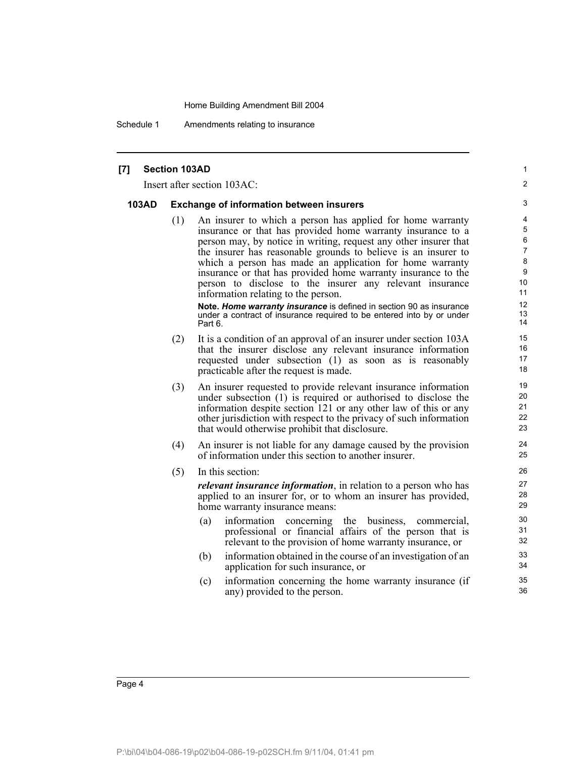**[7] Section 103AD**

Insert after section 103AC:

**103AD Exchange of information between insurers**

(1) An insurer to which a person has applied for home warranty insurance or that has provided home warranty insurance to a person may, by notice in writing, request any other insurer that the insurer has reasonable grounds to believe is an insurer to which a person has made an application for home warranty insurance or that has provided home warranty insurance to the person to disclose to the insurer any relevant insurance information relating to the person.

**Note.** ***Home warranty insurance*** is defined in section 90 as insurance under a contract of insurance required to be entered into by or under Part 6.

(2) It is a condition of an approval of an insurer under section 103A that the insurer disclose any relevant insurance information requested under subsection (1) as soon as is reasonably practicable after the request is made.

(3) An insurer requested to provide relevant insurance information under subsection (1) is required or authorised to disclose the information despite section 121 or any other law of this or any other jurisdiction with respect to the privacy of such information that would otherwise prohibit that disclosure.

(4) An insurer is not liable for any damage caused by the provision of information under this section to another insurer.

(5) In this section:

***relevant insurance information***, in relation to a person who has applied to an insurer for, or to whom an insurer has provided, home warranty insurance means:

(a) information concerning the business, commercial, professional or financial affairs of the person that is relevant to the provision of home warranty insurance, or

(b) information obtained in the course of an investigation of an application for such insurance, or

(c) information concerning the home warranty insurance (if any) provided to the person.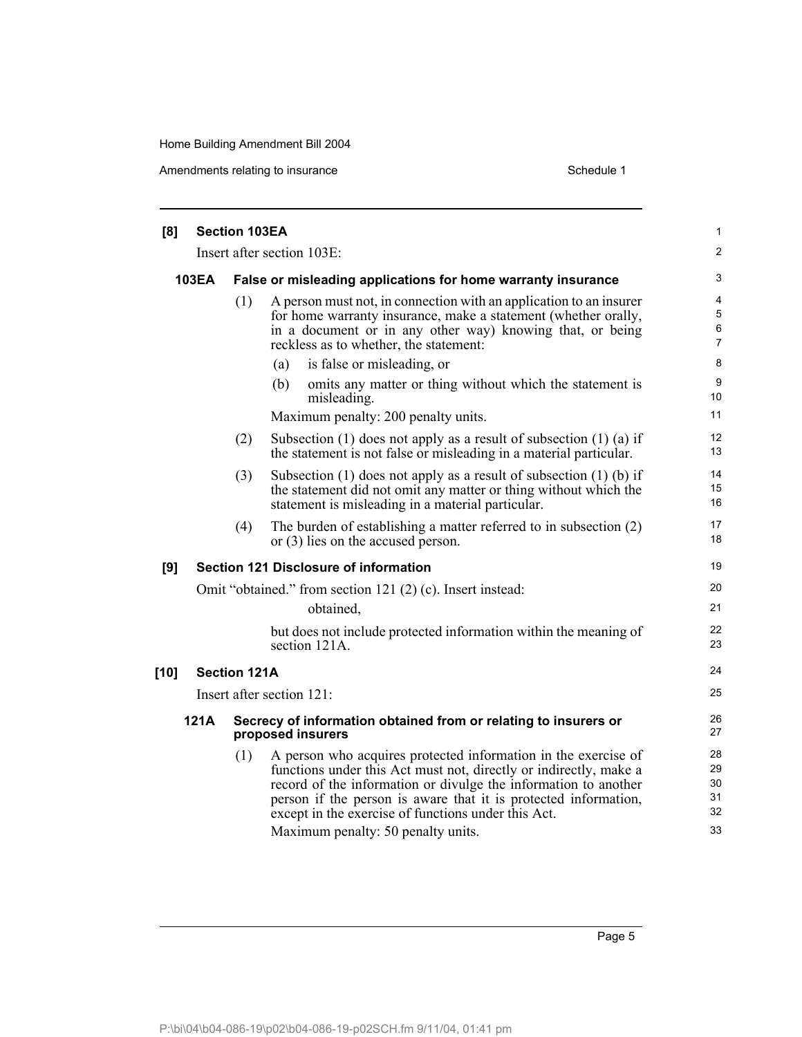**[8] Section 103EA**

Insert after section 103E:

**103EA False or misleading applications for home warranty insurance**

(1) A person must not, in connection with an application to an insurer for home warranty insurance, make a statement (whether orally, in a document or in any other way) knowing that, or being reckless as to whether, the statement:

(a) is false or misleading, or

(b) omits any matter or thing without which the statement is misleading.

Maximum penalty: 200 penalty units.

(2) Subsection (1) does not apply as a result of subsection (1) (a) if the statement is not false or misleading in a material particular.

(3) Subsection (1) does not apply as a result of subsection (1) (b) if the statement did not omit any matter or thing without which the statement is misleading in a material particular.

(4) The burden of establishing a matter referred to in subsection (2) or (3) lies on the accused person.

**[9] Section 121 Disclosure of information**

Omit "obtained." from section 121 (2) (c). Insert instead:

obtained,

but does not include protected information within the meaning of section 121A.

**[10] Section 121A**

Insert after section 121:

**121A Secrecy of information obtained from or relating to insurers or proposed insurers**

(1) A person who acquires protected information in the exercise of functions under this Act must not, directly or indirectly, make a record of the information or divulge the information to another person if the person is aware that it is protected information, except in the exercise of functions under this Act.

Maximum penalty: 50 penalty units.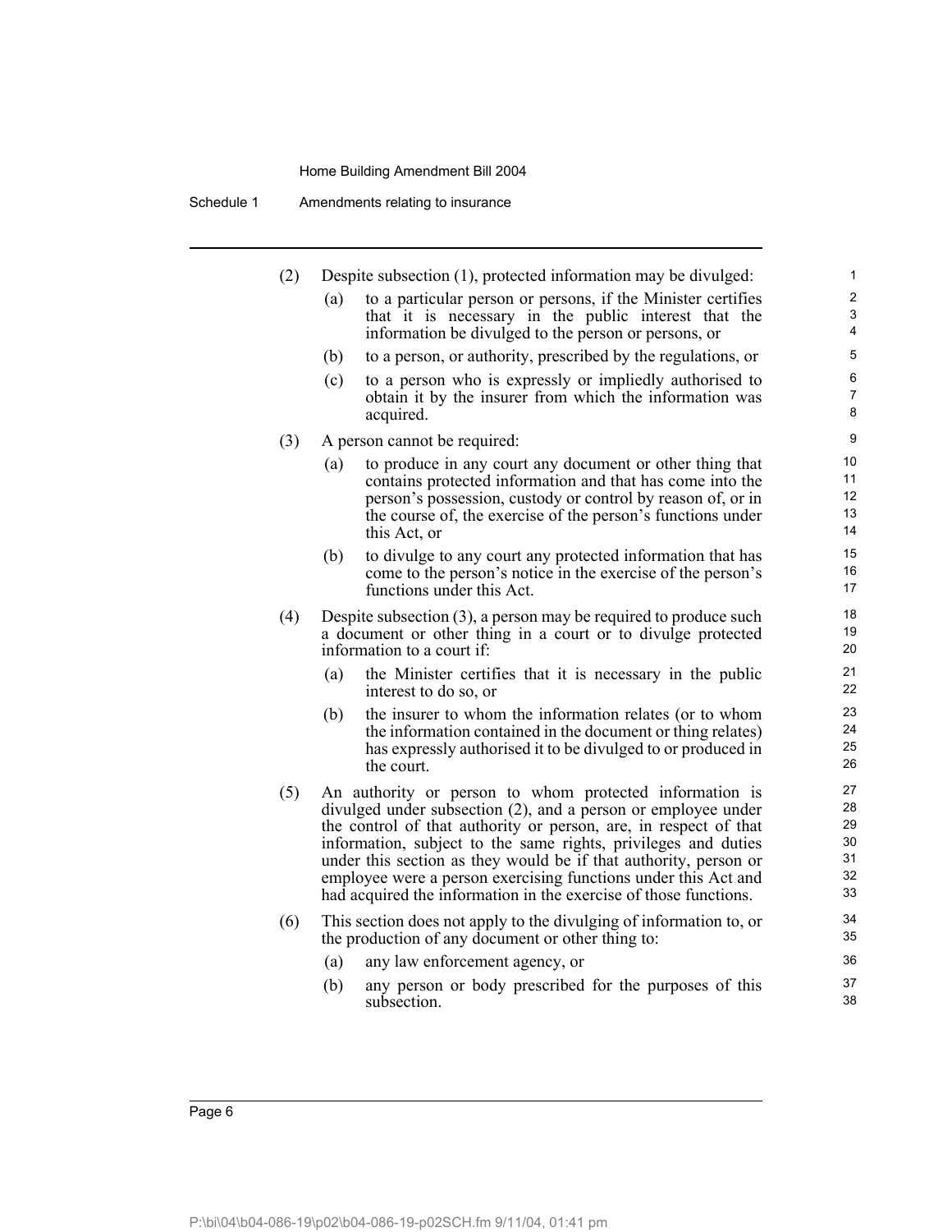(2) Despite subsection (1), protected information may be divulged:

(a) to a particular person or persons, if the Minister certifies that it is necessary in the public interest that the information be divulged to the person or persons, or

(b) to a person, or authority, prescribed by the regulations, or

(c) to a person who is expressly or impliedly authorised to obtain it by the insurer from which the information was acquired.

(3) A person cannot be required:

(a) to produce in any court any document or other thing that contains protected information and that has come into the person's possession, custody or control by reason of, or in the course of, the exercise of the person's functions under this Act, or

(b) to divulge to any court any protected information that has come to the person's notice in the exercise of the person's functions under this Act.

(4) Despite subsection (3), a person may be required to produce such a document or other thing in a court or to divulge protected information to a court if:

(a) the Minister certifies that it is necessary in the public interest to do so, or

(b) the insurer to whom the information relates (or to whom the information contained in the document or thing relates) has expressly authorised it to be divulged to or produced in the court.

(5) An authority or person to whom protected information is divulged under subsection (2), and a person or employee under the control of that authority or person, are, in respect of that information, subject to the same rights, privileges and duties under this section as they would be if that authority, person or employee were a person exercising functions under this Act and had acquired the information in the exercise of those functions.

(6) This section does not apply to the divulging of information to, or the production of any document or other thing to:

(a) any law enforcement agency, or

(b) any person or body prescribed for the purposes of this subsection.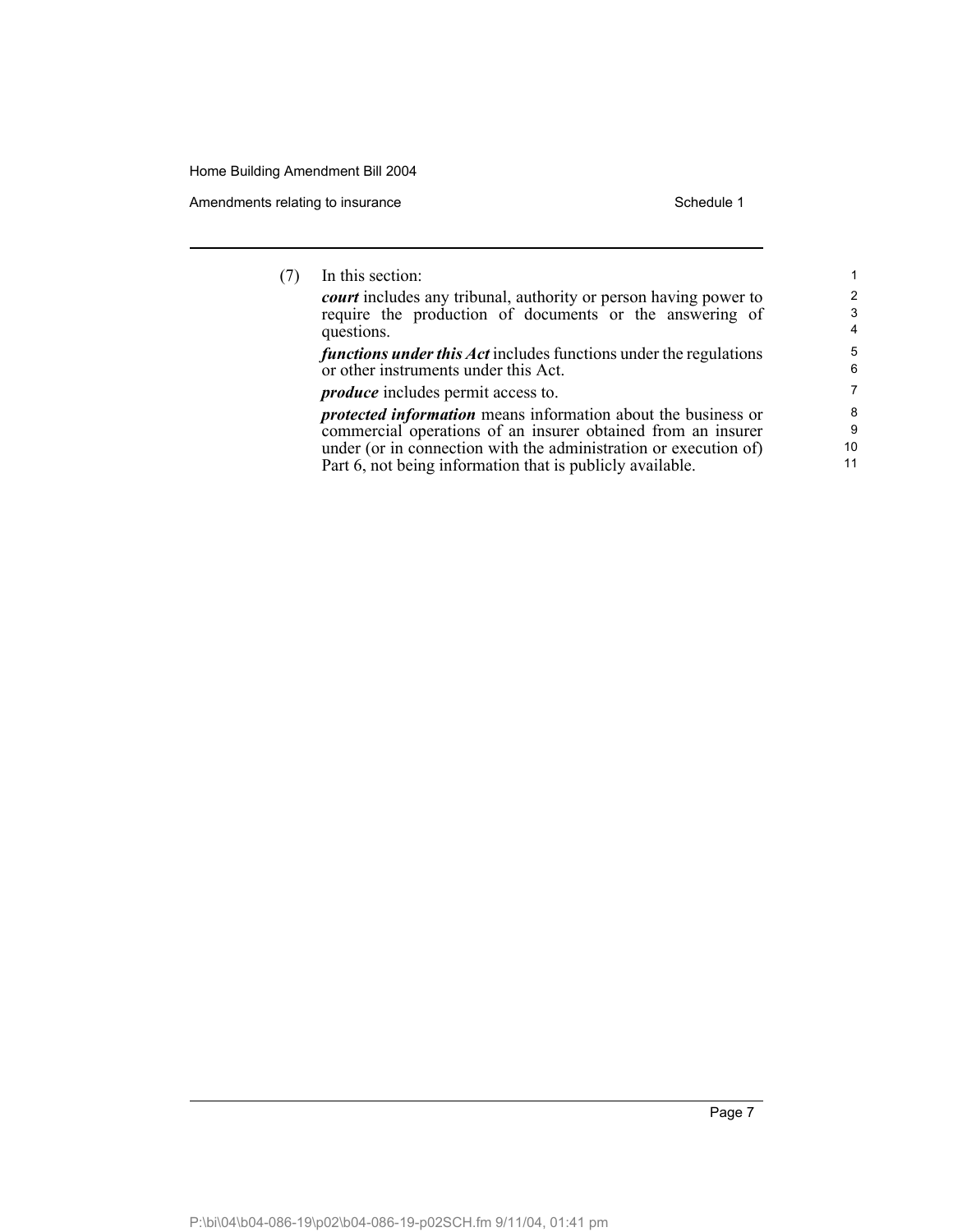(7) In this section:

***court*** includes any tribunal, authority or person having power to require the production of documents or the answering of questions.

***functions under this Act*** includes functions under the regulations or other instruments under this Act.

***produce*** includes permit access to.

***protected information*** means information about the business or commercial operations of an insurer obtained from an insurer under (or in connection with the administration or execution of) Part 6, not being information that is publicly available.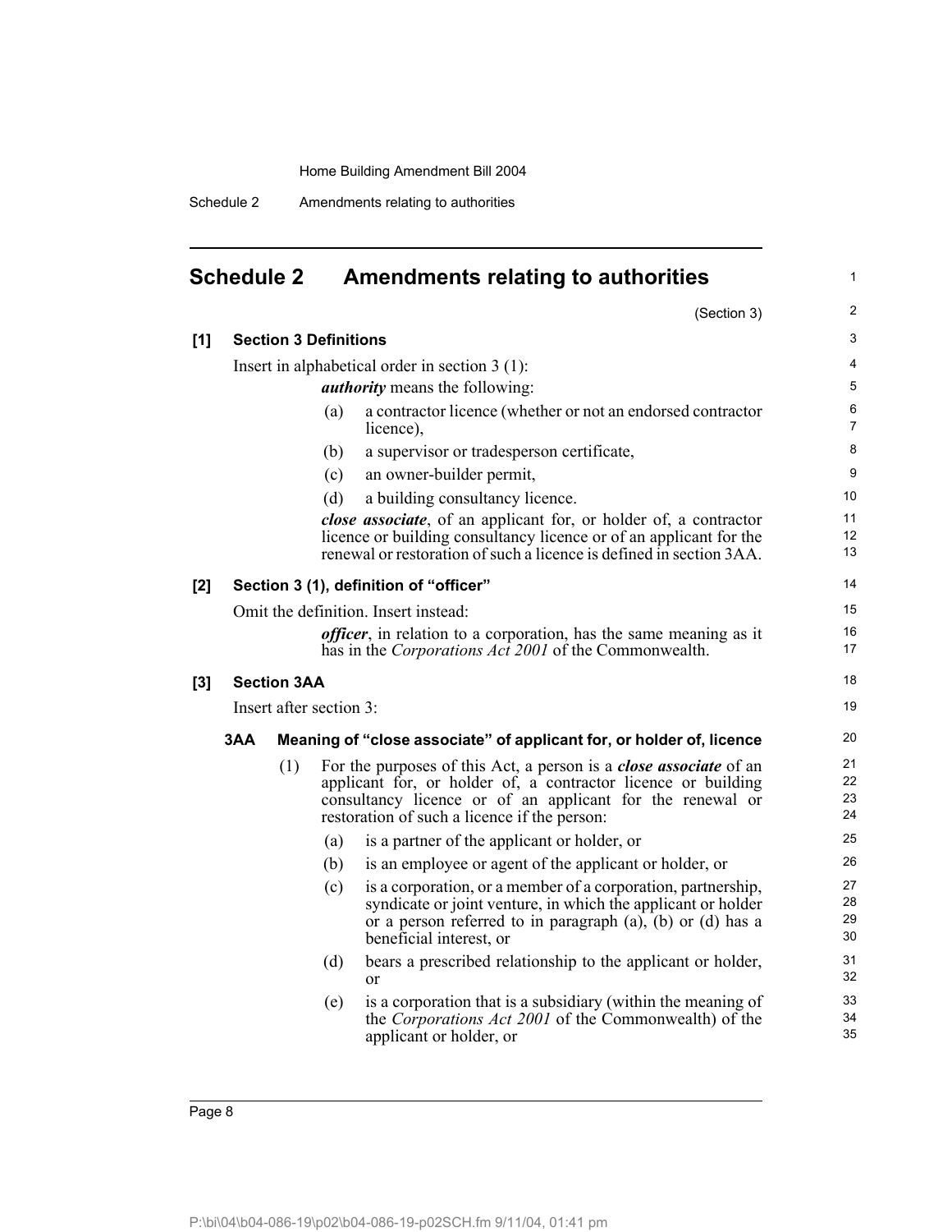# Schedule 2 Amendments relating to authorities

(Section 3)

**[1] Section 3 Definitions**

Insert in alphabetical order in section 3 (1):

***authority*** means the following:

(a) a contractor licence (whether or not an endorsed contractor licence),

(b) a supervisor or tradesperson certificate,

(c) an owner-builder permit,

(d) a building consultancy licence.

***close associate***, of an applicant for, or holder of, a contractor licence or building consultancy licence or of an applicant for the renewal or restoration of such a licence is defined in section 3AA.

**[2] Section 3 (1), definition of "officer"**

Omit the definition. Insert instead:

***officer***, in relation to a corporation, has the same meaning as it has in the *Corporations Act 2001* of the Commonwealth.

**[3] Section 3AA**

Insert after section 3:

**3AA Meaning of "close associate" of applicant for, or holder of, licence**

(1) For the purposes of this Act, a person is a ***close associate*** of an applicant for, or holder of, a contractor licence or building consultancy licence or of an applicant for the renewal or restoration of such a licence if the person:

(a) is a partner of the applicant or holder, or

(b) is an employee or agent of the applicant or holder, or

(c) is a corporation, or a member of a corporation, partnership, syndicate or joint venture, in which the applicant or holder or a person referred to in paragraph (a), (b) or (d) has a beneficial interest, or

(d) bears a prescribed relationship to the applicant or holder, or

(e) is a corporation that is a subsidiary (within the meaning of the *Corporations Act 2001* of the Commonwealth) of the applicant or holder, or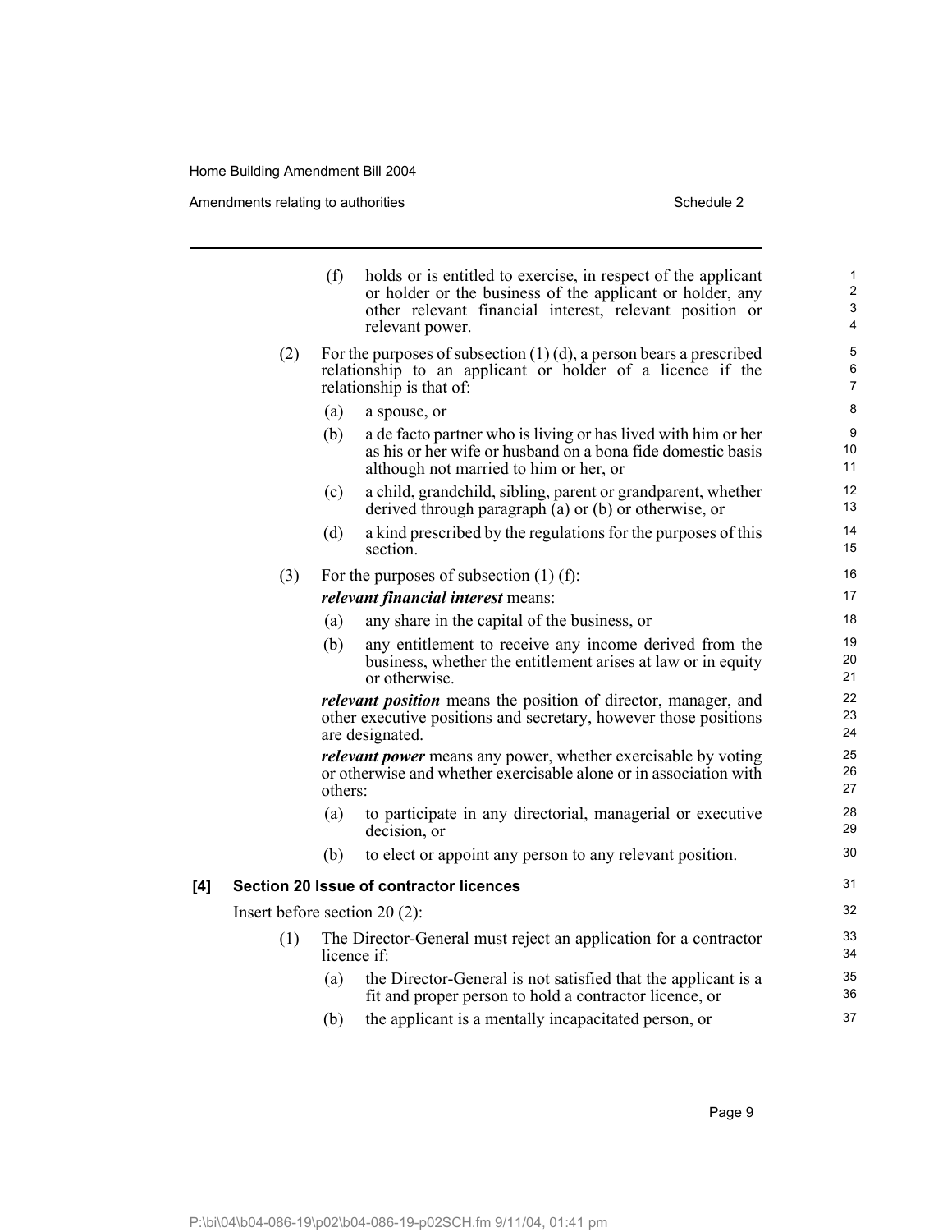(f) holds or is entitled to exercise, in respect of the applicant or holder or the business of the applicant or holder, any other relevant financial interest, relevant position or relevant power.

(2) For the purposes of subsection (1) (d), a person bears a prescribed relationship to an applicant or holder of a licence if the relationship is that of:

(a) a spouse, or

(b) a de facto partner who is living or has lived with him or her as his or her wife or husband on a bona fide domestic basis although not married to him or her, or

(c) a child, grandchild, sibling, parent or grandparent, whether derived through paragraph (a) or (b) or otherwise, or

(d) a kind prescribed by the regulations for the purposes of this section.

(3) For the purposes of subsection (1) (f):

***relevant financial interest*** means:

(a) any share in the capital of the business, or

(b) any entitlement to receive any income derived from the business, whether the entitlement arises at law or in equity or otherwise.

***relevant position*** means the position of director, manager, and other executive positions and secretary, however those positions are designated.

***relevant power*** means any power, whether exercisable by voting or otherwise and whether exercisable alone or in association with others:

(a) to participate in any directorial, managerial or executive decision, or

(b) to elect or appoint any person to any relevant position.

**[4] Section 20 Issue of contractor licences**

Insert before section 20 (2):

(1) The Director-General must reject an application for a contractor licence if:

(a) the Director-General is not satisfied that the applicant is a fit and proper person to hold a contractor licence, or

(b) the applicant is a mentally incapacitated person, or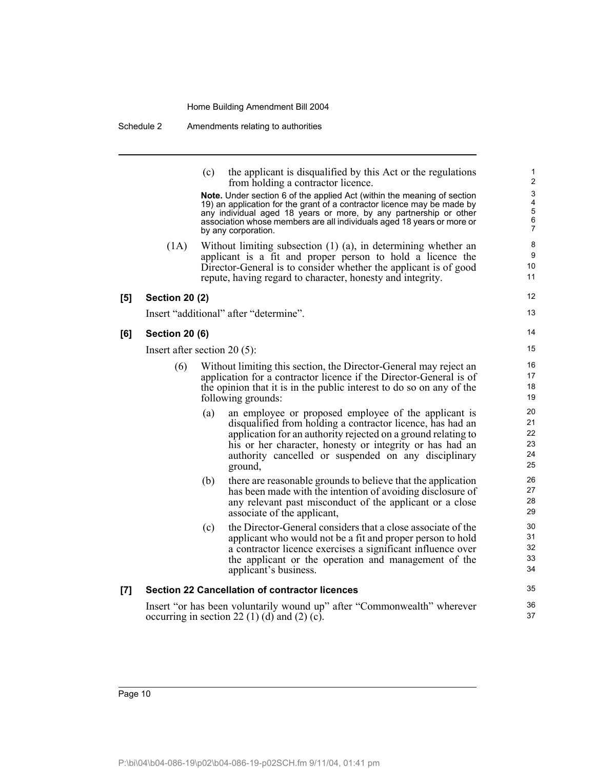(c) the applicant is disqualified by this Act or the regulations from holding a contractor licence.

**Note.** Under section 6 of the applied Act (within the meaning of section 19) an application for the grant of a contractor licence may be made by any individual aged 18 years or more, by any partnership or other association whose members are all individuals aged 18 years or more or by any corporation.

(1A) Without limiting subsection (1) (a), in determining whether an applicant is a fit and proper person to hold a licence the Director-General is to consider whether the applicant is of good repute, having regard to character, honesty and integrity.

**[5] Section 20 (2)**

Insert "additional" after "determine".

**[6] Section 20 (6)**

Insert after section 20 (5):

(6) Without limiting this section, the Director-General may reject an application for a contractor licence if the Director-General is of the opinion that it is in the public interest to do so on any of the following grounds:

(a) an employee or proposed employee of the applicant is disqualified from holding a contractor licence, has had an application for an authority rejected on a ground relating to his or her character, honesty or integrity or has had an authority cancelled or suspended on any disciplinary ground,

(b) there are reasonable grounds to believe that the application has been made with the intention of avoiding disclosure of any relevant past misconduct of the applicant or a close associate of the applicant,

(c) the Director-General considers that a close associate of the applicant who would not be a fit and proper person to hold a contractor licence exercises a significant influence over the applicant or the operation and management of the applicant's business.

**[7] Section 22 Cancellation of contractor licences**

Insert "or has been voluntarily wound up" after "Commonwealth" wherever occurring in section 22 (1) (d) and (2) (c).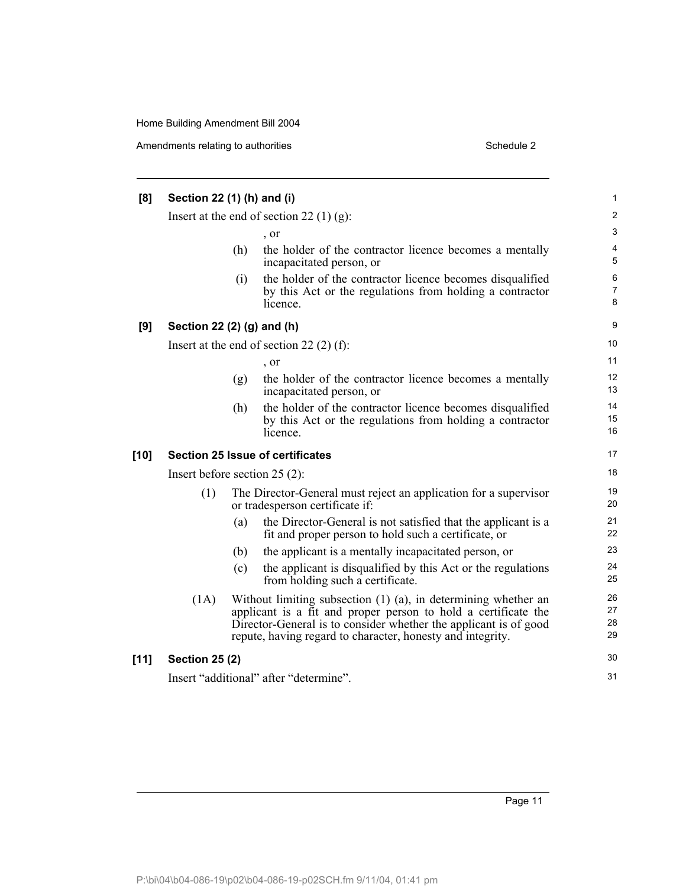**[8] Section 22 (1) (h) and (i)**

Insert at the end of section 22 (1) (g):

, or

(h) the holder of the contractor licence becomes a mentally incapacitated person, or

(i) the holder of the contractor licence becomes disqualified by this Act or the regulations from holding a contractor licence.

**[9] Section 22 (2) (g) and (h)**

Insert at the end of section 22 (2) (f):

, or

(g) the holder of the contractor licence becomes a mentally incapacitated person, or

(h) the holder of the contractor licence becomes disqualified by this Act or the regulations from holding a contractor licence.

**[10] Section 25 Issue of certificates**

Insert before section 25 (2):

(1) The Director-General must reject an application for a supervisor or tradesperson certificate if:

(a) the Director-General is not satisfied that the applicant is a fit and proper person to hold such a certificate, or

(b) the applicant is a mentally incapacitated person, or

(c) the applicant is disqualified by this Act or the regulations from holding such a certificate.

(1A) Without limiting subsection (1) (a), in determining whether an applicant is a fit and proper person to hold a certificate the Director-General is to consider whether the applicant is of good repute, having regard to character, honesty and integrity.

**[11] Section 25 (2)**

Insert "additional" after "determine".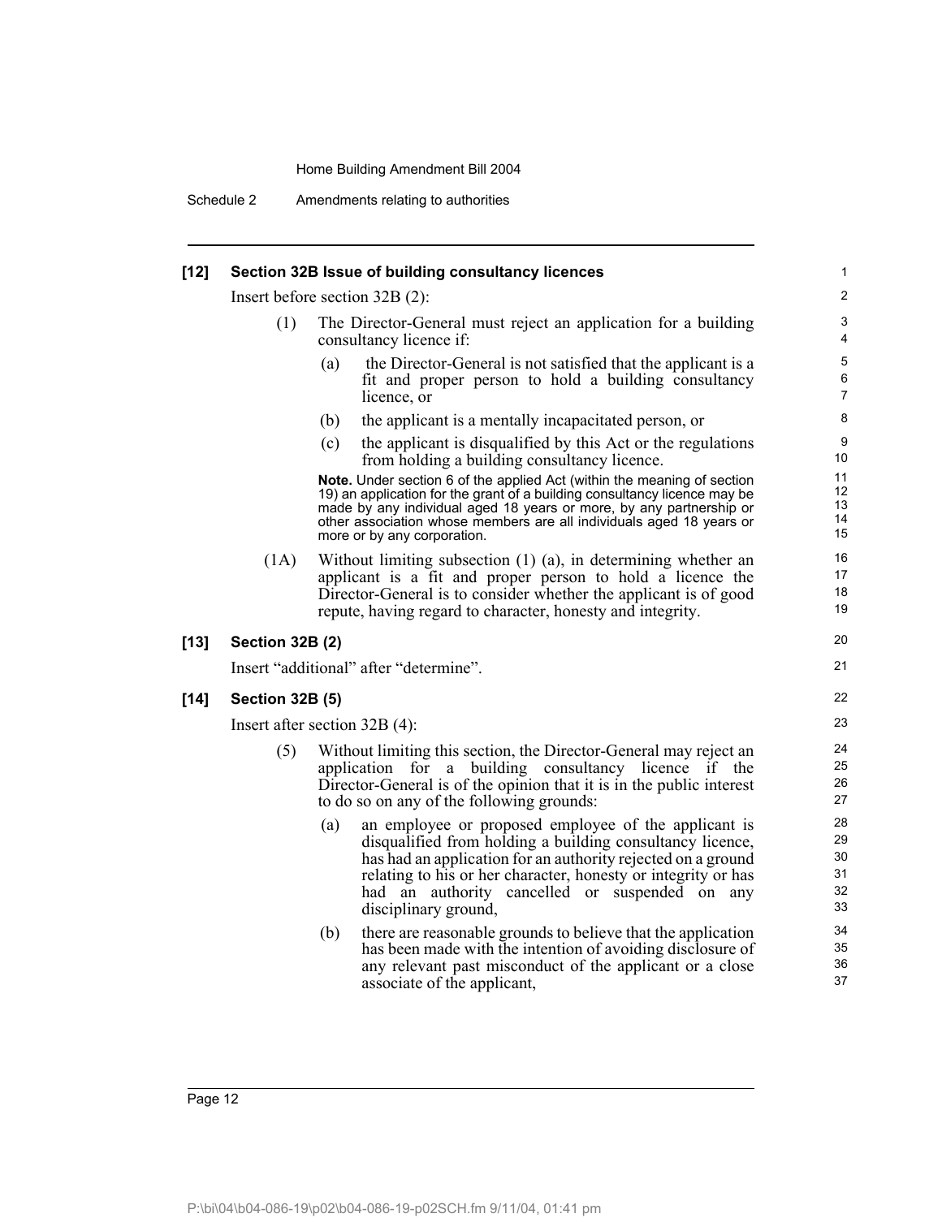**[12] Section 32B Issue of building consultancy licences**

Insert before section 32B (2):

(1) The Director-General must reject an application for a building consultancy licence if:

(a) the Director-General is not satisfied that the applicant is a fit and proper person to hold a building consultancy licence, or

(b) the applicant is a mentally incapacitated person, or

(c) the applicant is disqualified by this Act or the regulations from holding a building consultancy licence.

**Note.** Under section 6 of the applied Act (within the meaning of section 19) an application for the grant of a building consultancy licence may be made by any individual aged 18 years or more, by any partnership or other association whose members are all individuals aged 18 years or more or by any corporation.

(1A) Without limiting subsection (1) (a), in determining whether an applicant is a fit and proper person to hold a licence the Director-General is to consider whether the applicant is of good repute, having regard to character, honesty and integrity.

**[13] Section 32B (2)**

Insert "additional" after "determine".

**[14] Section 32B (5)**

Insert after section 32B (4):

(5) Without limiting this section, the Director-General may reject an application for a building consultancy licence if the Director-General is of the opinion that it is in the public interest to do so on any of the following grounds:

(a) an employee or proposed employee of the applicant is disqualified from holding a building consultancy licence, has had an application for an authority rejected on a ground relating to his or her character, honesty or integrity or has had an authority cancelled or suspended on any disciplinary ground,

(b) there are reasonable grounds to believe that the application has been made with the intention of avoiding disclosure of any relevant past misconduct of the applicant or a close associate of the applicant,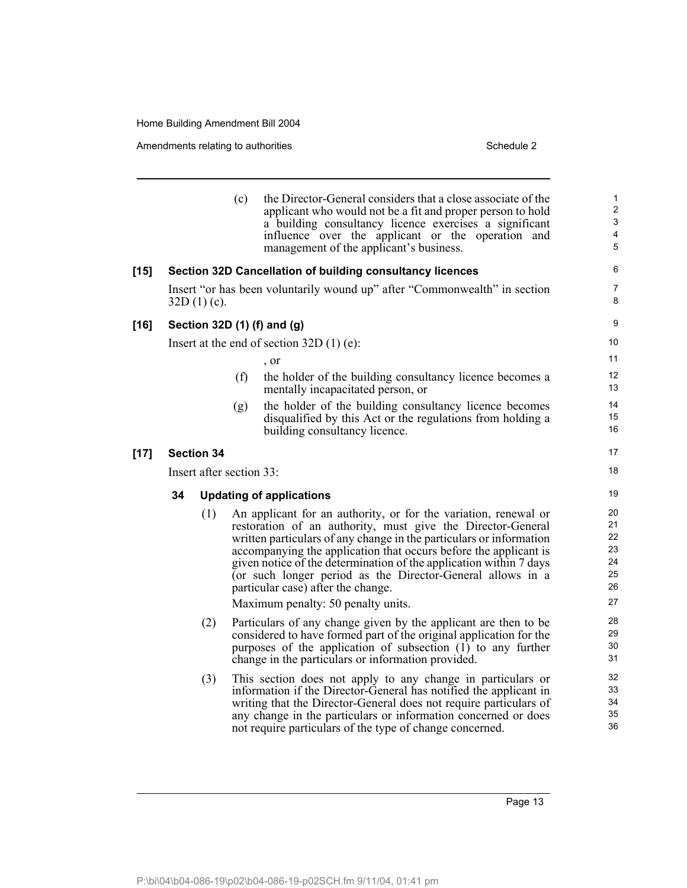(c) the Director-General considers that a close associate of the applicant who would not be a fit and proper person to hold a building consultancy licence exercises a significant influence over the applicant or the operation and management of the applicant's business.

**[15] Section 32D Cancellation of building consultancy licences**

Insert "or has been voluntarily wound up" after "Commonwealth" in section 32D (1) (c).

**[16] Section 32D (1) (f) and (g)**

Insert at the end of section 32D (1) (e):

, or

(f) the holder of the building consultancy licence becomes a mentally incapacitated person, or

(g) the holder of the building consultancy licence becomes disqualified by this Act or the regulations from holding a building consultancy licence.

**[17] Section 34**

Insert after section 33:

**34 Updating of applications**

(1) An applicant for an authority, or for the variation, renewal or restoration of an authority, must give the Director-General written particulars of any change in the particulars or information accompanying the application that occurs before the applicant is given notice of the determination of the application within 7 days (or such longer period as the Director-General allows in a particular case) after the change.

Maximum penalty: 50 penalty units.

(2) Particulars of any change given by the applicant are then to be considered to have formed part of the original application for the purposes of the application of subsection (1) to any further change in the particulars or information provided.

(3) This section does not apply to any change in particulars or information if the Director-General has notified the applicant in writing that the Director-General does not require particulars of any change in the particulars or information concerned or does not require particulars of the type of change concerned.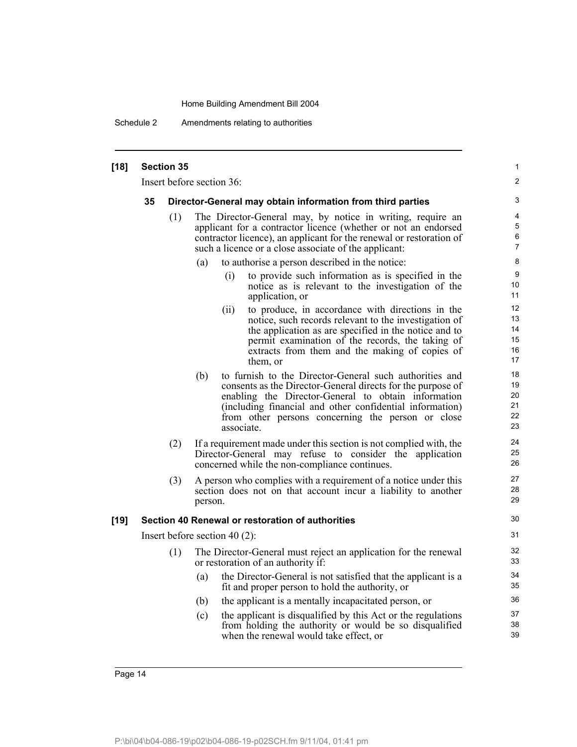**[18] Section 35**

Insert before section 36:

**35 Director-General may obtain information from third parties**

(1) The Director-General may, by notice in writing, require an applicant for a contractor licence (whether or not an endorsed contractor licence), an applicant for the renewal or restoration of such a licence or a close associate of the applicant:

(a) to authorise a person described in the notice:

(i) to provide such information as is specified in the notice as is relevant to the investigation of the application, or

(ii) to produce, in accordance with directions in the notice, such records relevant to the investigation of the application as are specified in the notice and to permit examination of the records, the taking of extracts from them and the making of copies of them, or

(b) to furnish to the Director-General such authorities and consents as the Director-General directs for the purpose of enabling the Director-General to obtain information (including financial and other confidential information) from other persons concerning the person or close associate.

(2) If a requirement made under this section is not complied with, the Director-General may refuse to consider the application concerned while the non-compliance continues.

(3) A person who complies with a requirement of a notice under this section does not on that account incur a liability to another person.

**[19] Section 40 Renewal or restoration of authorities**

Insert before section 40 (2):

(1) The Director-General must reject an application for the renewal or restoration of an authority if:

(a) the Director-General is not satisfied that the applicant is a fit and proper person to hold the authority, or

(b) the applicant is a mentally incapacitated person, or

(c) the applicant is disqualified by this Act or the regulations from holding the authority or would be so disqualified when the renewal would take effect, or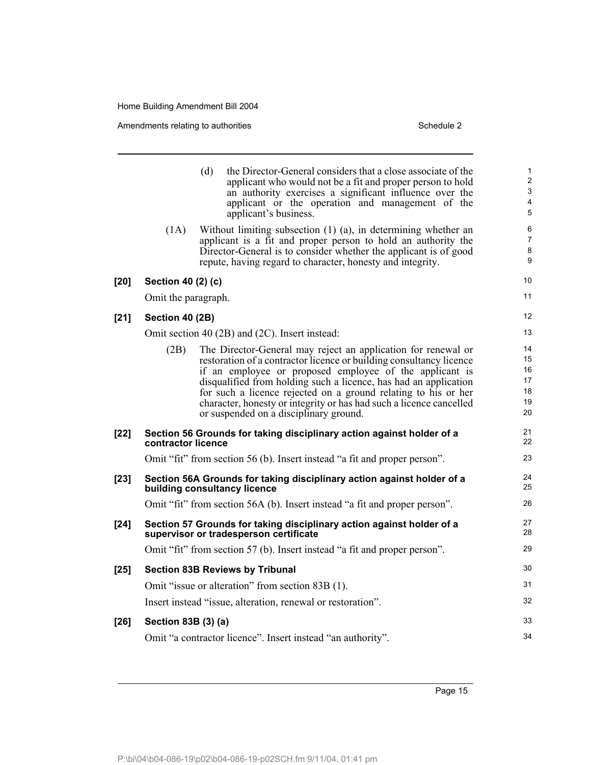(d) the Director-General considers that a close associate of the applicant who would not be a fit and proper person to hold an authority exercises a significant influence over the applicant or the operation and management of the applicant's business.

(1A) Without limiting subsection (1) (a), in determining whether an applicant is a fit and proper person to hold an authority the Director-General is to consider whether the applicant is of good repute, having regard to character, honesty and integrity.

**[20] Section 40 (2) (c)**

Omit the paragraph.

**[21] Section 40 (2B)**

Omit section 40 (2B) and (2C). Insert instead:

(2B) The Director-General may reject an application for renewal or restoration of a contractor licence or building consultancy licence if an employee or proposed employee of the applicant is disqualified from holding such a licence, has had an application for such a licence rejected on a ground relating to his or her character, honesty or integrity or has had such a licence cancelled or suspended on a disciplinary ground.

**[22] Section 56 Grounds for taking disciplinary action against holder of a contractor licence**

Omit "fit" from section 56 (b). Insert instead "a fit and proper person".

**[23] Section 56A Grounds for taking disciplinary action against holder of a building consultancy licence**

Omit "fit" from section 56A (b). Insert instead "a fit and proper person".

**[24] Section 57 Grounds for taking disciplinary action against holder of a supervisor or tradesperson certificate**

Omit "fit" from section 57 (b). Insert instead "a fit and proper person".

**[25] Section 83B Reviews by Tribunal**

Omit "issue or alteration" from section 83B (1).

Insert instead "issue, alteration, renewal or restoration".

**[26] Section 83B (3) (a)**

Omit "a contractor licence". Insert instead "an authority".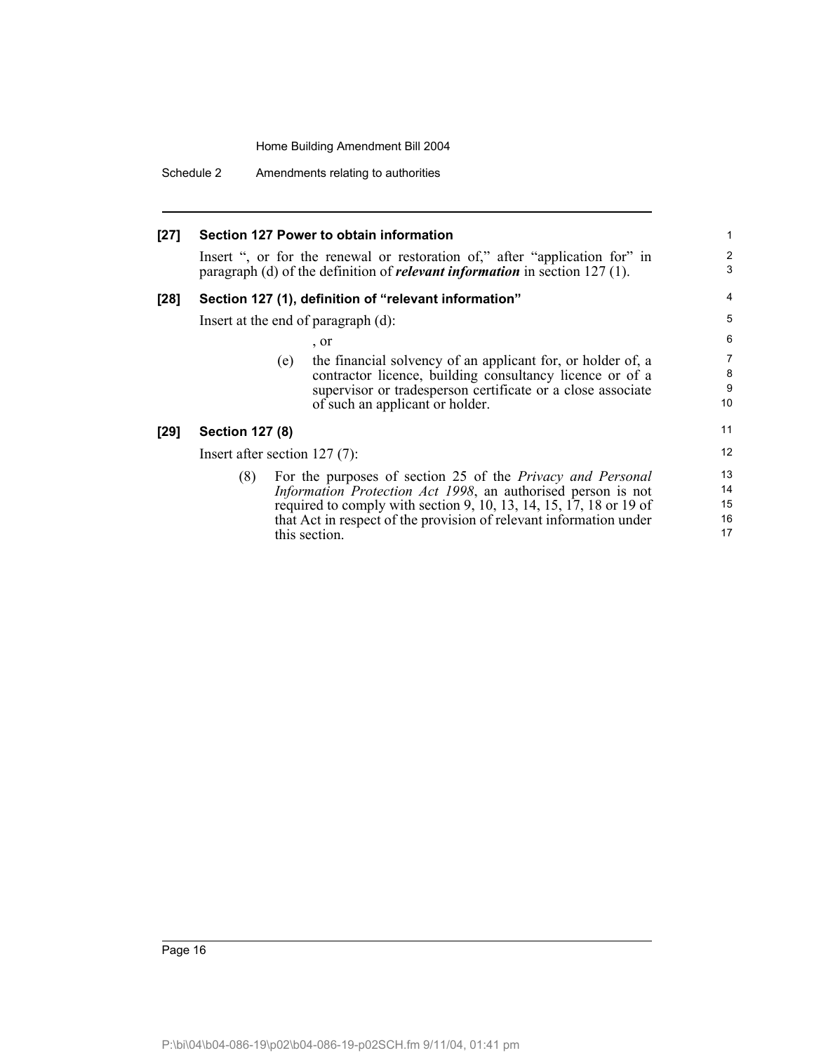**[27] Section 127 Power to obtain information**

Insert ", or for the renewal or restoration of," after "application for" in paragraph (d) of the definition of ***relevant information*** in section 127 (1).

**[28] Section 127 (1), definition of "relevant information"**

Insert at the end of paragraph (d):

, or

(e) the financial solvency of an applicant for, or holder of, a contractor licence, building consultancy licence or of a supervisor or tradesperson certificate or a close associate of such an applicant or holder.

**[29] Section 127 (8)**

Insert after section 127 (7):

(8) For the purposes of section 25 of the *Privacy and Personal Information Protection Act 1998*, an authorised person is not required to comply with section 9, 10, 13, 14, 15, 17, 18 or 19 of that Act in respect of the provision of relevant information under this section.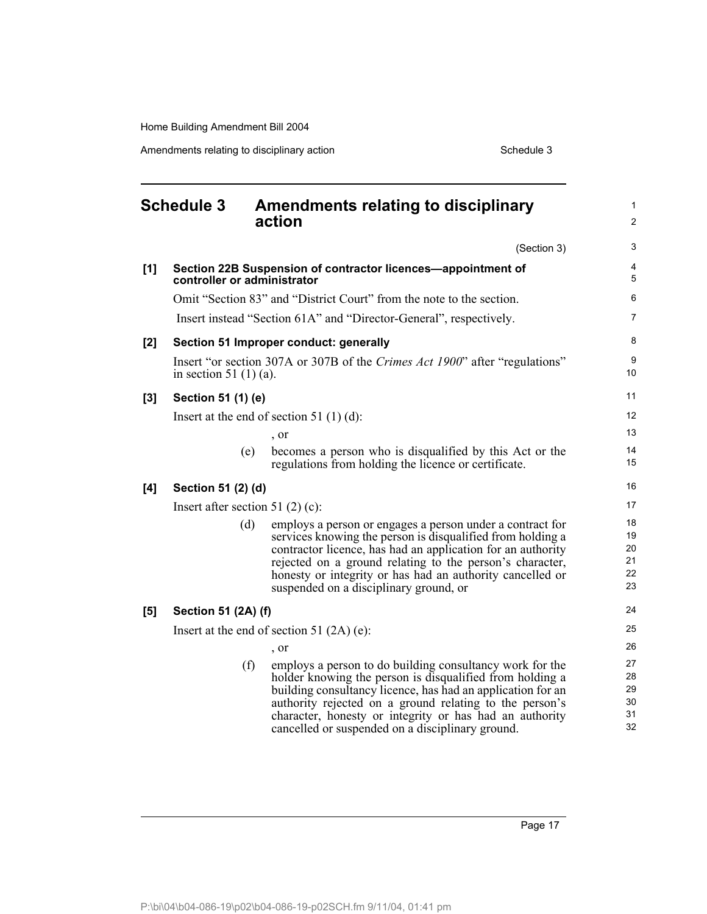## Schedule 3 Amendments relating to disciplinary action

(Section 3)

**[1] Section 22B Suspension of contractor licences—appointment of controller or administrator**

Omit "Section 83" and "District Court" from the note to the section.

Insert instead "Section 61A" and "Director-General", respectively.

**[2] Section 51 Improper conduct: generally**

Insert "or section 307A or 307B of the *Crimes Act 1900*" after "regulations" in section 51 (1) (a).

**[3] Section 51 (1) (e)**

Insert at the end of section 51 (1) (d):

, or

(e) becomes a person who is disqualified by this Act or the regulations from holding the licence or certificate.

**[4] Section 51 (2) (d)**

Insert after section 51 (2) (c):

(d) employs a person or engages a person under a contract for services knowing the person is disqualified from holding a contractor licence, has had an application for an authority rejected on a ground relating to the person's character, honesty or integrity or has had an authority cancelled or suspended on a disciplinary ground, or

**[5] Section 51 (2A) (f)**

Insert at the end of section 51 (2A) (e):

, or

(f) employs a person to do building consultancy work for the holder knowing the person is disqualified from holding a building consultancy licence, has had an application for an authority rejected on a ground relating to the person's character, honesty or integrity or has had an authority cancelled or suspended on a disciplinary ground.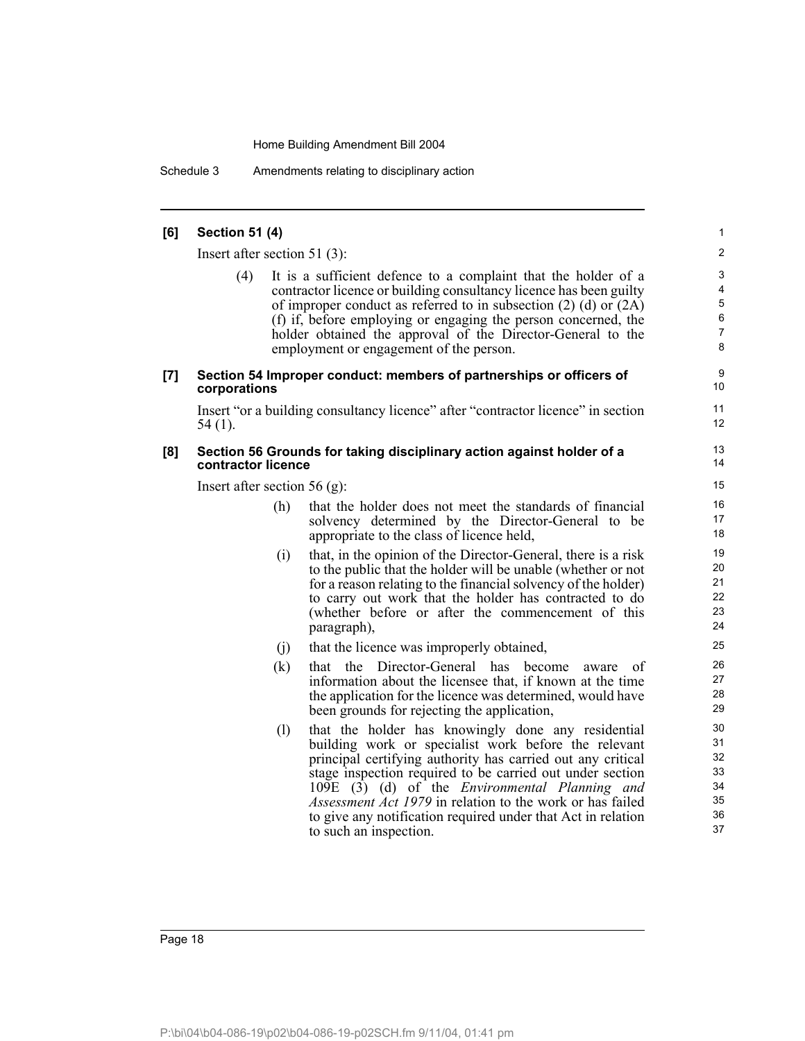**[6] Section 51 (4)**

Insert after section 51 (3):

(4) It is a sufficient defence to a complaint that the holder of a contractor licence or building consultancy licence has been guilty of improper conduct as referred to in subsection (2) (d) or (2A) (f) if, before employing or engaging the person concerned, the holder obtained the approval of the Director-General to the employment or engagement of the person.

**[7] Section 54 Improper conduct: members of partnerships or officers of corporations**

Insert "or a building consultancy licence" after "contractor licence" in section 54 (1).

**[8] Section 56 Grounds for taking disciplinary action against holder of a contractor licence**

Insert after section 56 (g):

(h) that the holder does not meet the standards of financial solvency determined by the Director-General to be appropriate to the class of licence held,

(i) that, in the opinion of the Director-General, there is a risk to the public that the holder will be unable (whether or not for a reason relating to the financial solvency of the holder) to carry out work that the holder has contracted to do (whether before or after the commencement of this paragraph),

(j) that the licence was improperly obtained,

(k) that the Director-General has become aware of information about the licensee that, if known at the time the application for the licence was determined, would have been grounds for rejecting the application,

(l) that the holder has knowingly done any residential building work or specialist work before the relevant principal certifying authority has carried out any critical stage inspection required to be carried out under section 109E (3) (d) of the *Environmental Planning and Assessment Act 1979* in relation to the work or has failed to give any notification required under that Act in relation to such an inspection.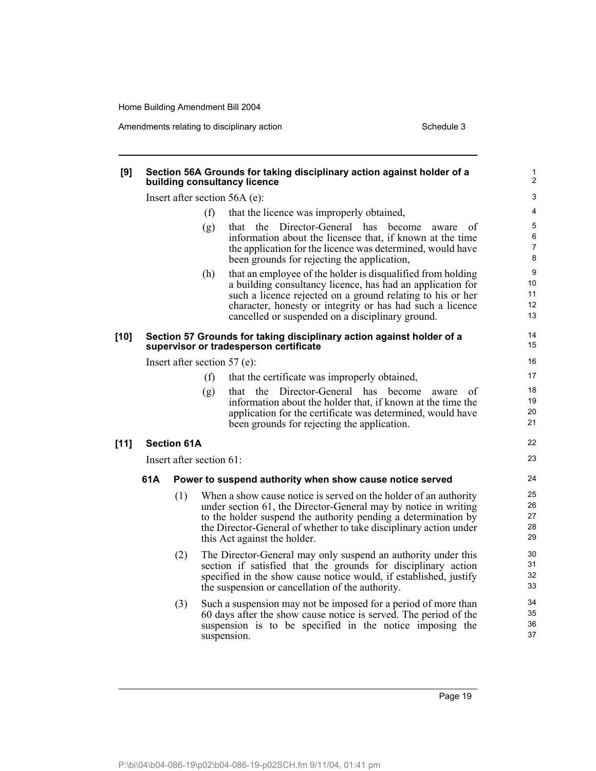**[9] Section 56A Grounds for taking disciplinary action against holder of a building consultancy licence**

Insert after section 56A (e):

(f) that the licence was improperly obtained,

(g) that the Director-General has become aware of information about the licensee that, if known at the time the application for the licence was determined, would have been grounds for rejecting the application,

(h) that an employee of the holder is disqualified from holding a building consultancy licence, has had an application for such a licence rejected on a ground relating to his or her character, honesty or integrity or has had such a licence cancelled or suspended on a disciplinary ground.

**[10] Section 57 Grounds for taking disciplinary action against holder of a supervisor or tradesperson certificate**

Insert after section 57 (e):

(f) that the certificate was improperly obtained,

(g) that the Director-General has become aware of information about the holder that, if known at the time the application for the certificate was determined, would have been grounds for rejecting the application.

**[11] Section 61A**

Insert after section 61:

**61A Power to suspend authority when show cause notice served**

(1) When a show cause notice is served on the holder of an authority under section 61, the Director-General may by notice in writing to the holder suspend the authority pending a determination by the Director-General of whether to take disciplinary action under this Act against the holder.

(2) The Director-General may only suspend an authority under this section if satisfied that the grounds for disciplinary action specified in the show cause notice would, if established, justify the suspension or cancellation of the authority.

(3) Such a suspension may not be imposed for a period of more than 60 days after the show cause notice is served. The period of the suspension is to be specified in the notice imposing the suspension.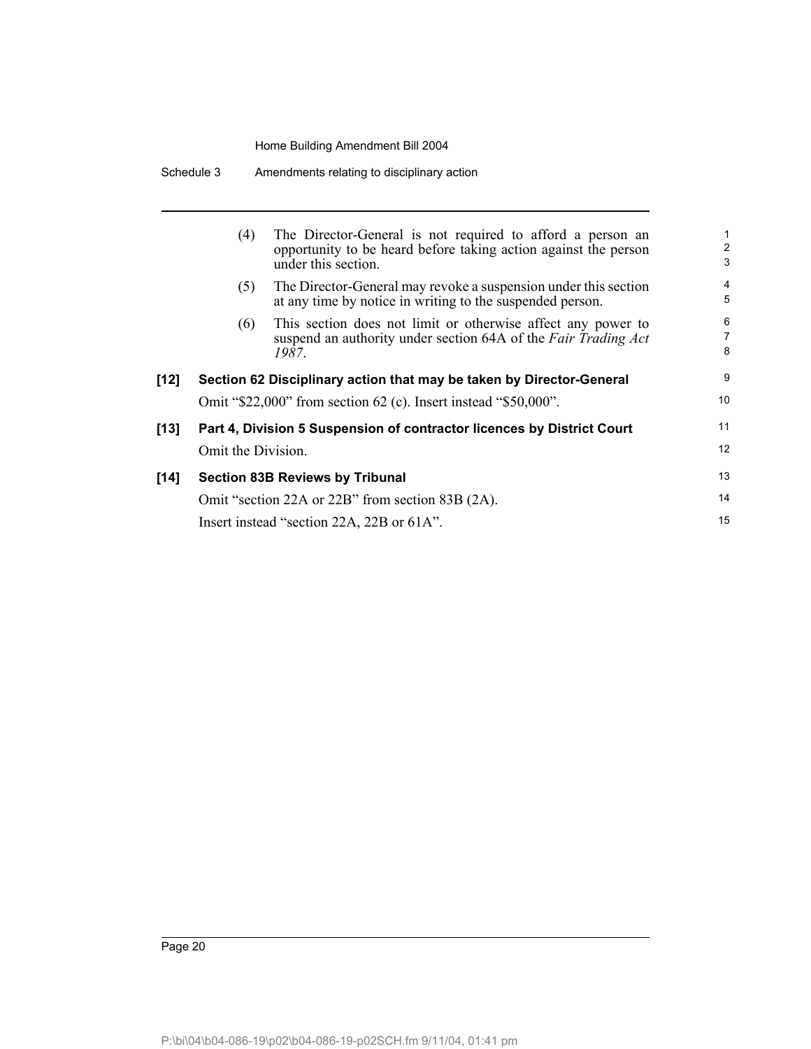(4) The Director-General is not required to afford a person an opportunity to be heard before taking action against the person under this section.

(5) The Director-General may revoke a suspension under this section at any time by notice in writing to the suspended person.

(6) This section does not limit or otherwise affect any power to suspend an authority under section 64A of the *Fair Trading Act 1987*.

**[12] Section 62 Disciplinary action that may be taken by Director-General**

Omit "$22,000" from section 62 (c). Insert instead "$50,000".

**[13] Part 4, Division 5 Suspension of contractor licences by District Court**

Omit the Division.

**[14] Section 83B Reviews by Tribunal**

Omit "section 22A or 22B" from section 83B (2A).

Insert instead "section 22A, 22B or 61A".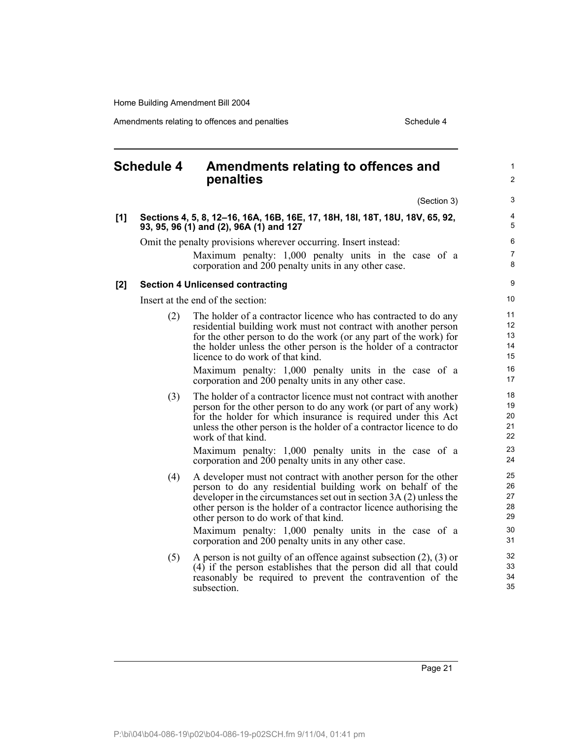# Schedule 4 Amendments relating to offences and penalties

(Section 3)

**[1] Sections 4, 5, 8, 12–16, 16A, 16B, 16E, 17, 18H, 18I, 18T, 18U, 18V, 65, 92, 93, 95, 96 (1) and (2), 96A (1) and 127**

Omit the penalty provisions wherever occurring. Insert instead:

> Maximum penalty: 1,000 penalty units in the case of a corporation and 200 penalty units in any other case.

**[2] Section 4 Unlicensed contracting**

Insert at the end of the section:

> (2) The holder of a contractor licence who has contracted to do any residential building work must not contract with another person for the other person to do the work (or any part of the work) for the holder unless the other person is the holder of a contractor licence to do work of that kind.
>
> Maximum penalty: 1,000 penalty units in the case of a corporation and 200 penalty units in any other case.
>
> (3) The holder of a contractor licence must not contract with another person for the other person to do any work (or part of any work) for the holder for which insurance is required under this Act unless the other person is the holder of a contractor licence to do work of that kind.
>
> Maximum penalty: 1,000 penalty units in the case of a corporation and 200 penalty units in any other case.
>
> (4) A developer must not contract with another person for the other person to do any residential building work on behalf of the developer in the circumstances set out in section 3A (2) unless the other person is the holder of a contractor licence authorising the other person to do work of that kind.
>
> Maximum penalty: 1,000 penalty units in the case of a corporation and 200 penalty units in any other case.
>
> (5) A person is not guilty of an offence against subsection (2), (3) or (4) if the person establishes that the person did all that could reasonably be required to prevent the contravention of the subsection.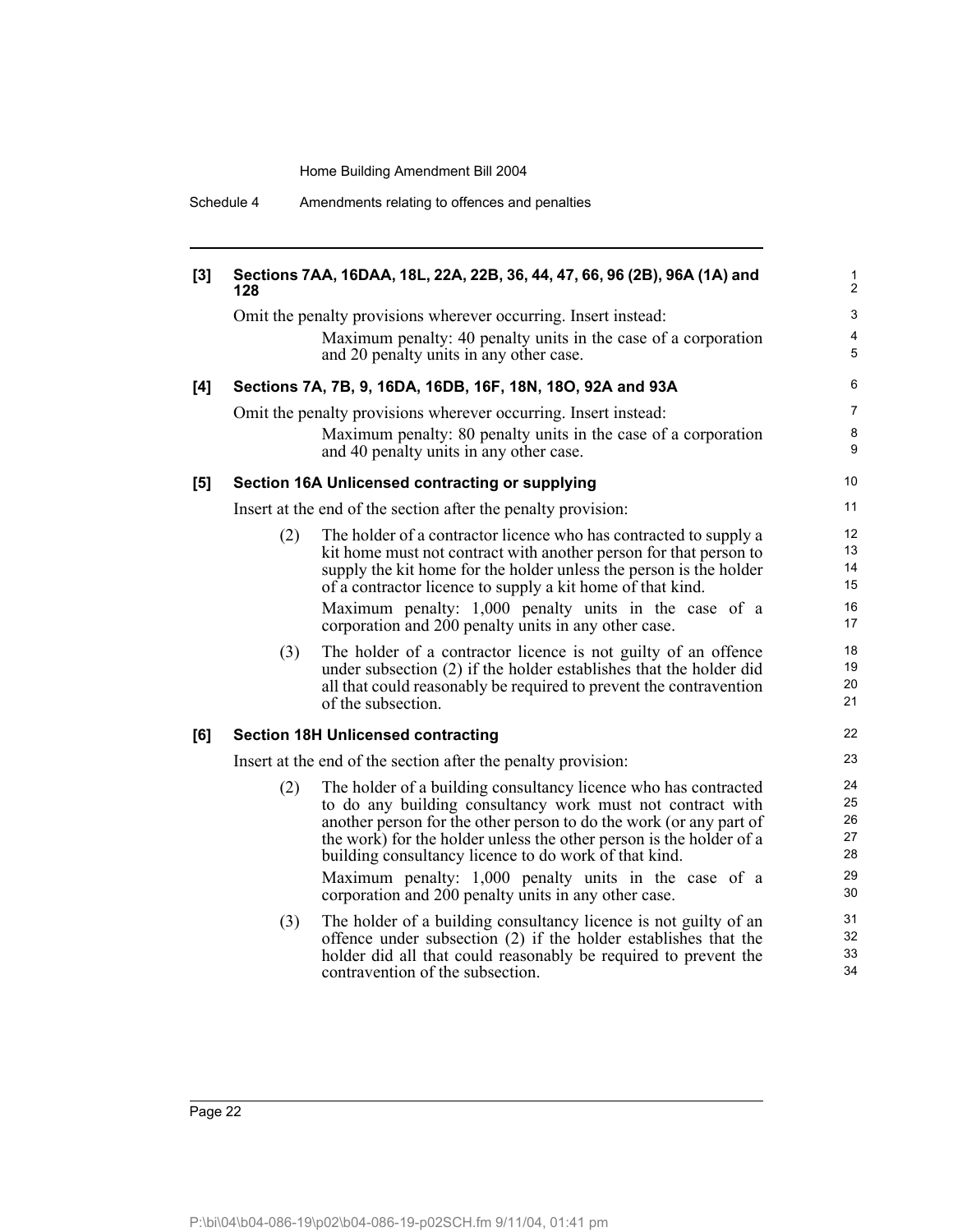**[3] Sections 7AA, 16DAA, 18L, 22A, 22B, 36, 44, 47, 66, 96 (2B), 96A (1A) and 128**

Omit the penalty provisions wherever occurring. Insert instead:

> Maximum penalty: 40 penalty units in the case of a corporation and 20 penalty units in any other case.

**[4] Sections 7A, 7B, 9, 16DA, 16DB, 16F, 18N, 18O, 92A and 93A**

Omit the penalty provisions wherever occurring. Insert instead:

> Maximum penalty: 80 penalty units in the case of a corporation and 40 penalty units in any other case.

**[5] Section 16A Unlicensed contracting or supplying**

Insert at the end of the section after the penalty provision:

> (2) The holder of a contractor licence who has contracted to supply a kit home must not contract with another person for that person to supply the kit home for the holder unless the person is the holder of a contractor licence to supply a kit home of that kind.
>
> Maximum penalty: 1,000 penalty units in the case of a corporation and 200 penalty units in any other case.
>
> (3) The holder of a contractor licence is not guilty of an offence under subsection (2) if the holder establishes that the holder did all that could reasonably be required to prevent the contravention of the subsection.

**[6] Section 18H Unlicensed contracting**

Insert at the end of the section after the penalty provision:

> (2) The holder of a building consultancy licence who has contracted to do any building consultancy work must not contract with another person for the other person to do the work (or any part of the work) for the holder unless the other person is the holder of a building consultancy licence to do work of that kind.
>
> Maximum penalty: 1,000 penalty units in the case of a corporation and 200 penalty units in any other case.
>
> (3) The holder of a building consultancy licence is not guilty of an offence under subsection (2) if the holder establishes that the holder did all that could reasonably be required to prevent the contravention of the subsection.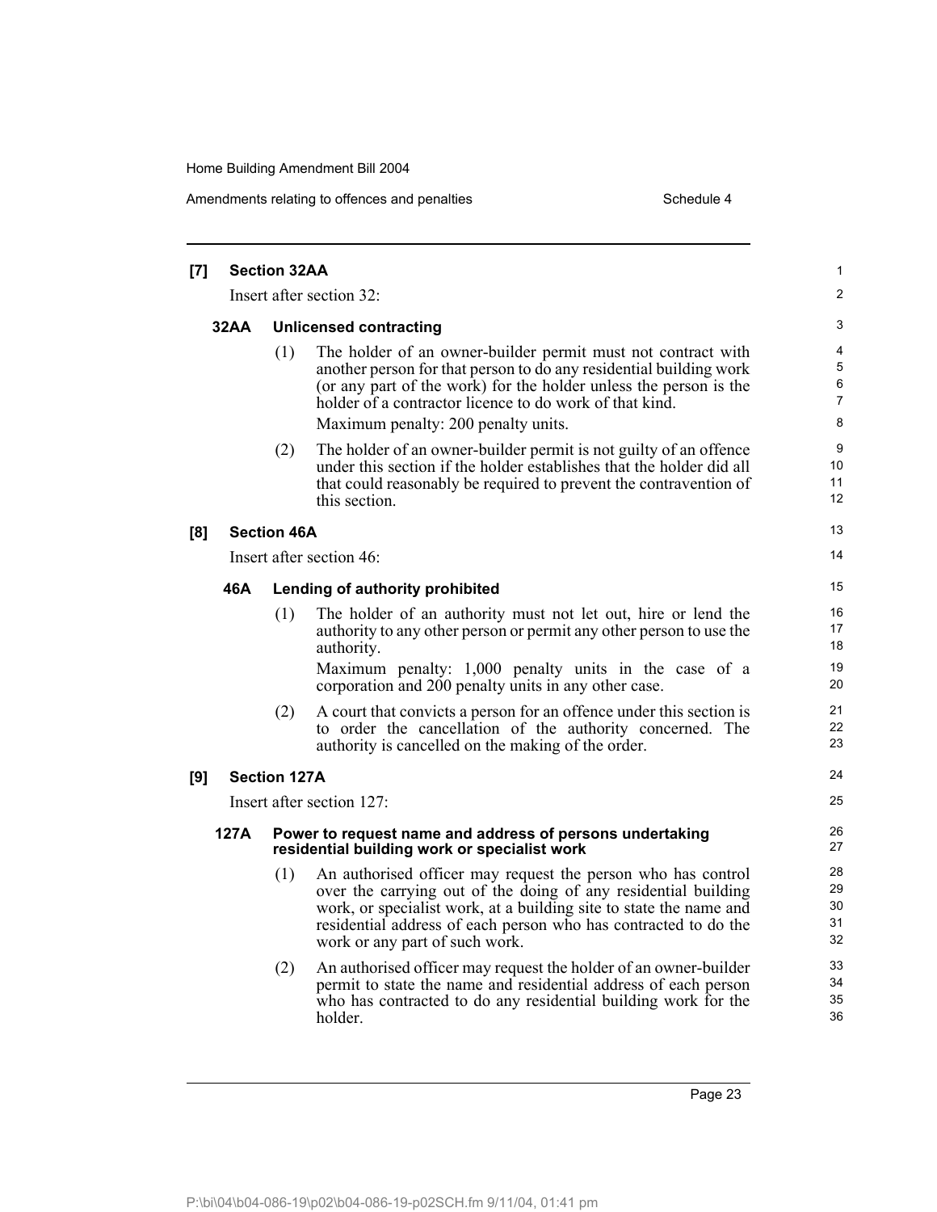**[7] Section 32AA**

Insert after section 32:

**32AA Unlicensed contracting**

(1) The holder of an owner-builder permit must not contract with another person for that person to do any residential building work (or any part of the work) for the holder unless the person is the holder of a contractor licence to do work of that kind.

Maximum penalty: 200 penalty units.

(2) The holder of an owner-builder permit is not guilty of an offence under this section if the holder establishes that the holder did all that could reasonably be required to prevent the contravention of this section.

**[8] Section 46A**

Insert after section 46:

**46A Lending of authority prohibited**

(1) The holder of an authority must not let out, hire or lend the authority to any other person or permit any other person to use the authority.

Maximum penalty: 1,000 penalty units in the case of a corporation and 200 penalty units in any other case.

(2) A court that convicts a person for an offence under this section is to order the cancellation of the authority concerned. The authority is cancelled on the making of the order.

**[9] Section 127A**

Insert after section 127:

**127A Power to request name and address of persons undertaking residential building work or specialist work**

(1) An authorised officer may request the person who has control over the carrying out of the doing of any residential building work, or specialist work, at a building site to state the name and residential address of each person who has contracted to do the work or any part of such work.

(2) An authorised officer may request the holder of an owner-builder permit to state the name and residential address of each person who has contracted to do any residential building work for the holder.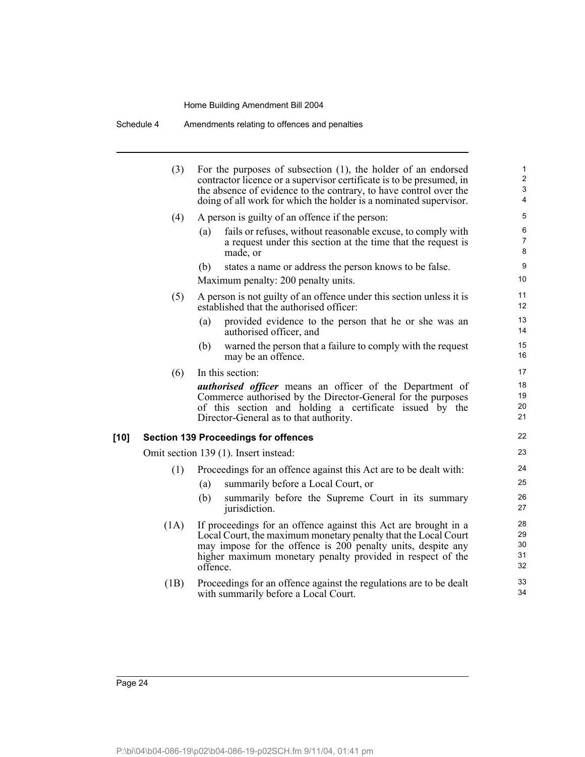(3) For the purposes of subsection (1), the holder of an endorsed contractor licence or a supervisor certificate is to be presumed, in the absence of evidence to the contrary, to have control over the doing of all work for which the holder is a nominated supervisor.

(4) A person is guilty of an offence if the person:

(a) fails or refuses, without reasonable excuse, to comply with a request under this section at the time that the request is made, or

(b) states a name or address the person knows to be false.

Maximum penalty: 200 penalty units.

(5) A person is not guilty of an offence under this section unless it is established that the authorised officer:

(a) provided evidence to the person that he or she was an authorised officer, and

(b) warned the person that a failure to comply with the request may be an offence.

(6) In this section:

***authorised officer*** means an officer of the Department of Commerce authorised by the Director-General for the purposes of this section and holding a certificate issued by the Director-General as to that authority.

### [10] Section 139 Proceedings for offences

Omit section 139 (1). Insert instead:

(1) Proceedings for an offence against this Act are to be dealt with:

(a) summarily before a Local Court, or

(b) summarily before the Supreme Court in its summary jurisdiction.

(1A) If proceedings for an offence against this Act are brought in a Local Court, the maximum monetary penalty that the Local Court may impose for the offence is 200 penalty units, despite any higher maximum monetary penalty provided in respect of the offence.

(1B) Proceedings for an offence against the regulations are to be dealt with summarily before a Local Court.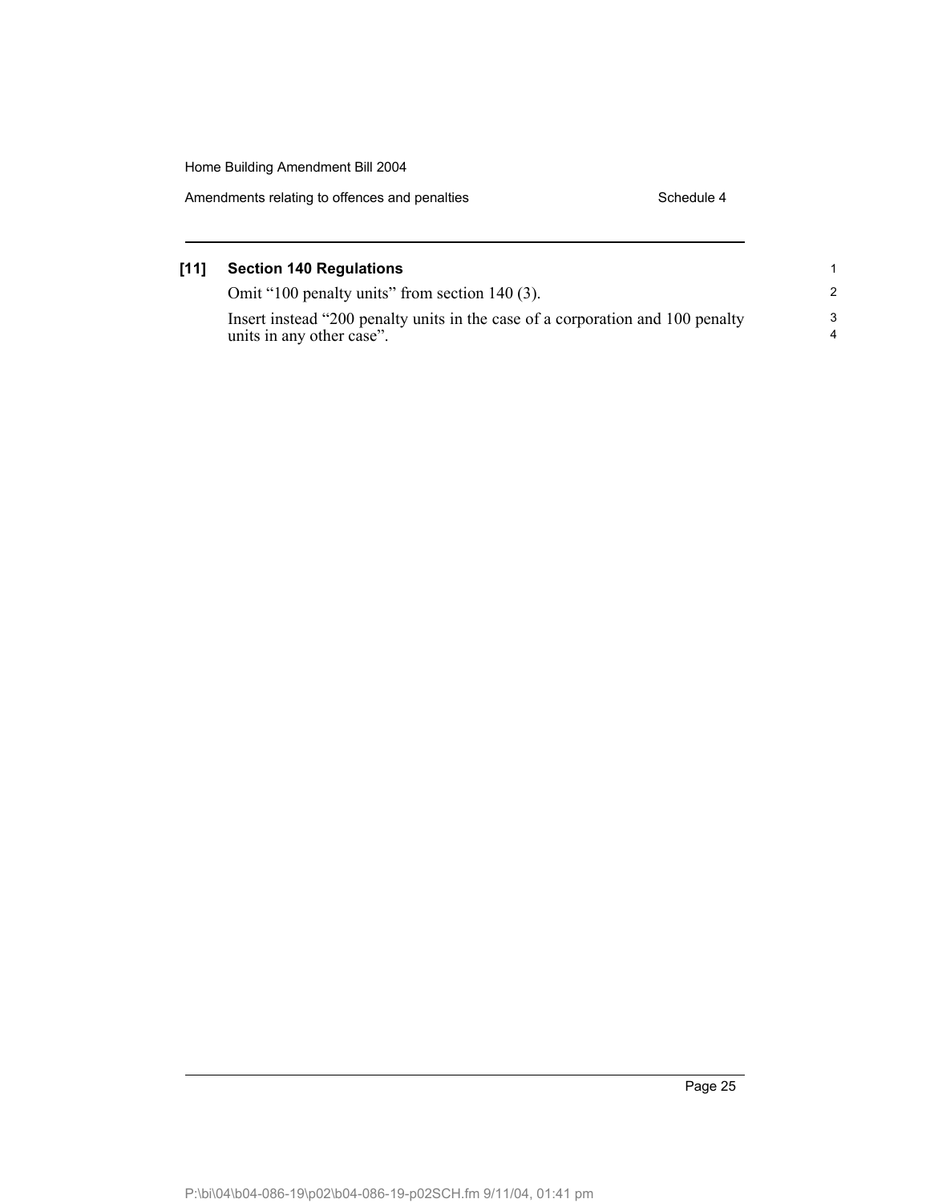**[11] Section 140 Regulations**

Omit "100 penalty units" from section 140 (3).

Insert instead "200 penalty units in the case of a corporation and 100 penalty units in any other case".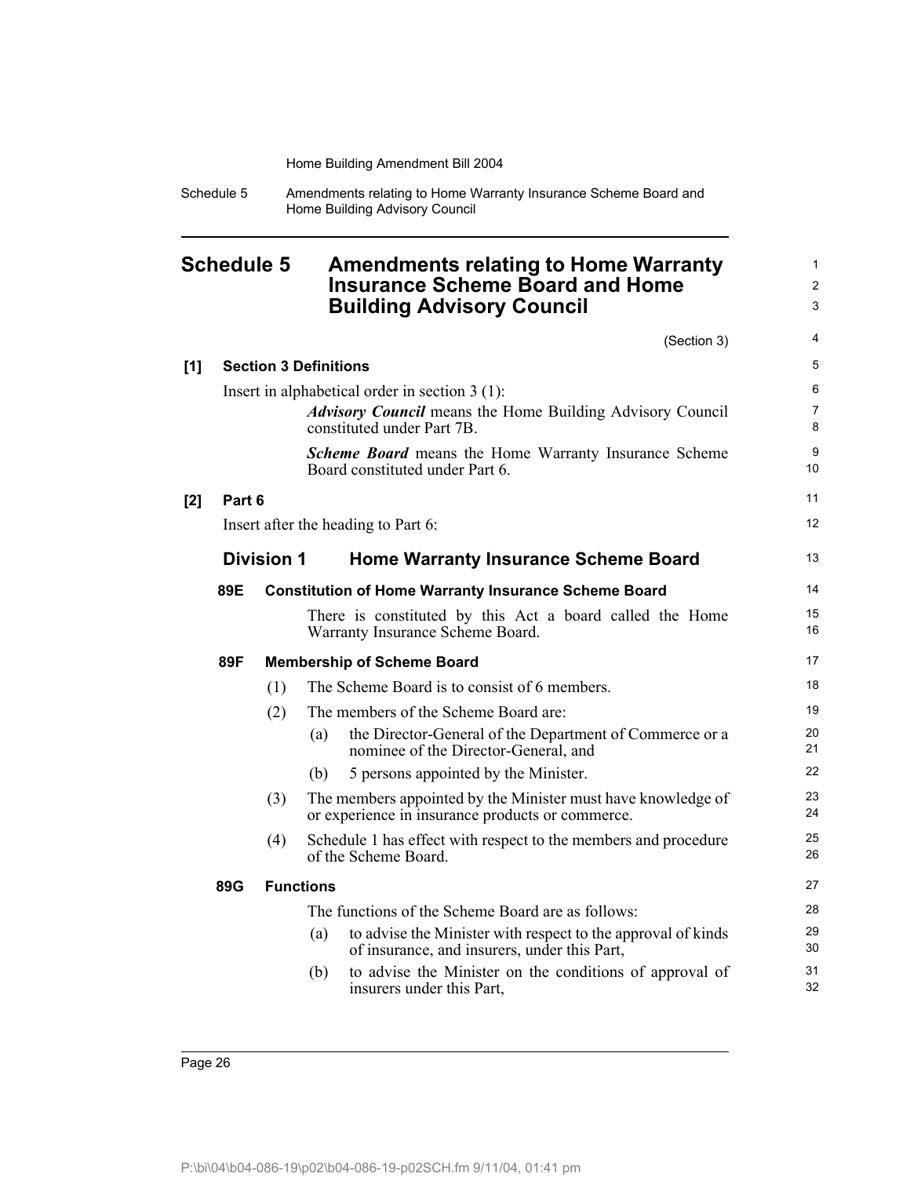# Schedule 5 Amendments relating to Home Warranty Insurance Scheme Board and Home Building Advisory Council

(Section 3)

**[1] Section 3 Definitions**

Insert in alphabetical order in section 3 (1):

> ***Advisory Council*** means the Home Building Advisory Council constituted under Part 7B.
>
> ***Scheme Board*** means the Home Warranty Insurance Scheme Board constituted under Part 6.

**[2] Part 6**

Insert after the heading to Part 6:

## Division 1 Home Warranty Insurance Scheme Board

### 89E Constitution of Home Warranty Insurance Scheme Board

There is constituted by this Act a board called the Home Warranty Insurance Scheme Board.

### 89F Membership of Scheme Board

(1) The Scheme Board is to consist of 6 members.

(2) The members of the Scheme Board are:

- (a) the Director-General of the Department of Commerce or a nominee of the Director-General, and
- (b) 5 persons appointed by the Minister.

(3) The members appointed by the Minister must have knowledge of or experience in insurance products or commerce.

(4) Schedule 1 has effect with respect to the members and procedure of the Scheme Board.

### 89G Functions

The functions of the Scheme Board are as follows:

- (a) to advise the Minister with respect to the approval of kinds of insurance, and insurers, under this Part,
- (b) to advise the Minister on the conditions of approval of insurers under this Part,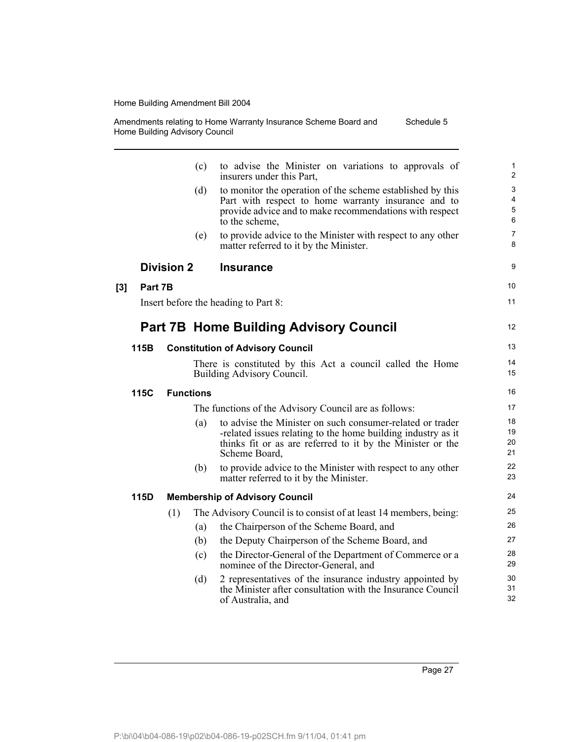(c) to advise the Minister on variations to approvals of insurers under this Part,

(d) to monitor the operation of the scheme established by this Part with respect to home warranty insurance and to provide advice and to make recommendations with respect to the scheme,

(e) to provide advice to the Minister with respect to any other matter referred to it by the Minister.

## Division 2 Insurance

**[3] Part 7B**

Insert before the heading to Part 8:

# Part 7B Home Building Advisory Council

### 115B Constitution of Advisory Council

There is constituted by this Act a council called the Home Building Advisory Council.

### 115C Functions

The functions of the Advisory Council are as follows:

(a) to advise the Minister on such consumer-related or trader -related issues relating to the home building industry as it thinks fit or as are referred to it by the Minister or the Scheme Board,

(b) to provide advice to the Minister with respect to any other matter referred to it by the Minister.

### 115D Membership of Advisory Council

(1) The Advisory Council is to consist of at least 14 members, being:

(a) the Chairperson of the Scheme Board, and

(b) the Deputy Chairperson of the Scheme Board, and

(c) the Director-General of the Department of Commerce or a nominee of the Director-General, and

(d) 2 representatives of the insurance industry appointed by the Minister after consultation with the Insurance Council of Australia, and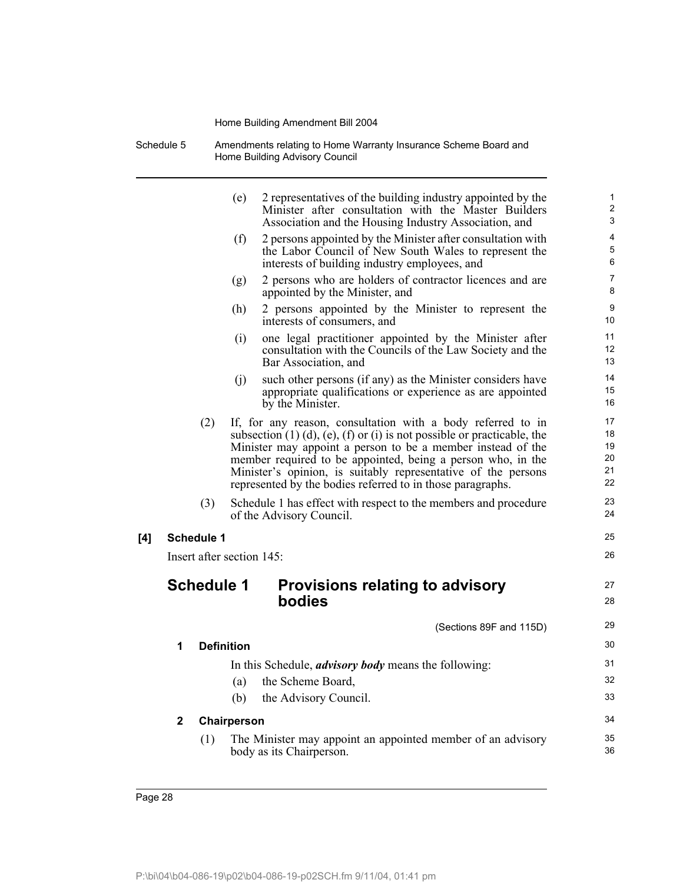(e) 2 representatives of the building industry appointed by the Minister after consultation with the Master Builders Association and the Housing Industry Association, and

(f) 2 persons appointed by the Minister after consultation with the Labor Council of New South Wales to represent the interests of building industry employees, and

(g) 2 persons who are holders of contractor licences and are appointed by the Minister, and

(h) 2 persons appointed by the Minister to represent the interests of consumers, and

(i) one legal practitioner appointed by the Minister after consultation with the Councils of the Law Society and the Bar Association, and

(j) such other persons (if any) as the Minister considers have appropriate qualifications or experience as are appointed by the Minister.

(2) If, for any reason, consultation with a body referred to in subsection (1) (d), (e), (f) or (i) is not possible or practicable, the Minister may appoint a person to be a member instead of the member required to be appointed, being a person who, in the Minister's opinion, is suitably representative of the persons represented by the bodies referred to in those paragraphs.

(3) Schedule 1 has effect with respect to the members and procedure of the Advisory Council.

**[4] Schedule 1**

Insert after section 145:

## Schedule 1 Provisions relating to advisory bodies

(Sections 89F and 115D)

### 1 Definition

In this Schedule, ***advisory body*** means the following:

(a) the Scheme Board,

(b) the Advisory Council.

### 2 Chairperson

(1) The Minister may appoint an appointed member of an advisory body as its Chairperson.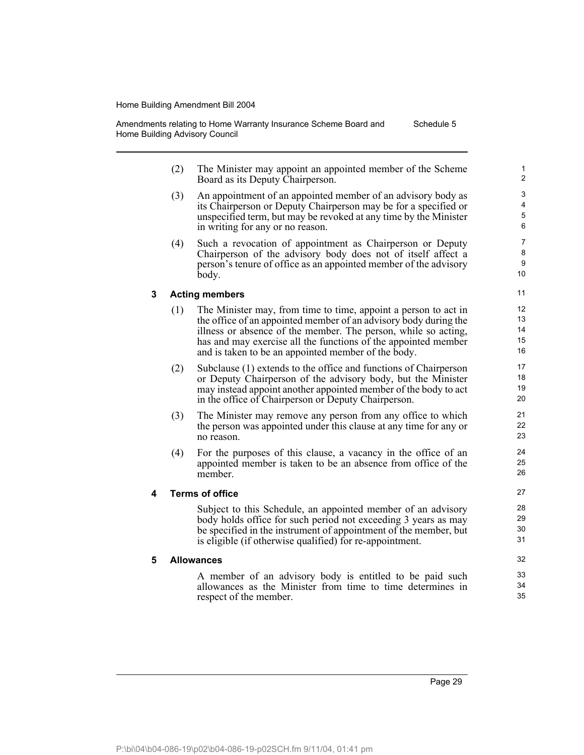(2) The Minister may appoint an appointed member of the Scheme Board as its Deputy Chairperson.

(3) An appointment of an appointed member of an advisory body as its Chairperson or Deputy Chairperson may be for a specified or unspecified term, but may be revoked at any time by the Minister in writing for any or no reason.

(4) Such a revocation of appointment as Chairperson or Deputy Chairperson of the advisory body does not of itself affect a person's tenure of office as an appointed member of the advisory body.

### 3 Acting members

(1) The Minister may, from time to time, appoint a person to act in the office of an appointed member of an advisory body during the illness or absence of the member. The person, while so acting, has and may exercise all the functions of the appointed member and is taken to be an appointed member of the body.

(2) Subclause (1) extends to the office and functions of Chairperson or Deputy Chairperson of the advisory body, but the Minister may instead appoint another appointed member of the body to act in the office of Chairperson or Deputy Chairperson.

(3) The Minister may remove any person from any office to which the person was appointed under this clause at any time for any or no reason.

(4) For the purposes of this clause, a vacancy in the office of an appointed member is taken to be an absence from office of the member.

### 4 Terms of office

Subject to this Schedule, an appointed member of an advisory body holds office for such period not exceeding 3 years as may be specified in the instrument of appointment of the member, but is eligible (if otherwise qualified) for re-appointment.

### 5 Allowances

A member of an advisory body is entitled to be paid such allowances as the Minister from time to time determines in respect of the member.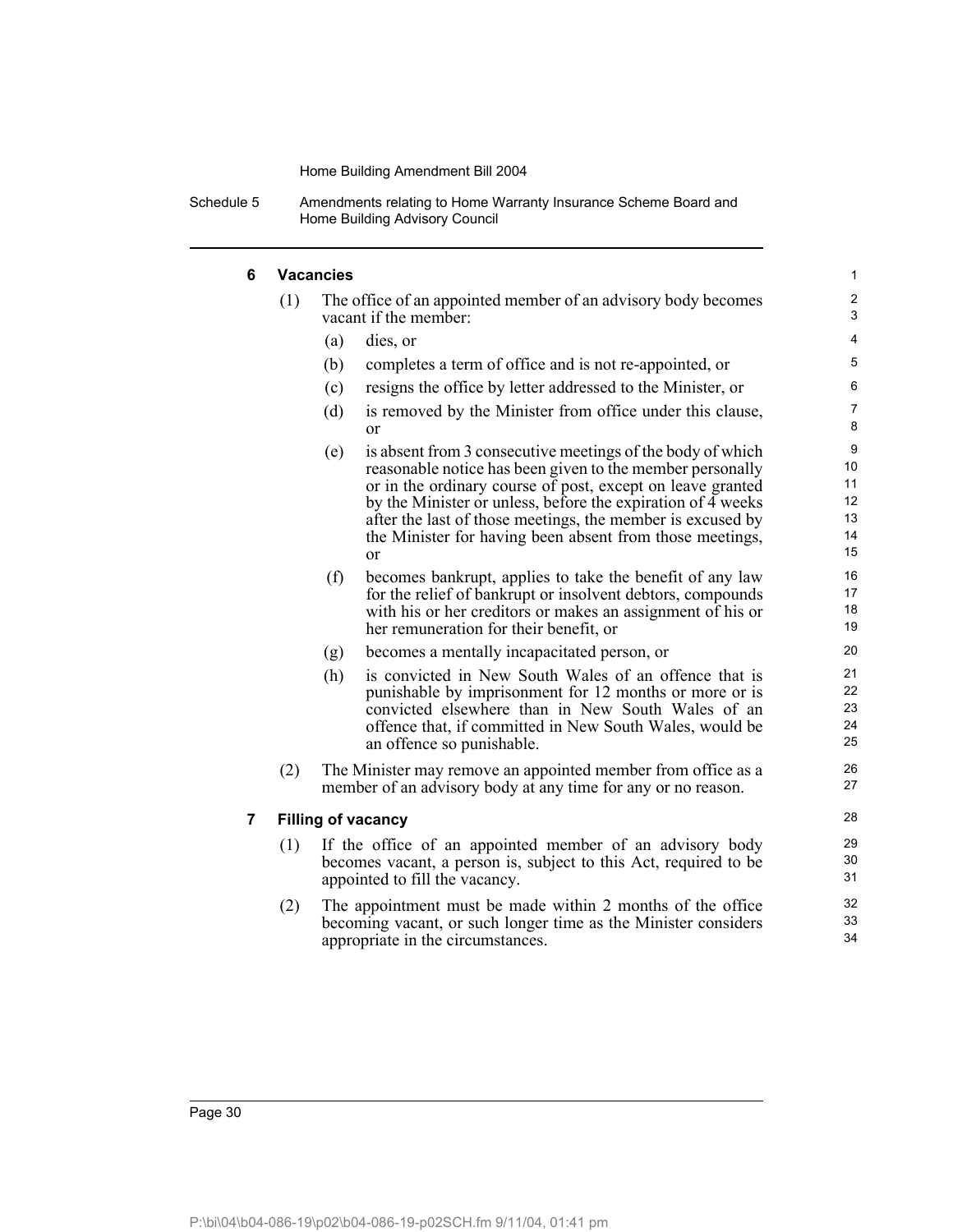### 6 Vacancies

(1) The office of an appointed member of an advisory body becomes vacant if the member:

(a) dies, or

(b) completes a term of office and is not re-appointed, or

(c) resigns the office by letter addressed to the Minister, or

(d) is removed by the Minister from office under this clause, or

(e) is absent from 3 consecutive meetings of the body of which reasonable notice has been given to the member personally or in the ordinary course of post, except on leave granted by the Minister or unless, before the expiration of 4 weeks after the last of those meetings, the member is excused by the Minister for having been absent from those meetings, or

(f) becomes bankrupt, applies to take the benefit of any law for the relief of bankrupt or insolvent debtors, compounds with his or her creditors or makes an assignment of his or her remuneration for their benefit, or

(g) becomes a mentally incapacitated person, or

(h) is convicted in New South Wales of an offence that is punishable by imprisonment for 12 months or more or is convicted elsewhere than in New South Wales of an offence that, if committed in New South Wales, would be an offence so punishable.

(2) The Minister may remove an appointed member from office as a member of an advisory body at any time for any or no reason.

### 7 Filling of vacancy

(1) If the office of an appointed member of an advisory body becomes vacant, a person is, subject to this Act, required to be appointed to fill the vacancy.

(2) The appointment must be made within 2 months of the office becoming vacant, or such longer time as the Minister considers appropriate in the circumstances.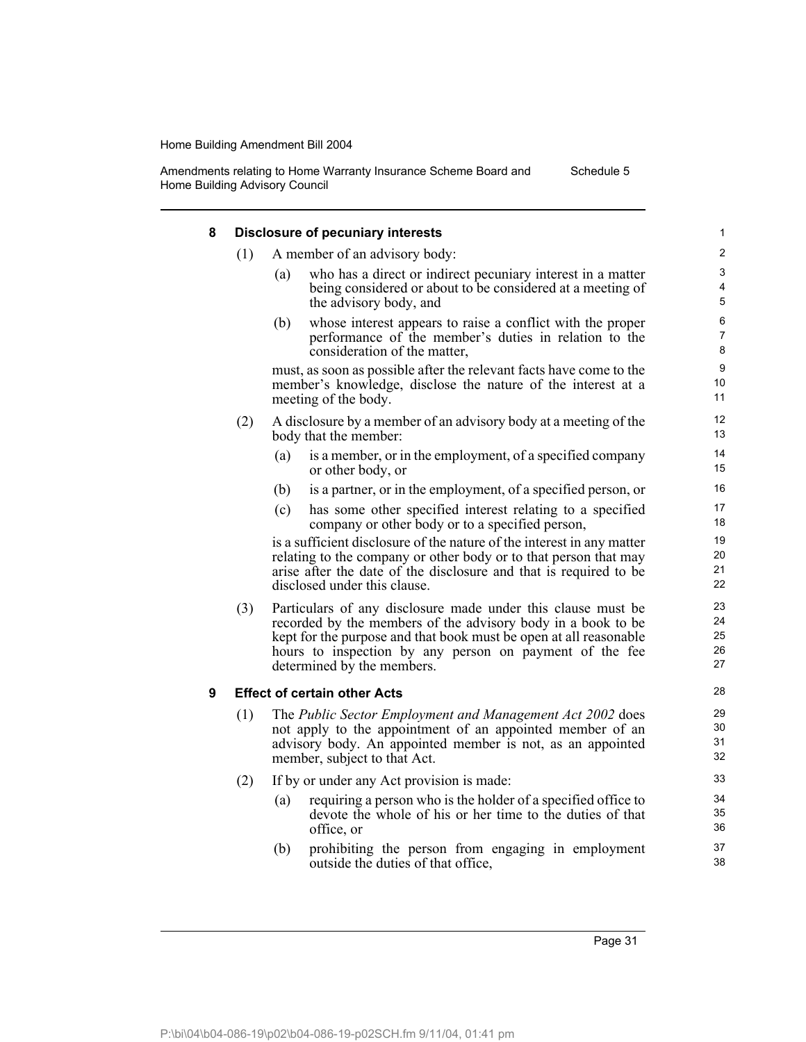### 8 Disclosure of pecuniary interests

(1) A member of an advisory body:

(a) who has a direct or indirect pecuniary interest in a matter being considered or about to be considered at a meeting of the advisory body, and

(b) whose interest appears to raise a conflict with the proper performance of the member's duties in relation to the consideration of the matter,

must, as soon as possible after the relevant facts have come to the member's knowledge, disclose the nature of the interest at a meeting of the body.

(2) A disclosure by a member of an advisory body at a meeting of the body that the member:

(a) is a member, or in the employment, of a specified company or other body, or

(b) is a partner, or in the employment, of a specified person, or

(c) has some other specified interest relating to a specified company or other body or to a specified person,

is a sufficient disclosure of the nature of the interest in any matter relating to the company or other body or to that person that may arise after the date of the disclosure and that is required to be disclosed under this clause.

(3) Particulars of any disclosure made under this clause must be recorded by the members of the advisory body in a book to be kept for the purpose and that book must be open at all reasonable hours to inspection by any person on payment of the fee determined by the members.

### 9 Effect of certain other Acts

(1) The *Public Sector Employment and Management Act 2002* does not apply to the appointment of an appointed member of an advisory body. An appointed member is not, as an appointed member, subject to that Act.

(2) If by or under any Act provision is made:

(a) requiring a person who is the holder of a specified office to devote the whole of his or her time to the duties of that office, or

(b) prohibiting the person from engaging in employment outside the duties of that office,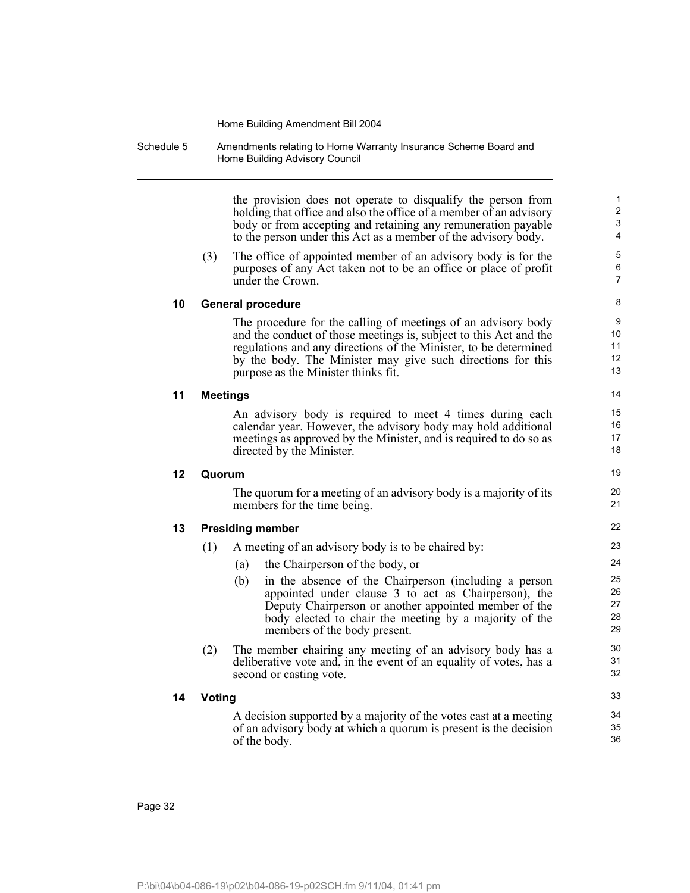the provision does not operate to disqualify the person from holding that office and also the office of a member of an advisory body or from accepting and retaining any remuneration payable to the person under this Act as a member of the advisory body.

(3) The office of appointed member of an advisory body is for the purposes of any Act taken not to be an office or place of profit under the Crown.

### 10 General procedure

The procedure for the calling of meetings of an advisory body and the conduct of those meetings is, subject to this Act and the regulations and any directions of the Minister, to be determined by the body. The Minister may give such directions for this purpose as the Minister thinks fit.

### 11 Meetings

An advisory body is required to meet 4 times during each calendar year. However, the advisory body may hold additional meetings as approved by the Minister, and is required to do so as directed by the Minister.

### 12 Quorum

The quorum for a meeting of an advisory body is a majority of its members for the time being.

### 13 Presiding member

(1) A meeting of an advisory body is to be chaired by:

(a) the Chairperson of the body, or

(b) in the absence of the Chairperson (including a person appointed under clause 3 to act as Chairperson), the Deputy Chairperson or another appointed member of the body elected to chair the meeting by a majority of the members of the body present.

(2) The member chairing any meeting of an advisory body has a deliberative vote and, in the event of an equality of votes, has a second or casting vote.

### 14 Voting

A decision supported by a majority of the votes cast at a meeting of an advisory body at which a quorum is present is the decision of the body.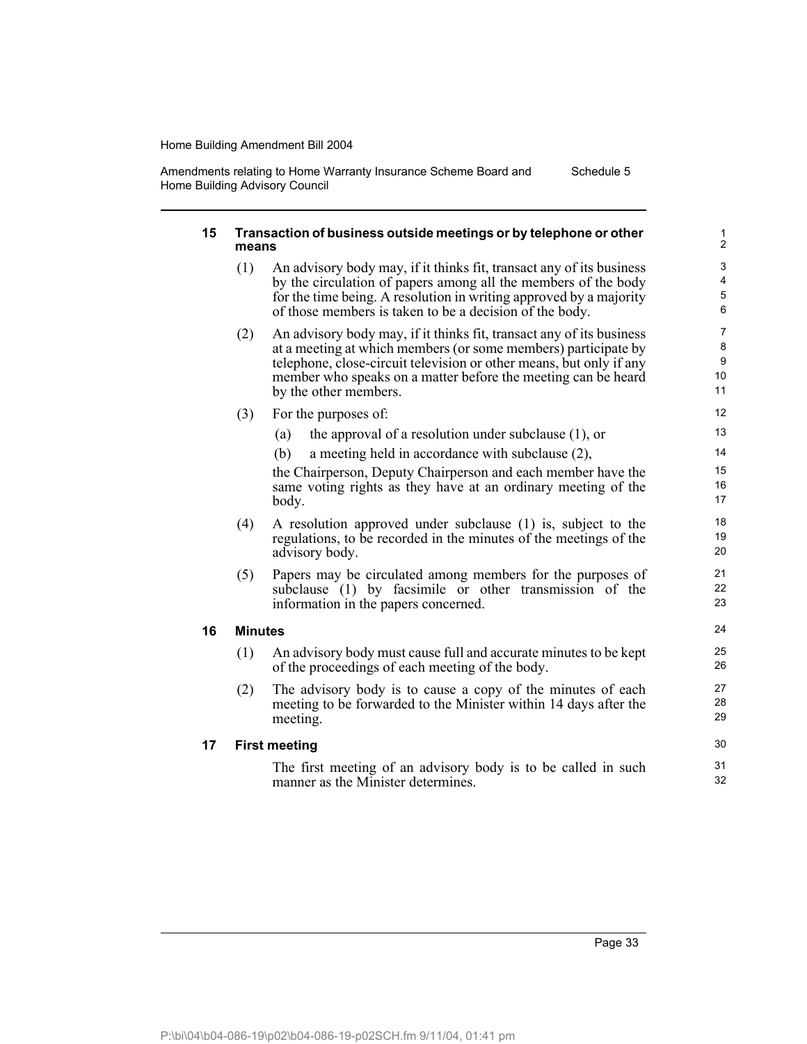### 15 Transaction of business outside meetings or by telephone or other means

(1) An advisory body may, if it thinks fit, transact any of its business by the circulation of papers among all the members of the body for the time being. A resolution in writing approved by a majority of those members is taken to be a decision of the body.

(2) An advisory body may, if it thinks fit, transact any of its business at a meeting at which members (or some members) participate by telephone, close-circuit television or other means, but only if any member who speaks on a matter before the meeting can be heard by the other members.

(3) For the purposes of:

(a) the approval of a resolution under subclause (1), or

(b) a meeting held in accordance with subclause (2),

the Chairperson, Deputy Chairperson and each member have the same voting rights as they have at an ordinary meeting of the body.

(4) A resolution approved under subclause (1) is, subject to the regulations, to be recorded in the minutes of the meetings of the advisory body.

(5) Papers may be circulated among members for the purposes of subclause (1) by facsimile or other transmission of the information in the papers concerned.

### 16 Minutes

(1) An advisory body must cause full and accurate minutes to be kept of the proceedings of each meeting of the body.

(2) The advisory body is to cause a copy of the minutes of each meeting to be forwarded to the Minister within 14 days after the meeting.

### 17 First meeting

The first meeting of an advisory body is to be called in such manner as the Minister determines.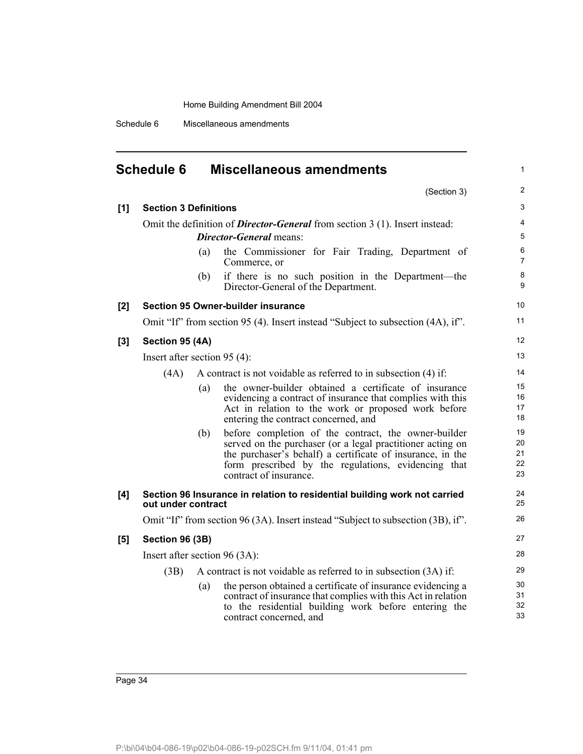## Schedule 6 Miscellaneous amendments

(Section 3)

**[1] Section 3 Definitions**

Omit the definition of ***Director-General*** from section 3 (1). Insert instead:

***Director-General*** means:

(a) the Commissioner for Fair Trading, Department of Commerce, or

(b) if there is no such position in the Department—the Director-General of the Department.

**[2] Section 95 Owner-builder insurance**

Omit "If" from section 95 (4). Insert instead "Subject to subsection (4A), if".

**[3] Section 95 (4A)**

Insert after section 95 (4):

(4A) A contract is not voidable as referred to in subsection (4) if:

(a) the owner-builder obtained a certificate of insurance evidencing a contract of insurance that complies with this Act in relation to the work or proposed work before entering the contract concerned, and

(b) before completion of the contract, the owner-builder served on the purchaser (or a legal practitioner acting on the purchaser's behalf) a certificate of insurance, in the form prescribed by the regulations, evidencing that contract of insurance.

**[4] Section 96 Insurance in relation to residential building work not carried out under contract**

Omit "If" from section 96 (3A). Insert instead "Subject to subsection (3B), if".

**[5] Section 96 (3B)**

Insert after section 96 (3A):

(3B) A contract is not voidable as referred to in subsection (3A) if:

(a) the person obtained a certificate of insurance evidencing a contract of insurance that complies with this Act in relation to the residential building work before entering the contract concerned, and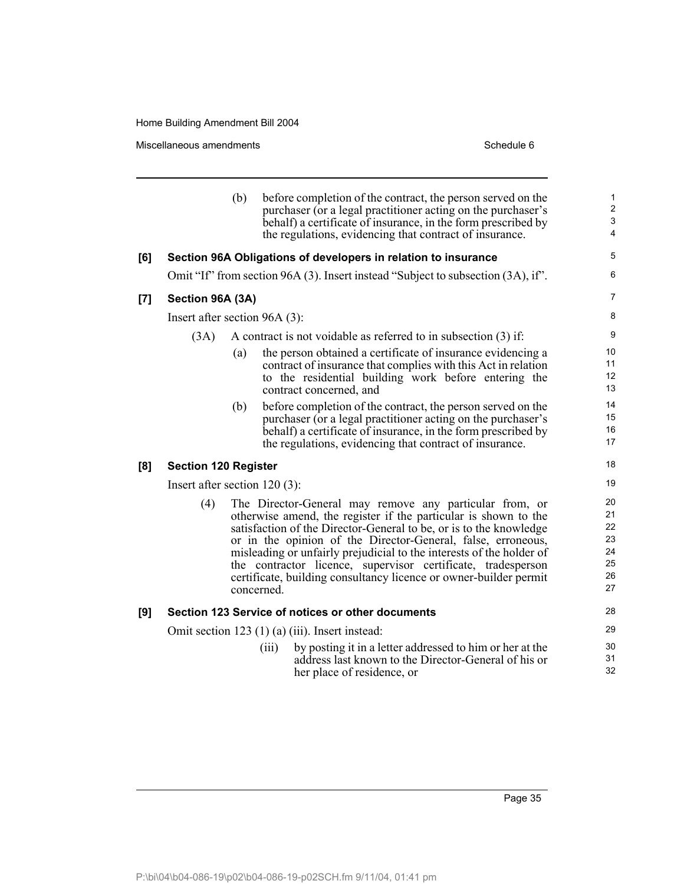(b) before completion of the contract, the person served on the purchaser (or a legal practitioner acting on the purchaser's behalf) a certificate of insurance, in the form prescribed by the regulations, evidencing that contract of insurance.

**[6] Section 96A Obligations of developers in relation to insurance**

Omit "If" from section 96A (3). Insert instead "Subject to subsection (3A), if".

**[7] Section 96A (3A)**

Insert after section 96A (3):

(3A) A contract is not voidable as referred to in subsection (3) if:

(a) the person obtained a certificate of insurance evidencing a contract of insurance that complies with this Act in relation to the residential building work before entering the contract concerned, and

(b) before completion of the contract, the person served on the purchaser (or a legal practitioner acting on the purchaser's behalf) a certificate of insurance, in the form prescribed by the regulations, evidencing that contract of insurance.

**[8] Section 120 Register**

Insert after section 120 (3):

(4) The Director-General may remove any particular from, or otherwise amend, the register if the particular is shown to the satisfaction of the Director-General to be, or is to the knowledge or in the opinion of the Director-General, false, erroneous, misleading or unfairly prejudicial to the interests of the holder of the contractor licence, supervisor certificate, tradesperson certificate, building consultancy licence or owner-builder permit concerned.

**[9] Section 123 Service of notices or other documents**

Omit section 123 (1) (a) (iii). Insert instead:

(iii) by posting it in a letter addressed to him or her at the address last known to the Director-General of his or her place of residence, or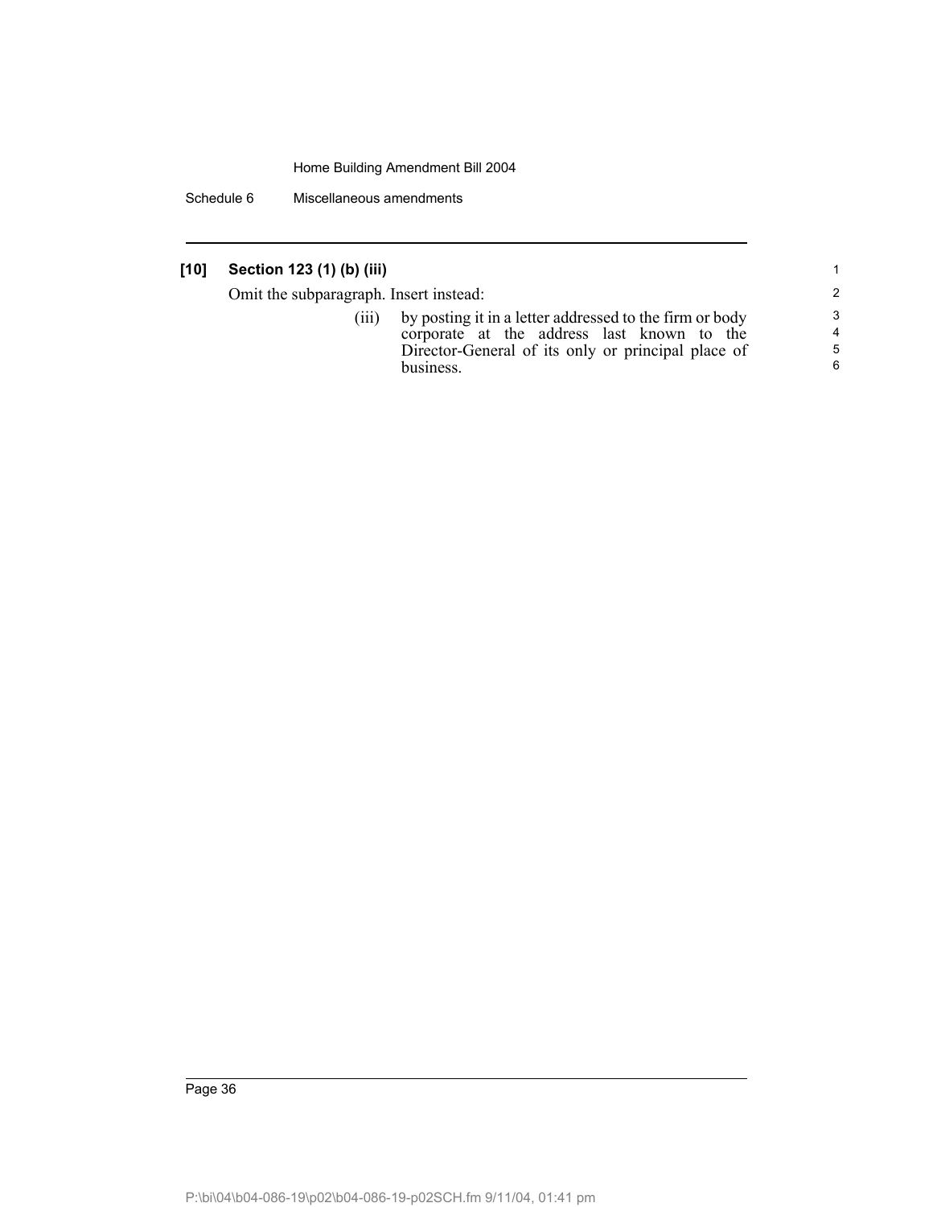**[10] Section 123 (1) (b) (iii)**

Omit the subparagraph. Insert instead:

(iii) by posting it in a letter addressed to the firm or body corporate at the address last known to the Director-General of its only or principal place of business.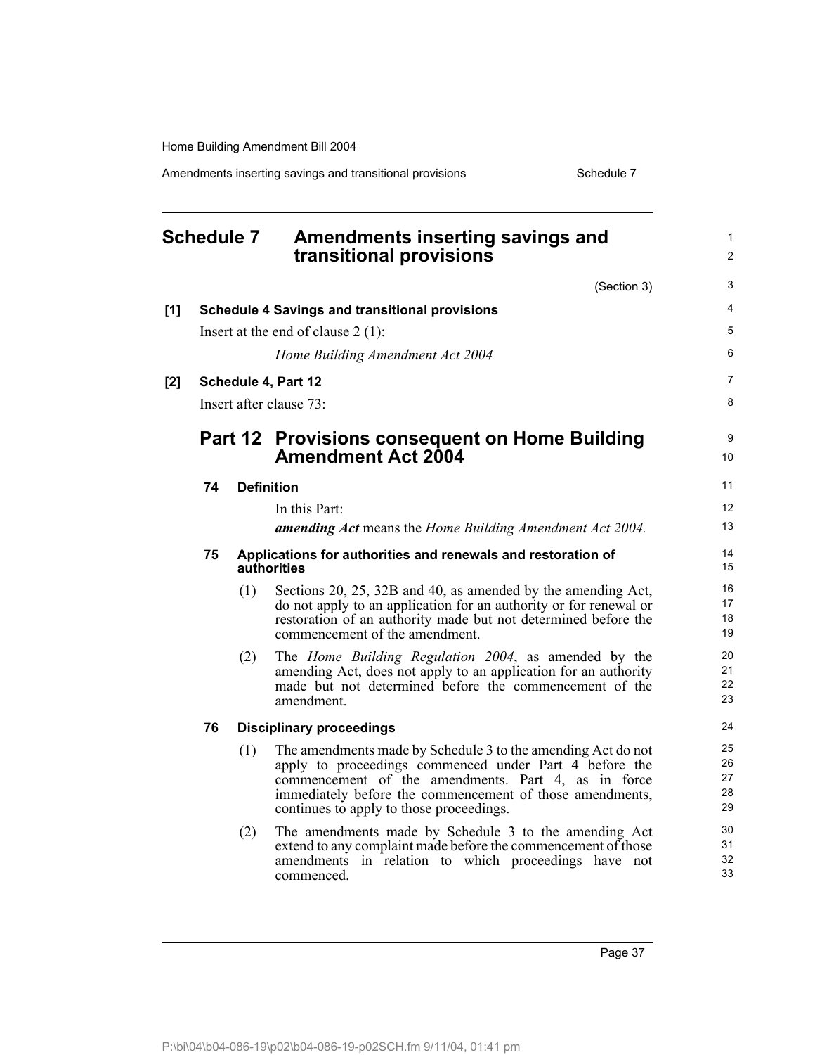# Schedule 7 Amendments inserting savings and transitional provisions

(Section 3)

**[1] Schedule 4 Savings and transitional provisions**

Insert at the end of clause 2 (1):

*Home Building Amendment Act 2004*

**[2] Schedule 4, Part 12**

Insert after clause 73:

## Part 12 Provisions consequent on Home Building Amendment Act 2004

**74 Definition**

In this Part:

***amending Act*** means the *Home Building Amendment Act 2004.*

**75 Applications for authorities and renewals and restoration of authorities**

(1) Sections 20, 25, 32B and 40, as amended by the amending Act, do not apply to an application for an authority or for renewal or restoration of an authority made but not determined before the commencement of the amendment.

(2) The *Home Building Regulation 2004*, as amended by the amending Act, does not apply to an application for an authority made but not determined before the commencement of the amendment.

**76 Disciplinary proceedings**

(1) The amendments made by Schedule 3 to the amending Act do not apply to proceedings commenced under Part 4 before the commencement of the amendments. Part 4, as in force immediately before the commencement of those amendments, continues to apply to those proceedings.

(2) The amendments made by Schedule 3 to the amending Act extend to any complaint made before the commencement of those amendments in relation to which proceedings have not commenced.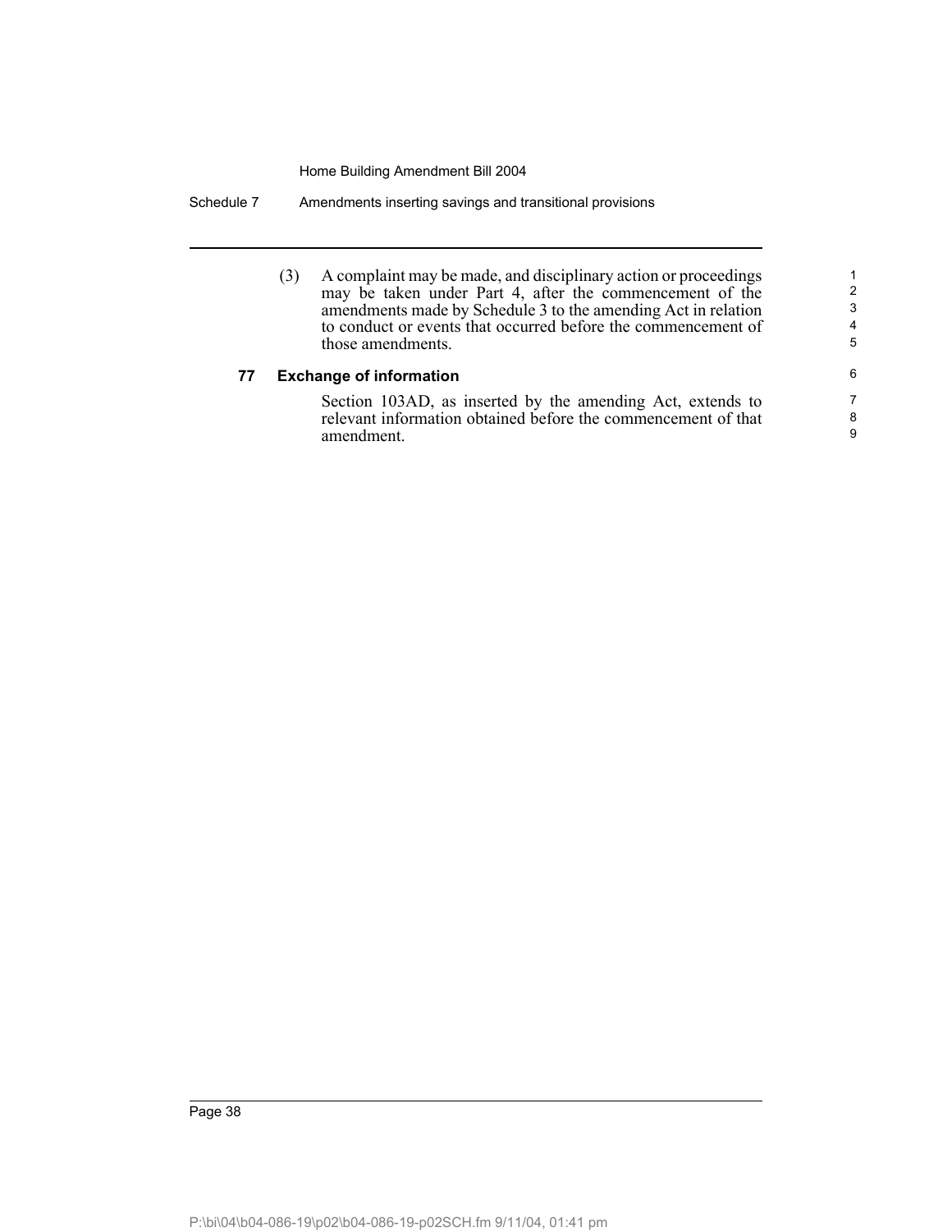(3) A complaint may be made, and disciplinary action or proceedings may be taken under Part 4, after the commencement of the amendments made by Schedule 3 to the amending Act in relation to conduct or events that occurred before the commencement of those amendments.

**77 Exchange of information**

Section 103AD, as inserted by the amending Act, extends to relevant information obtained before the commencement of that amendment.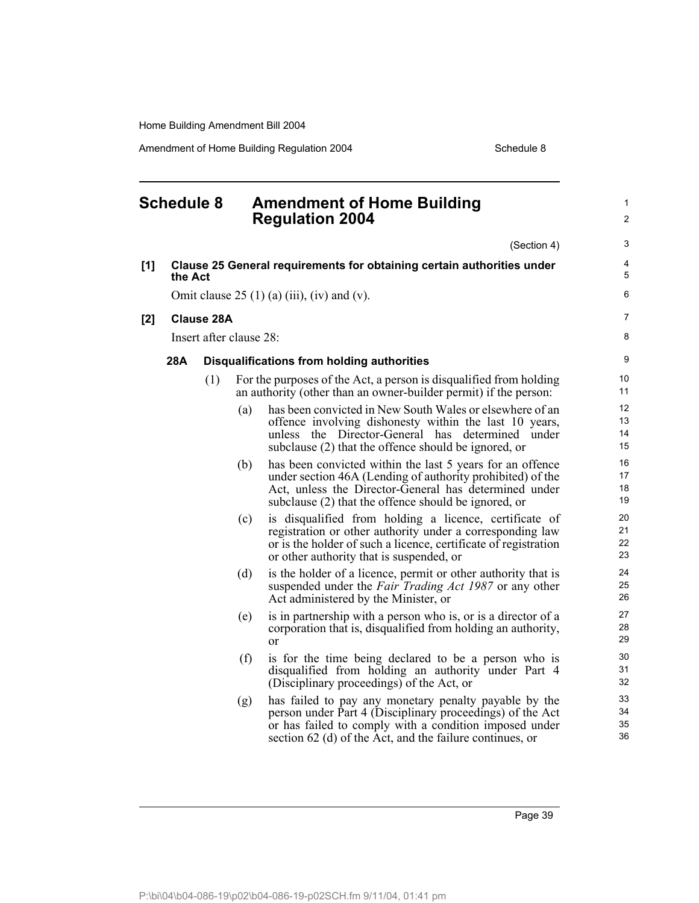# Schedule 8 Amendment of Home Building Regulation 2004

(Section 4)

**[1] Clause 25 General requirements for obtaining certain authorities under the Act**

Omit clause 25 (1) (a) (iii), (iv) and (v).

**[2] Clause 28A**

Insert after clause 28:

**28A Disqualifications from holding authorities**

(1) For the purposes of the Act, a person is disqualified from holding an authority (other than an owner-builder permit) if the person:

(a) has been convicted in New South Wales or elsewhere of an offence involving dishonesty within the last 10 years, unless the Director-General has determined under subclause (2) that the offence should be ignored, or

(b) has been convicted within the last 5 years for an offence under section 46A (Lending of authority prohibited) of the Act, unless the Director-General has determined under subclause (2) that the offence should be ignored, or

(c) is disqualified from holding a licence, certificate of registration or other authority under a corresponding law or is the holder of such a licence, certificate of registration or other authority that is suspended, or

(d) is the holder of a licence, permit or other authority that is suspended under the *Fair Trading Act 1987* or any other Act administered by the Minister, or

(e) is in partnership with a person who is, or is a director of a corporation that is, disqualified from holding an authority, or

(f) is for the time being declared to be a person who is disqualified from holding an authority under Part 4 (Disciplinary proceedings) of the Act, or

(g) has failed to pay any monetary penalty payable by the person under Part 4 (Disciplinary proceedings) of the Act or has failed to comply with a condition imposed under section 62 (d) of the Act, and the failure continues, or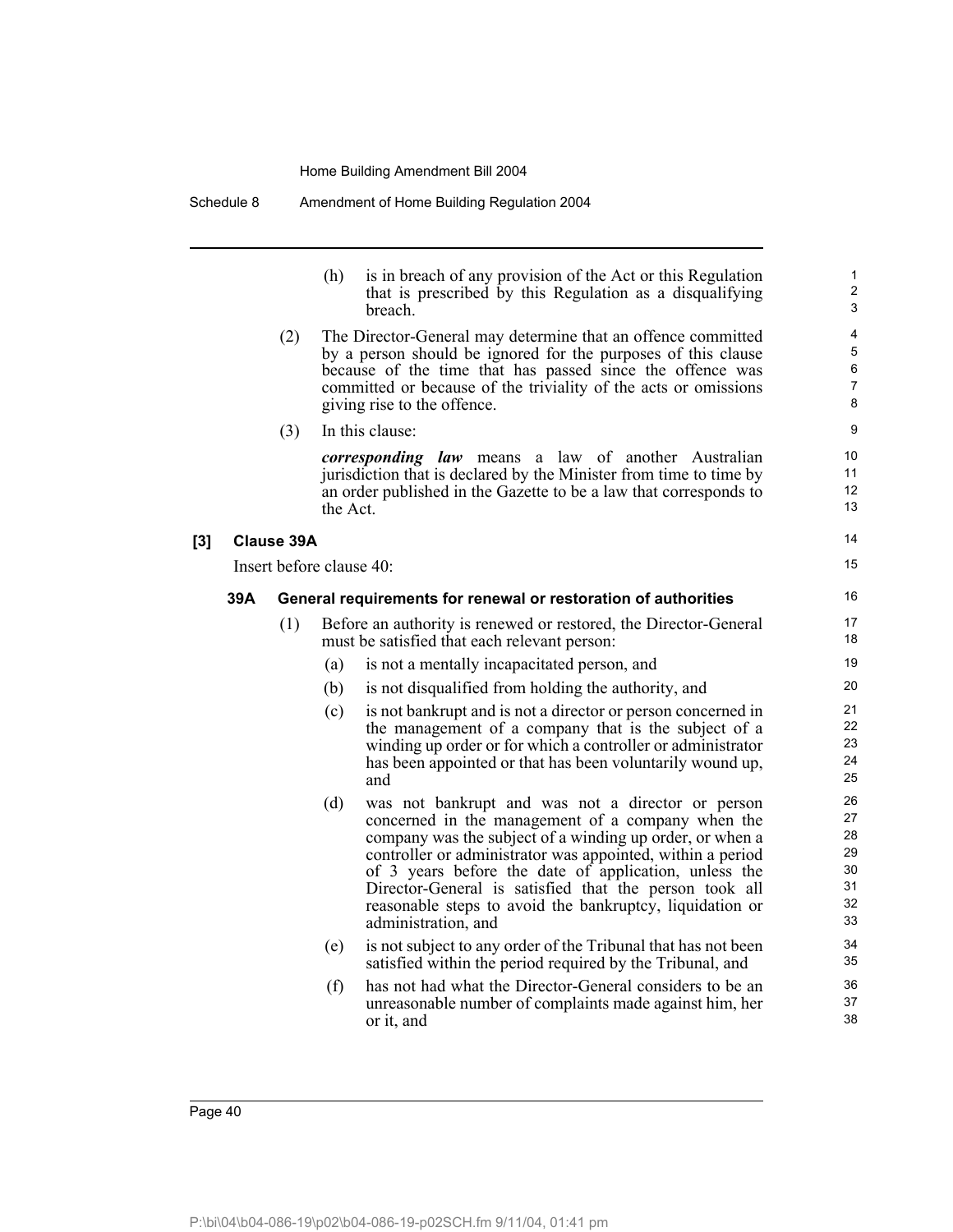(h) is in breach of any provision of the Act or this Regulation that is prescribed by this Regulation as a disqualifying breach.

(2) The Director-General may determine that an offence committed by a person should be ignored for the purposes of this clause because of the time that has passed since the offence was committed or because of the triviality of the acts or omissions giving rise to the offence.

(3) In this clause:

***corresponding law*** means a law of another Australian jurisdiction that is declared by the Minister from time to time by an order published in the Gazette to be a law that corresponds to the Act.

**[3] Clause 39A**

Insert before clause 40:

**39A General requirements for renewal or restoration of authorities**

(1) Before an authority is renewed or restored, the Director-General must be satisfied that each relevant person:

(a) is not a mentally incapacitated person, and

(b) is not disqualified from holding the authority, and

(c) is not bankrupt and is not a director or person concerned in the management of a company that is the subject of a winding up order or for which a controller or administrator has been appointed or that has been voluntarily wound up, and

(d) was not bankrupt and was not a director or person concerned in the management of a company when the company was the subject of a winding up order, or when a controller or administrator was appointed, within a period of 3 years before the date of application, unless the Director-General is satisfied that the person took all reasonable steps to avoid the bankruptcy, liquidation or administration, and

(e) is not subject to any order of the Tribunal that has not been satisfied within the period required by the Tribunal, and

(f) has not had what the Director-General considers to be an unreasonable number of complaints made against him, her or it, and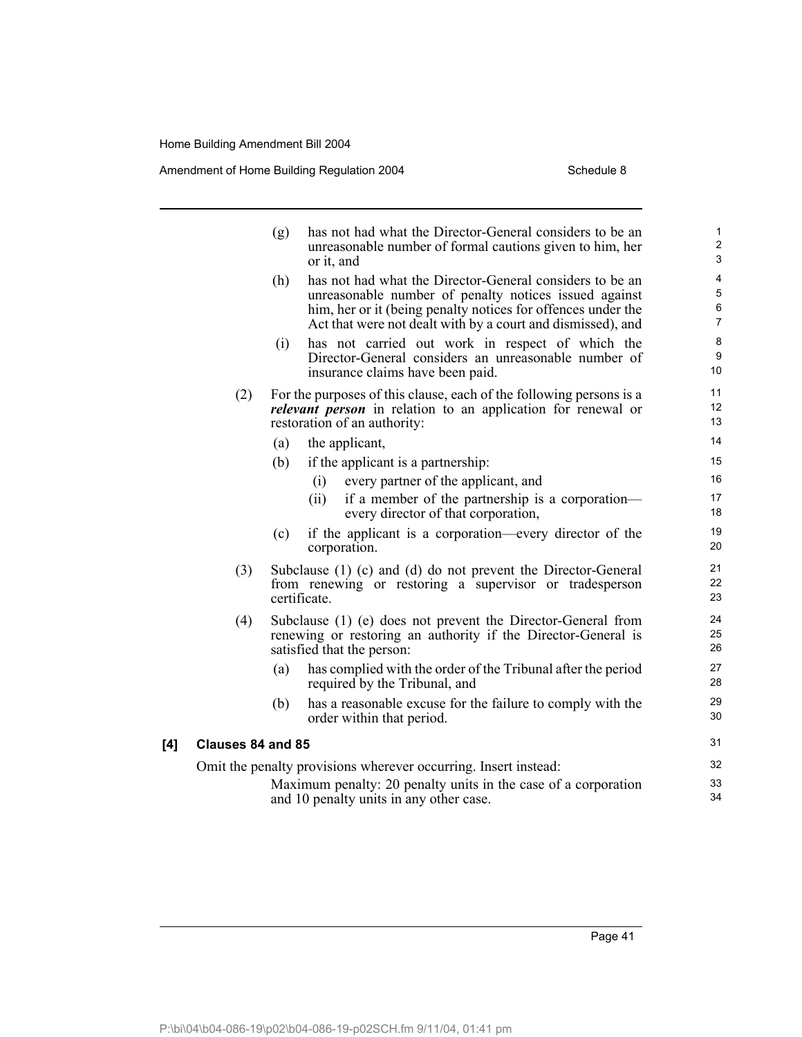(g) has not had what the Director-General considers to be an unreasonable number of formal cautions given to him, her or it, and

(h) has not had what the Director-General considers to be an unreasonable number of penalty notices issued against him, her or it (being penalty notices for offences under the Act that were not dealt with by a court and dismissed), and

(i) has not carried out work in respect of which the Director-General considers an unreasonable number of insurance claims have been paid.

(2) For the purposes of this clause, each of the following persons is a ***relevant person*** in relation to an application for renewal or restoration of an authority:

(a) the applicant,

(b) if the applicant is a partnership:

(i) every partner of the applicant, and

(ii) if a member of the partnership is a corporation—every director of that corporation,

(c) if the applicant is a corporation—every director of the corporation.

(3) Subclause (1) (c) and (d) do not prevent the Director-General from renewing or restoring a supervisor or tradesperson certificate.

(4) Subclause (1) (e) does not prevent the Director-General from renewing or restoring an authority if the Director-General is satisfied that the person:

(a) has complied with the order of the Tribunal after the period required by the Tribunal, and

(b) has a reasonable excuse for the failure to comply with the order within that period.

**[4] Clauses 84 and 85**

Omit the penalty provisions wherever occurring. Insert instead:

Maximum penalty: 20 penalty units in the case of a corporation and 10 penalty units in any other case.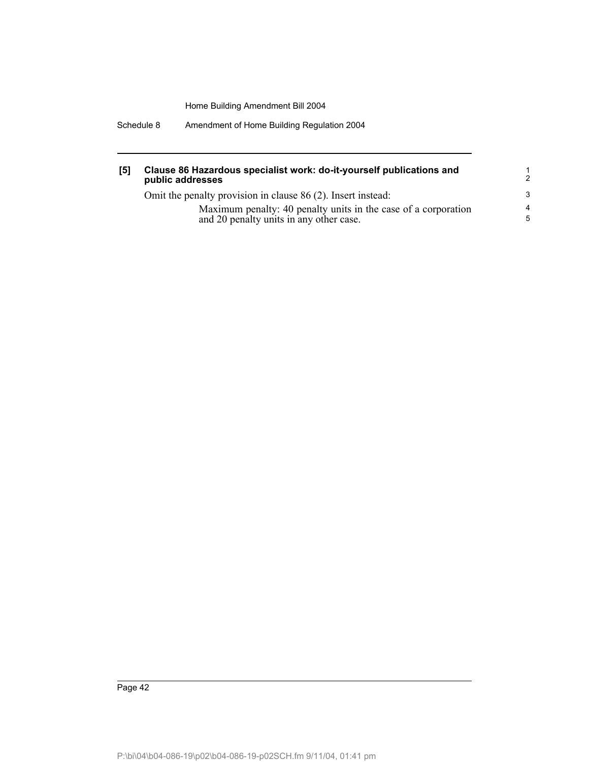**[5] Clause 86 Hazardous specialist work: do-it-yourself publications and public addresses**

Omit the penalty provision in clause 86 (2). Insert instead:

> Maximum penalty: 40 penalty units in the case of a corporation and 20 penalty units in any other case.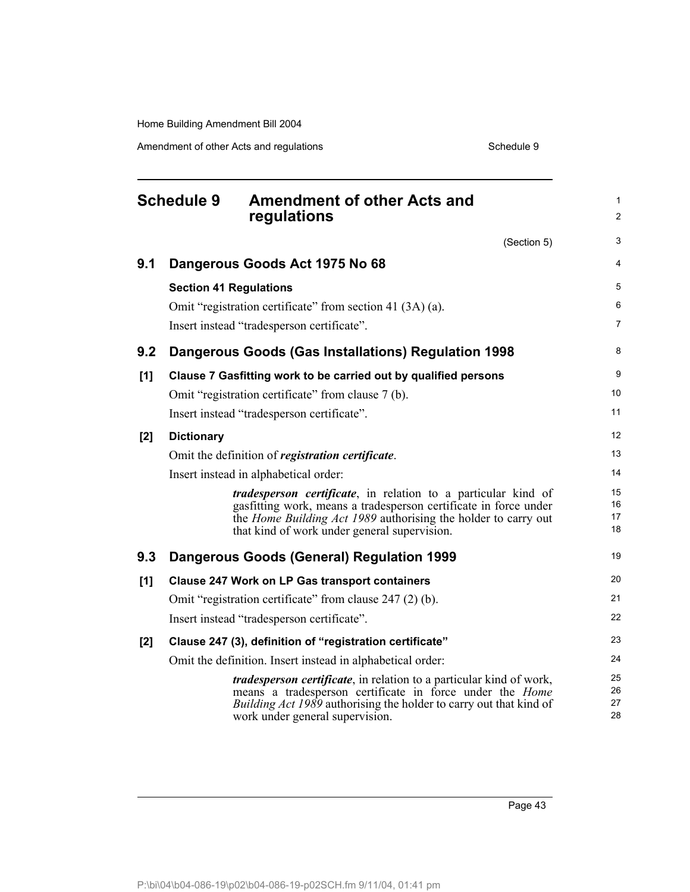# Schedule 9 Amendment of other Acts and regulations

(Section 5)

## 9.1 Dangerous Goods Act 1975 No 68

**Section 41 Regulations**

Omit "registration certificate" from section 41 (3A) (a).

Insert instead "tradesperson certificate".

## 9.2 Dangerous Goods (Gas Installations) Regulation 1998

**[1] Clause 7 Gasfitting work to be carried out by qualified persons**

Omit "registration certificate" from clause 7 (b).

Insert instead "tradesperson certificate".

**[2] Dictionary**

Omit the definition of ***registration certificate***.

Insert instead in alphabetical order:

> ***tradesperson certificate***, in relation to a particular kind of gasfitting work, means a tradesperson certificate in force under the *Home Building Act 1989* authorising the holder to carry out that kind of work under general supervision.

## 9.3 Dangerous Goods (General) Regulation 1999

**[1] Clause 247 Work on LP Gas transport containers**

Omit "registration certificate" from clause 247 (2) (b).

Insert instead "tradesperson certificate".

**[2] Clause 247 (3), definition of "registration certificate"**

Omit the definition. Insert instead in alphabetical order:

> ***tradesperson certificate***, in relation to a particular kind of work, means a tradesperson certificate in force under the *Home Building Act 1989* authorising the holder to carry out that kind of work under general supervision.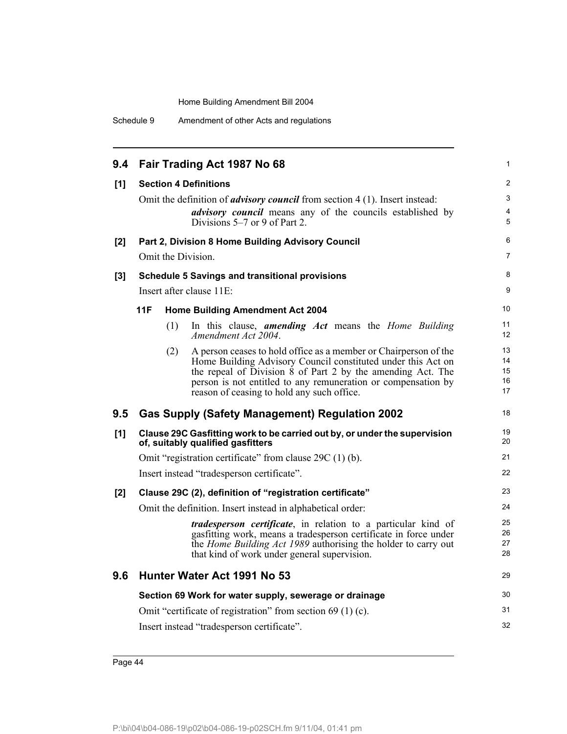## 9.4 Fair Trading Act 1987 No 68

**[1] Section 4 Definitions**

Omit the definition of ***advisory council*** from section 4 (1). Insert instead:

> ***advisory council*** means any of the councils established by Divisions 5–7 or 9 of Part 2.

**[2] Part 2, Division 8 Home Building Advisory Council**

Omit the Division.

**[3] Schedule 5 Savings and transitional provisions**

Insert after clause 11E:

**11F Home Building Amendment Act 2004**

(1) In this clause, ***amending Act*** means the *Home Building Amendment Act 2004*.

(2) A person ceases to hold office as a member or Chairperson of the Home Building Advisory Council constituted under this Act on the repeal of Division 8 of Part 2 by the amending Act. The person is not entitled to any remuneration or compensation by reason of ceasing to hold any such office.

## 9.5 Gas Supply (Safety Management) Regulation 2002

**[1] Clause 29C Gasfitting work to be carried out by, or under the supervision of, suitably qualified gasfitters**

Omit "registration certificate" from clause 29C (1) (b).

Insert instead "tradesperson certificate".

**[2] Clause 29C (2), definition of "registration certificate"**

Omit the definition. Insert instead in alphabetical order:

> ***tradesperson certificate***, in relation to a particular kind of gasfitting work, means a tradesperson certificate in force under the *Home Building Act 1989* authorising the holder to carry out that kind of work under general supervision.

## 9.6 Hunter Water Act 1991 No 53

**Section 69 Work for water supply, sewerage or drainage**

Omit "certificate of registration" from section 69 (1) (c).

Insert instead "tradesperson certificate".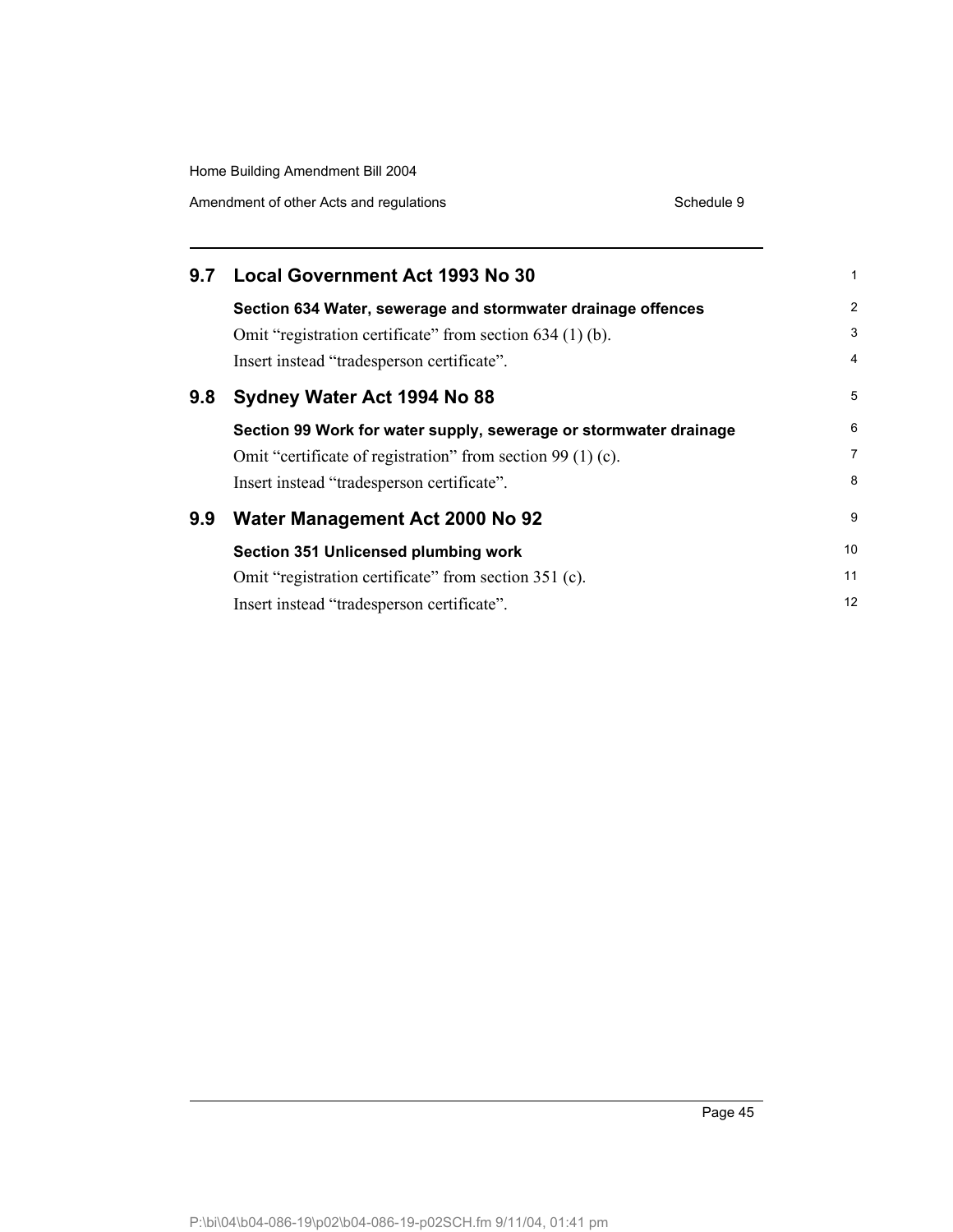## 9.7 Local Government Act 1993 No 30

**Section 634 Water, sewerage and stormwater drainage offences**

Omit "registration certificate" from section 634 (1) (b).

Insert instead "tradesperson certificate".

## 9.8 Sydney Water Act 1994 No 88

**Section 99 Work for water supply, sewerage or stormwater drainage**

Omit "certificate of registration" from section 99 (1) (c).

Insert instead "tradesperson certificate".

## 9.9 Water Management Act 2000 No 92

**Section 351 Unlicensed plumbing work**

Omit "registration certificate" from section 351 (c).

Insert instead "tradesperson certificate".